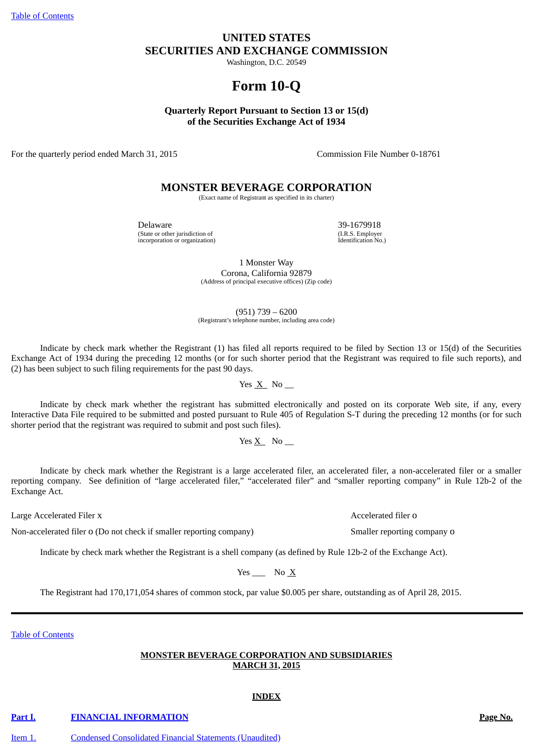Table of Contents

# UNITED STATES
# SECURITIES AND EXCHANGE COMMISSION

Washington, D.C. 20549

# Form 10-Q

**Quarterly Report Pursuant to Section 13 or 15(d)**
**of the Securities Exchange Act of 1934**

For the quarterly period ended March 31, 2015 Commission File Number 0-18761

## MONSTER BEVERAGE CORPORATION

(Exact name of Registrant as specified in its charter)

| Delaware | 39-1679918 |
|---|---|
| (State or other jurisdiction of incorporation or organization) | (I.R.S. Employer Identification No.) |

1 Monster Way
Corona, California 92879
(Address of principal executive offices) (Zip code)

(951) 739 – 6200
(Registrant's telephone number, including area code)

Indicate by check mark whether the Registrant (1) has filed all reports required to be filed by Section 13 or 15(d) of the Securities Exchange Act of 1934 during the preceding 12 months (or for such shorter period that the Registrant was required to file such reports), and (2) has been subject to such filing requirements for the past 90 days.

Yes X No __

Indicate by check mark whether the registrant has submitted electronically and posted on its corporate Web site, if any, every Interactive Data File required to be submitted and posted pursuant to Rule 405 of Regulation S-T during the preceding 12 months (or for such shorter period that the registrant was required to submit and post such files).

Yes X No __

Indicate by check mark whether the Registrant is a large accelerated filer, an accelerated filer, a non-accelerated filer or a smaller reporting company. See definition of "large accelerated filer," "accelerated filer" and "smaller reporting company" in Rule 12b-2 of the Exchange Act.

Large Accelerated Filer x Accelerated filer o

Non-accelerated filer o (Do not check if smaller reporting company) Smaller reporting company o

Indicate by check mark whether the Registrant is a shell company (as defined by Rule 12b-2 of the Exchange Act).

Yes ___ No X

The Registrant had 170,171,054 shares of common stock, par value $0.005 per share, outstanding as of April 28, 2015.

---

Table of Contents

**MONSTER BEVERAGE CORPORATION AND SUBSIDIARIES**
**MARCH 31, 2015**

**INDEX**

| | | |
|---|---|---|
| **Part I.** | **FINANCIAL INFORMATION** | **Page No.** |
| Item 1. | Condensed Consolidated Financial Statements (Unaudited) | |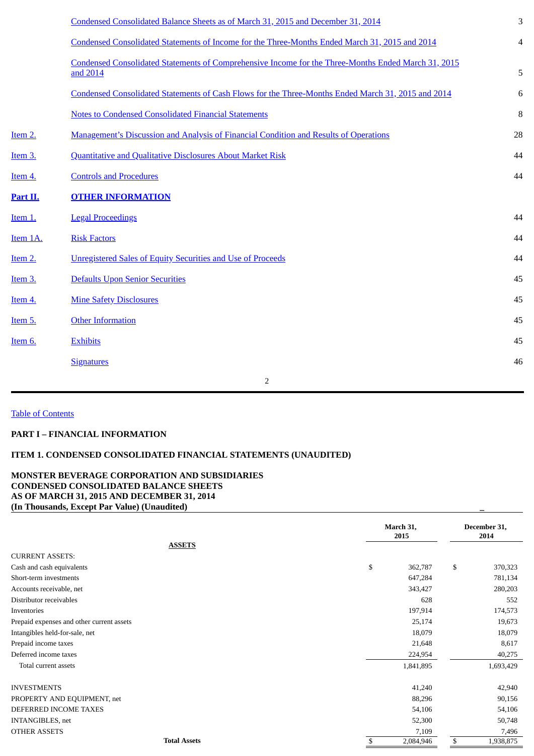| | | |
|---|---|---|
| | Condensed Consolidated Balance Sheets as of March 31, 2015 and December 31, 2014 | 3 |
| | Condensed Consolidated Statements of Income for the Three-Months Ended March 31, 2015 and 2014 | 4 |
| | Condensed Consolidated Statements of Comprehensive Income for the Three-Months Ended March 31, 2015 and 2014 | 5 |
| | Condensed Consolidated Statements of Cash Flows for the Three-Months Ended March 31, 2015 and 2014 | 6 |
| | Notes to Condensed Consolidated Financial Statements | 8 |
| Item 2. | Management's Discussion and Analysis of Financial Condition and Results of Operations | 28 |
| Item 3. | Quantitative and Qualitative Disclosures About Market Risk | 44 |
| Item 4. | Controls and Procedures | 44 |
| **Part II.** | **OTHER INFORMATION** | |
| Item 1. | Legal Proceedings | 44 |
| Item 1A. | Risk Factors | 44 |
| Item 2. | Unregistered Sales of Equity Securities and Use of Proceeds | 44 |
| Item 3. | Defaults Upon Senior Securities | 45 |
| Item 4. | Mine Safety Disclosures | 45 |
| Item 5. | Other Information | 45 |
| Item 6. | Exhibits | 45 |
| | Signatures | 46 |

Table of Contents

## PART I – FINANCIAL INFORMATION

## ITEM 1. CONDENSED CONSOLIDATED FINANCIAL STATEMENTS (UNAUDITED)

**MONSTER BEVERAGE CORPORATION AND SUBSIDIARIES**
**CONDENSED CONSOLIDATED BALANCE SHEETS**
**AS OF MARCH 31, 2015 AND DECEMBER 31, 2014**
**(In Thousands, Except Par Value) (Unaudited)**

| **ASSETS** | **March 31, 2015** | **December 31, 2014** |
|---|---|---|
| CURRENT ASSETS: | | |
| Cash and cash equivalents | $ 362,787 | $ 370,323 |
| Short-term investments | 647,284 | 781,134 |
| Accounts receivable, net | 343,427 | 280,203 |
| Distributor receivables | 628 | 552 |
| Inventories | 197,914 | 174,573 |
| Prepaid expenses and other current assets | 25,174 | 19,673 |
| Intangibles held-for-sale, net | 18,079 | 18,079 |
| Prepaid income taxes | 21,648 | 8,617 |
| Deferred income taxes | 224,954 | 40,275 |
| Total current assets | 1,841,895 | 1,693,429 |
| | | |
| INVESTMENTS | 41,240 | 42,940 |
| PROPERTY AND EQUIPMENT, net | 88,296 | 90,156 |
| DEFERRED INCOME TAXES | 54,106 | 54,106 |
| INTANGIBLES, net | 52,300 | 50,748 |
| OTHER ASSETS | 7,109 | 7,496 |
| **Total Assets** | $ 2,084,946 | $ 1,938,875 |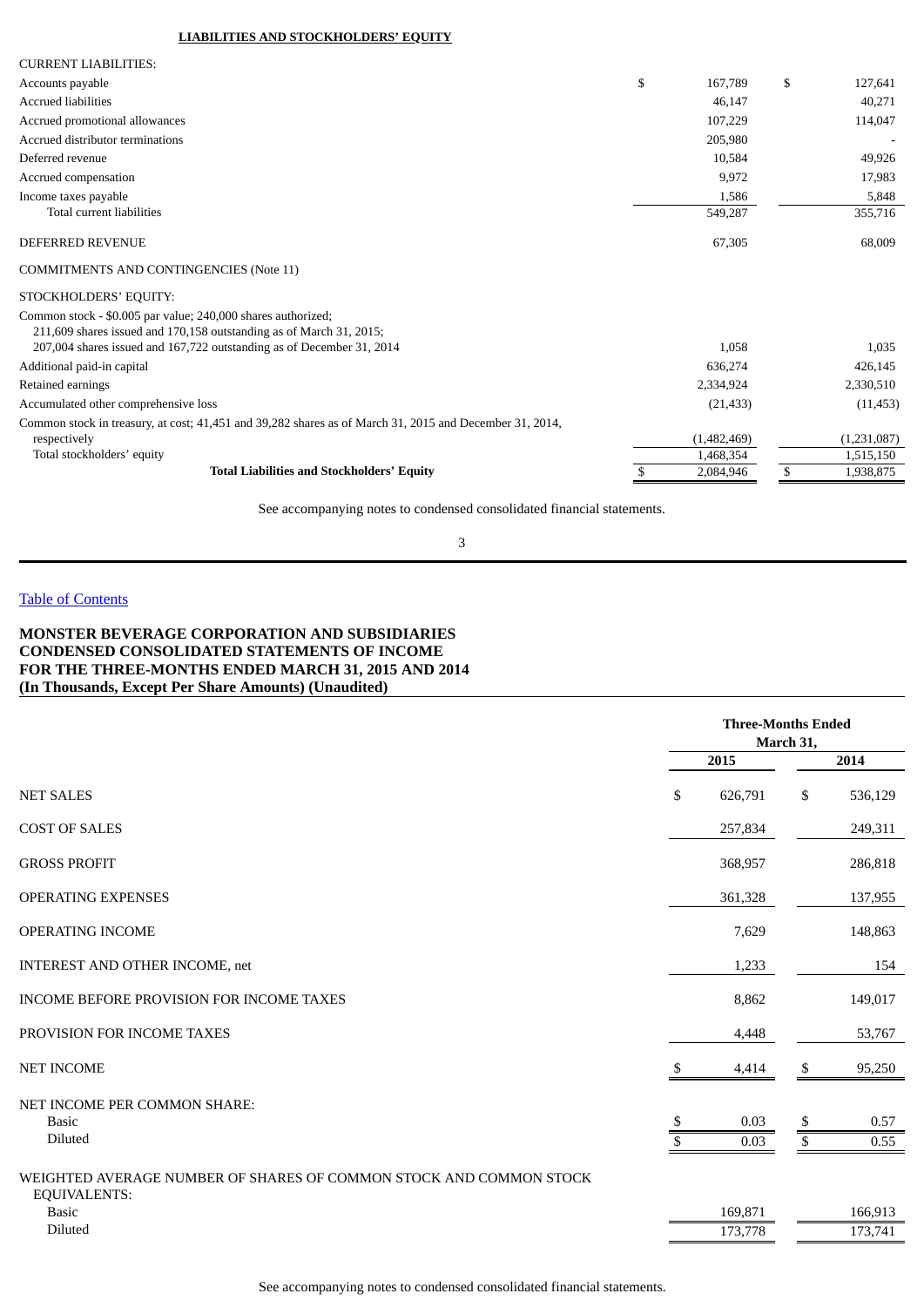**LIABILITIES AND STOCKHOLDERS' EQUITY**

| | March 31, 2015 | December 31, 2014 |
|---|---|---|
| CURRENT LIABILITIES: | | |
| Accounts payable | $ 167,789 | $ 127,641 |
| Accrued liabilities | 46,147 | 40,271 |
| Accrued promotional allowances | 107,229 | 114,047 |
| Accrued distributor terminations | 205,980 | - |
| Deferred revenue | 10,584 | 49,926 |
| Accrued compensation | 9,972 | 17,983 |
| Income taxes payable | 1,586 | 5,848 |
| Total current liabilities | 549,287 | 355,716 |
| DEFERRED REVENUE | 67,305 | 68,009 |
| COMMITMENTS AND CONTINGENCIES (Note 11) | | |
| STOCKHOLDERS' EQUITY: | | |
| Common stock - $0.005 par value; 240,000 shares authorized; 211,609 shares issued and 170,158 outstanding as of March 31, 2015; 207,004 shares issued and 167,722 outstanding as of December 31, 2014 | 1,058 | 1,035 |
| Additional paid-in capital | 636,274 | 426,145 |
| Retained earnings | 2,334,924 | 2,330,510 |
| Accumulated other comprehensive loss | (21,433) | (11,453) |
| Common stock in treasury, at cost; 41,451 and 39,282 shares as of March 31, 2015 and December 31, 2014, respectively | (1,482,469) | (1,231,087) |
| Total stockholders' equity | 1,468,354 | 1,515,150 |
| **Total Liabilities and Stockholders' Equity** | $ 2,084,946 | $ 1,938,875 |

See accompanying notes to condensed consolidated financial statements.

[Table of Contents](#)

**MONSTER BEVERAGE CORPORATION AND SUBSIDIARIES**
**CONDENSED CONSOLIDATED STATEMENTS OF INCOME**
**FOR THE THREE-MONTHS ENDED MARCH 31, 2015 AND 2014**
**(In Thousands, Except Per Share Amounts) (Unaudited)**

| | Three-Months Ended March 31, | |
|---|---|---|
| | 2015 | 2014 |
| NET SALES | $ 626,791 | $ 536,129 |
| COST OF SALES | 257,834 | 249,311 |
| GROSS PROFIT | 368,957 | 286,818 |
| OPERATING EXPENSES | 361,328 | 137,955 |
| OPERATING INCOME | 7,629 | 148,863 |
| INTEREST AND OTHER INCOME, net | 1,233 | 154 |
| INCOME BEFORE PROVISION FOR INCOME TAXES | 8,862 | 149,017 |
| PROVISION FOR INCOME TAXES | 4,448 | 53,767 |
| NET INCOME | $ 4,414 | $ 95,250 |
| NET INCOME PER COMMON SHARE: | | |
| Basic | $ 0.03 | $ 0.57 |
| Diluted | $ 0.03 | $ 0.55 |
| WEIGHTED AVERAGE NUMBER OF SHARES OF COMMON STOCK AND COMMON STOCK EQUIVALENTS: | | |
| Basic | 169,871 | 166,913 |
| Diluted | 173,778 | 173,741 |

See accompanying notes to condensed consolidated financial statements.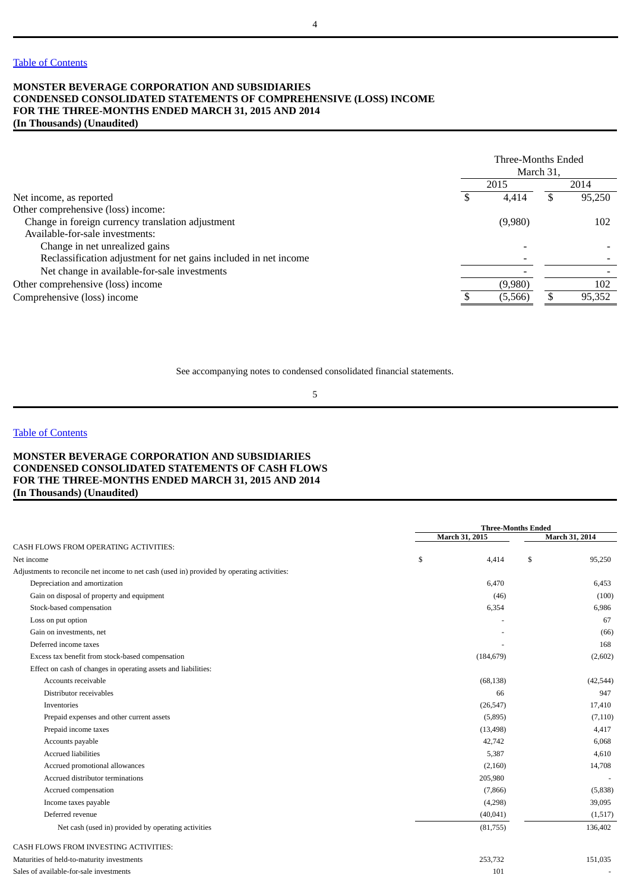[Table of Contents](#)

**MONSTER BEVERAGE CORPORATION AND SUBSIDIARIES**
**CONDENSED CONSOLIDATED STATEMENTS OF COMPREHENSIVE (LOSS) INCOME**
**FOR THE THREE-MONTHS ENDED MARCH 31, 2015 AND 2014**
**(In Thousands) (Unaudited)**

| | Three-Months Ended March 31, | |
|---|---|---|
| | 2015 | 2014 |
| Net income, as reported | $ 4,414 | $ 95,250 |
| Other comprehensive (loss) income: | | |
| Change in foreign currency translation adjustment | (9,980) | 102 |
| Available-for-sale investments: | | |
| Change in net unrealized gains | - | - |
| Reclassification adjustment for net gains included in net income | - | - |
| Net change in available-for-sale investments | - | - |
| Other comprehensive (loss) income | (9,980) | 102 |
| Comprehensive (loss) income | $ (5,566) | $ 95,352 |

See accompanying notes to condensed consolidated financial statements.

[Table of Contents](#)

**MONSTER BEVERAGE CORPORATION AND SUBSIDIARIES**
**CONDENSED CONSOLIDATED STATEMENTS OF CASH FLOWS**
**FOR THE THREE-MONTHS ENDED MARCH 31, 2015 AND 2014**
**(In Thousands) (Unaudited)**

| | Three-Months Ended | |
|---|---|---|
| | March 31, 2015 | March 31, 2014 |
| CASH FLOWS FROM OPERATING ACTIVITIES: | | |
| Net income | $ 4,414 | $ 95,250 |
| Adjustments to reconcile net income to net cash (used in) provided by operating activities: | | |
| Depreciation and amortization | 6,470 | 6,453 |
| Gain on disposal of property and equipment | (46) | (100) |
| Stock-based compensation | 6,354 | 6,986 |
| Loss on put option | - | 67 |
| Gain on investments, net | - | (66) |
| Deferred income taxes | - | 168 |
| Excess tax benefit from stock-based compensation | (184,679) | (2,602) |
| Effect on cash of changes in operating assets and liabilities: | | |
| Accounts receivable | (68,138) | (42,544) |
| Distributor receivables | 66 | 947 |
| Inventories | (26,547) | 17,410 |
| Prepaid expenses and other current assets | (5,895) | (7,110) |
| Prepaid income taxes | (13,498) | 4,417 |
| Accounts payable | 42,742 | 6,068 |
| Accrued liabilities | 5,387 | 4,610 |
| Accrued promotional allowances | (2,160) | 14,708 |
| Accrued distributor terminations | 205,980 | - |
| Accrued compensation | (7,866) | (5,838) |
| Income taxes payable | (4,298) | 39,095 |
| Deferred revenue | (40,041) | (1,517) |
| Net cash (used in) provided by operating activities | (81,755) | 136,402 |
| CASH FLOWS FROM INVESTING ACTIVITIES: | | |
| Maturities of held-to-maturity investments | 253,732 | 151,035 |
| Sales of available-for-sale investments | 101 | - |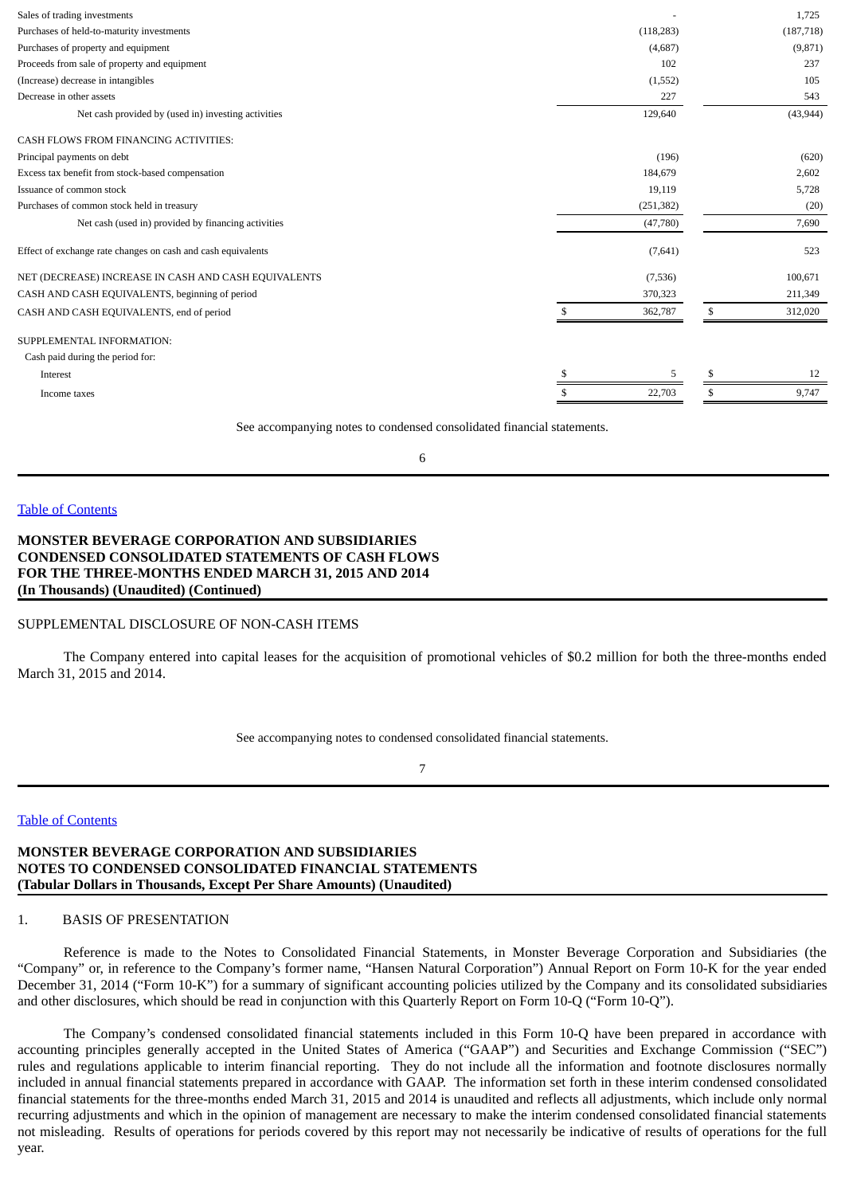| | 2015 | 2014 |
|---|---|---|
| Sales of trading investments | - | 1,725 |
| Purchases of held-to-maturity investments | (118,283) | (187,718) |
| Purchases of property and equipment | (4,687) | (9,871) |
| Proceeds from sale of property and equipment | 102 | 237 |
| (Increase) decrease in intangibles | (1,552) | 105 |
| Decrease in other assets | 227 | 543 |
| Net cash provided by (used in) investing activities | 129,640 | (43,944) |
| CASH FLOWS FROM FINANCING ACTIVITIES: | | |
| Principal payments on debt | (196) | (620) |
| Excess tax benefit from stock-based compensation | 184,679 | 2,602 |
| Issuance of common stock | 19,119 | 5,728 |
| Purchases of common stock held in treasury | (251,382) | (20) |
| Net cash (used in) provided by financing activities | (47,780) | 7,690 |
| Effect of exchange rate changes on cash and cash equivalents | (7,641) | 523 |
| NET (DECREASE) INCREASE IN CASH AND CASH EQUIVALENTS | (7,536) | 100,671 |
| CASH AND CASH EQUIVALENTS, beginning of period | 370,323 | 211,349 |
| CASH AND CASH EQUIVALENTS, end of period | $ 362,787 | $ 312,020 |
| SUPPLEMENTAL INFORMATION: | | |
| Cash paid during the period for: | | |
| Interest | $ 5 | $ 12 |
| Income taxes | $ 22,703 | $ 9,747 |

See accompanying notes to condensed consolidated financial statements.

## MONSTER BEVERAGE CORPORATION AND SUBSIDIARIES
## CONDENSED CONSOLIDATED STATEMENTS OF CASH FLOWS
## FOR THE THREE-MONTHS ENDED MARCH 31, 2015 AND 2014
## (In Thousands) (Unaudited) (Continued)

SUPPLEMENTAL DISCLOSURE OF NON-CASH ITEMS

The Company entered into capital leases for the acquisition of promotional vehicles of $0.2 million for both the three-months ended March 31, 2015 and 2014.

See accompanying notes to condensed consolidated financial statements.

## MONSTER BEVERAGE CORPORATION AND SUBSIDIARIES
## NOTES TO CONDENSED CONSOLIDATED FINANCIAL STATEMENTS
## (Tabular Dollars in Thousands, Except Per Share Amounts) (Unaudited)

1. BASIS OF PRESENTATION

Reference is made to the Notes to Consolidated Financial Statements, in Monster Beverage Corporation and Subsidiaries (the "Company" or, in reference to the Company's former name, "Hansen Natural Corporation") Annual Report on Form 10-K for the year ended December 31, 2014 ("Form 10-K") for a summary of significant accounting policies utilized by the Company and its consolidated subsidiaries and other disclosures, which should be read in conjunction with this Quarterly Report on Form 10-Q ("Form 10-Q").

The Company's condensed consolidated financial statements included in this Form 10-Q have been prepared in accordance with accounting principles generally accepted in the United States of America ("GAAP") and Securities and Exchange Commission ("SEC") rules and regulations applicable to interim financial reporting. They do not include all the information and footnote disclosures normally included in annual financial statements prepared in accordance with GAAP. The information set forth in these interim condensed consolidated financial statements for the three-months ended March 31, 2015 and 2014 is unaudited and reflects all adjustments, which include only normal recurring adjustments and which in the opinion of management are necessary to make the interim condensed consolidated financial statements not misleading. Results of operations for periods covered by this report may not necessarily be indicative of results of operations for the full year.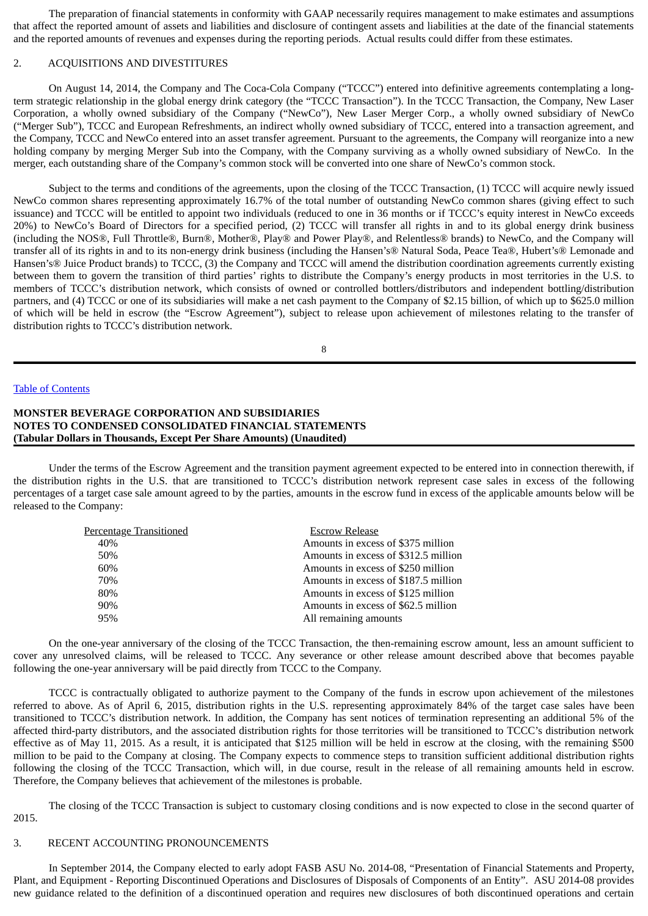The preparation of financial statements in conformity with GAAP necessarily requires management to make estimates and assumptions that affect the reported amount of assets and liabilities and disclosure of contingent assets and liabilities at the date of the financial statements and the reported amounts of revenues and expenses during the reporting periods. Actual results could differ from these estimates.

## 2. ACQUISITIONS AND DIVESTITURES

On August 14, 2014, the Company and The Coca-Cola Company ("TCCC") entered into definitive agreements contemplating a long-term strategic relationship in the global energy drink category (the "TCCC Transaction"). In the TCCC Transaction, the Company, New Laser Corporation, a wholly owned subsidiary of the Company ("NewCo"), New Laser Merger Corp., a wholly owned subsidiary of NewCo ("Merger Sub"), TCCC and European Refreshments, an indirect wholly owned subsidiary of TCCC, entered into a transaction agreement, and the Company, TCCC and NewCo entered into an asset transfer agreement. Pursuant to the agreements, the Company will reorganize into a new holding company by merging Merger Sub into the Company, with the Company surviving as a wholly owned subsidiary of NewCo. In the merger, each outstanding share of the Company's common stock will be converted into one share of NewCo's common stock.

Subject to the terms and conditions of the agreements, upon the closing of the TCCC Transaction, (1) TCCC will acquire newly issued NewCo common shares representing approximately 16.7% of the total number of outstanding NewCo common shares (giving effect to such issuance) and TCCC will be entitled to appoint two individuals (reduced to one in 36 months or if TCCC's equity interest in NewCo exceeds 20%) to NewCo's Board of Directors for a specified period, (2) TCCC will transfer all rights in and to its global energy drink business (including the NOS®, Full Throttle®, Burn®, Mother®, Play® and Power Play®, and Relentless® brands) to NewCo, and the Company will transfer all of its rights in and to its non-energy drink business (including the Hansen's® Natural Soda, Peace Tea®, Hubert's® Lemonade and Hansen's® Juice Product brands) to TCCC, (3) the Company and TCCC will amend the distribution coordination agreements currently existing between them to govern the transition of third parties' rights to distribute the Company's energy products in most territories in the U.S. to members of TCCC's distribution network, which consists of owned or controlled bottlers/distributors and independent bottling/distribution partners, and (4) TCCC or one of its subsidiaries will make a net cash payment to the Company of $2.15 billion, of which up to $625.0 million of which will be held in escrow (the "Escrow Agreement"), subject to release upon achievement of milestones relating to the transfer of distribution rights to TCCC's distribution network.

Under the terms of the Escrow Agreement and the transition payment agreement expected to be entered into in connection therewith, if the distribution rights in the U.S. that are transitioned to TCCC's distribution network represent case sales in excess of the following percentages of a target case sale amount agreed to by the parties, amounts in the escrow fund in excess of the applicable amounts below will be released to the Company:

| Percentage Transitioned | Escrow Release |
|---|---|
| 40% | Amounts in excess of $375 million |
| 50% | Amounts in excess of $312.5 million |
| 60% | Amounts in excess of $250 million |
| 70% | Amounts in excess of $187.5 million |
| 80% | Amounts in excess of $125 million |
| 90% | Amounts in excess of $62.5 million |
| 95% | All remaining amounts |

On the one-year anniversary of the closing of the TCCC Transaction, the then-remaining escrow amount, less an amount sufficient to cover any unresolved claims, will be released to TCCC. Any severance or other release amount described above that becomes payable following the one-year anniversary will be paid directly from TCCC to the Company.

TCCC is contractually obligated to authorize payment to the Company of the funds in escrow upon achievement of the milestones referred to above. As of April 6, 2015, distribution rights in the U.S. representing approximately 84% of the target case sales have been transitioned to TCCC's distribution network. In addition, the Company has sent notices of termination representing an additional 5% of the affected third-party distributors, and the associated distribution rights for those territories will be transitioned to TCCC's distribution network effective as of May 11, 2015. As a result, it is anticipated that $125 million will be held in escrow at the closing, with the remaining $500 million to be paid to the Company at closing. The Company expects to commence steps to transition sufficient additional distribution rights following the closing of the TCCC Transaction, which will, in due course, result in the release of all remaining amounts held in escrow. Therefore, the Company believes that achievement of the milestones is probable.

The closing of the TCCC Transaction is subject to customary closing conditions and is now expected to close in the second quarter of 2015.

## 3. RECENT ACCOUNTING PRONOUNCEMENTS

In September 2014, the Company elected to early adopt FASB ASU No. 2014-08, "Presentation of Financial Statements and Property, Plant, and Equipment - Reporting Discontinued Operations and Disclosures of Disposals of Components of an Entity". ASU 2014-08 provides new guidance related to the definition of a discontinued operation and requires new disclosures of both discontinued operations and certain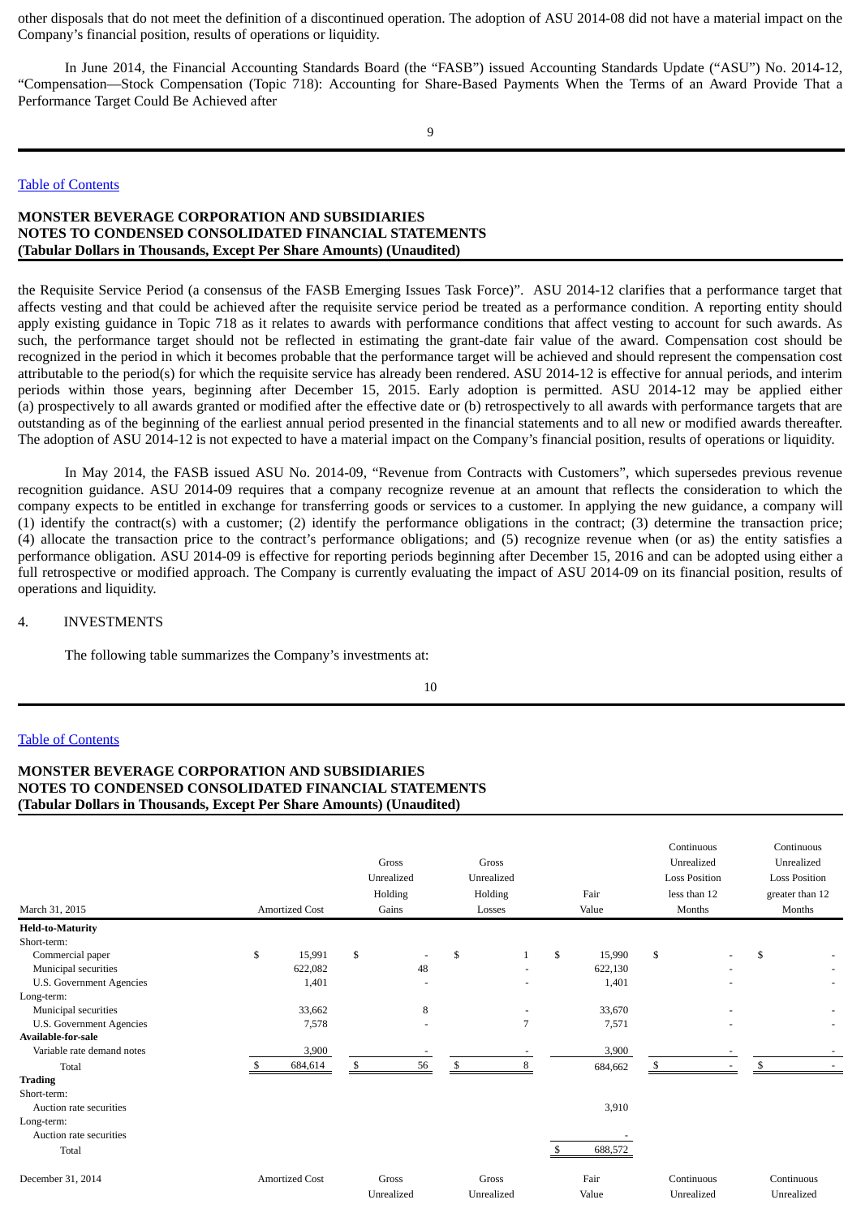other disposals that do not meet the definition of a discontinued operation. The adoption of ASU 2014-08 did not have a material impact on the Company's financial position, results of operations or liquidity.

In June 2014, the Financial Accounting Standards Board (the "FASB") issued Accounting Standards Update ("ASU") No. 2014-12, "Compensation—Stock Compensation (Topic 718): Accounting for Share-Based Payments When the Terms of an Award Provide That a Performance Target Could Be Achieved after the Requisite Service Period (a consensus of the FASB Emerging Issues Task Force)". ASU 2014-12 clarifies that a performance target that affects vesting and that could be achieved after the requisite service period be treated as a performance condition. A reporting entity should apply existing guidance in Topic 718 as it relates to awards with performance conditions that affect vesting to account for such awards. As such, the performance target should not be reflected in estimating the grant-date fair value of the award. Compensation cost should be recognized in the period in which it becomes probable that the performance target will be achieved and should represent the compensation cost attributable to the period(s) for which the requisite service has already been rendered. ASU 2014-12 is effective for annual periods, and interim periods within those years, beginning after December 15, 2015. Early adoption is permitted. ASU 2014-12 may be applied either (a) prospectively to all awards granted or modified after the effective date or (b) retrospectively to all awards with performance targets that are outstanding as of the beginning of the earliest annual period presented in the financial statements and to all new or modified awards thereafter. The adoption of ASU 2014-12 is not expected to have a material impact on the Company's financial position, results of operations or liquidity.

In May 2014, the FASB issued ASU No. 2014-09, "Revenue from Contracts with Customers", which supersedes previous revenue recognition guidance. ASU 2014-09 requires that a company recognize revenue at an amount that reflects the consideration to which the company expects to be entitled in exchange for transferring goods or services to a customer. In applying the new guidance, a company will (1) identify the contract(s) with a customer; (2) identify the performance obligations in the contract; (3) determine the transaction price; (4) allocate the transaction price to the contract's performance obligations; and (5) recognize revenue when (or as) the entity satisfies a performance obligation. ASU 2014-09 is effective for reporting periods beginning after December 15, 2016 and can be adopted using either a full retrospective or modified approach. The Company is currently evaluating the impact of ASU 2014-09 on its financial position, results of operations and liquidity.

4. INVESTMENTS

The following table summarizes the Company's investments at:

| March 31, 2015 | Amortized Cost | Gross Unrealized Holding Gains | Gross Unrealized Holding Losses | Fair Value | Continuous Unrealized Loss Position less than 12 Months | Continuous Unrealized Loss Position greater than 12 Months |
|---|---|---|---|---|---|---|
| **Held-to-Maturity** | | | | | | |
| Short-term: | | | | | | |
| Commercial paper | $ 15,991 | $ - | $ 1 | $ 15,990 | $ - | $ - |
| Municipal securities | 622,082 | 48 | - | 622,130 | - | - |
| U.S. Government Agencies | 1,401 | - | - | 1,401 | - | - |
| Long-term: | | | | | | |
| Municipal securities | 33,662 | 8 | - | 33,670 | - | - |
| U.S. Government Agencies | 7,578 | - | 7 | 7,571 | - | - |
| **Available-for-sale** | | | | | | |
| Variable rate demand notes | 3,900 | - | - | 3,900 | - | - |
| Total | $ 684,614 | $ 56 | $ 8 | 684,662 | $ - | $ - |
| **Trading** | | | | | | |
| Short-term: | | | | | | |
| Auction rate securities | | | | 3,910 | | |
| Long-term: | | | | | | |
| Auction rate securities | | | | - | | |
| Total | | | | $ 688,572 | | |

| December 31, 2014 | Amortized Cost | Gross Unrealized | Gross Unrealized | Fair Value | Continuous Unrealized | Continuous Unrealized |
|---|---|---|---|---|---|---|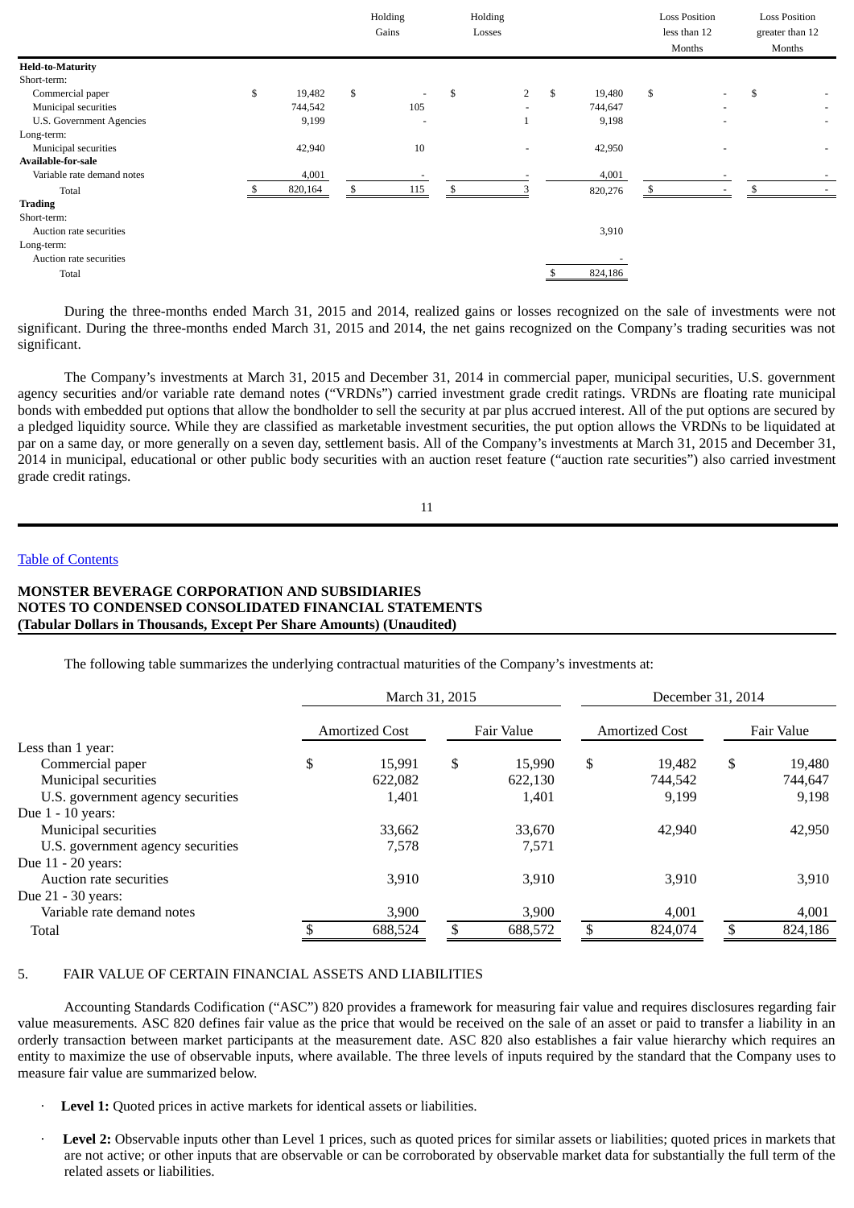| | | Holding Gains | Holding Losses | | Loss Position less than 12 Months | Loss Position greater than 12 Months |
|---|---|---|---|---|---|---|
| **Held-to-Maturity** | | | | | | |
| Short-term: | | | | | | |
| Commercial paper | $ 19,482 | $ - | $ 2 | $ 19,480 | $ - | $ - |
| Municipal securities | 744,542 | 105 | - | 744,647 | - | - |
| U.S. Government Agencies | 9,199 | - | 1 | 9,198 | - | - |
| Long-term: | | | | | | |
| Municipal securities | 42,940 | 10 | - | 42,950 | - | - |
| **Available-for-sale** | | | | | | |
| Variable rate demand notes | 4,001 | - | - | 4,001 | - | - |
| Total | $ 820,164 | $ 115 | $ 3 | 820,276 | $ - | $ - |
| **Trading** | | | | | | |
| Short-term: | | | | | | |
| Auction rate securities | | | | 3,910 | | |
| Long-term: | | | | | | |
| Auction rate securities | | | | - | | |
| Total | | | | $ 824,186 | | |

During the three-months ended March 31, 2015 and 2014, realized gains or losses recognized on the sale of investments were not significant. During the three-months ended March 31, 2015 and 2014, the net gains recognized on the Company's trading securities was not significant.

The Company's investments at March 31, 2015 and December 31, 2014 in commercial paper, municipal securities, U.S. government agency securities and/or variable rate demand notes ("VRDNs") carried investment grade credit ratings. VRDNs are floating rate municipal bonds with embedded put options that allow the bondholder to sell the security at par plus accrued interest. All of the put options are secured by a pledged liquidity source. While they are classified as marketable investment securities, the put option allows the VRDNs to be liquidated at par on a same day, or more generally on a seven day, settlement basis. All of the Company's investments at March 31, 2015 and December 31, 2014 in municipal, educational or other public body securities with an auction reset feature ("auction rate securities") also carried investment grade credit ratings.

**MONSTER BEVERAGE CORPORATION AND SUBSIDIARIES**
**NOTES TO CONDENSED CONSOLIDATED FINANCIAL STATEMENTS**
**(Tabular Dollars in Thousands, Except Per Share Amounts) (Unaudited)**

The following table summarizes the underlying contractual maturities of the Company's investments at:

| | March 31, 2015 | | December 31, 2014 | |
|---|---|---|---|---|
| | Amortized Cost | Fair Value | Amortized Cost | Fair Value |
| Less than 1 year: | | | | |
| Commercial paper | $ 15,991 | $ 15,990 | $ 19,482 | $ 19,480 |
| Municipal securities | 622,082 | 622,130 | 744,542 | 744,647 |
| U.S. government agency securities | 1,401 | 1,401 | 9,199 | 9,198 |
| Due 1 - 10 years: | | | | |
| Municipal securities | 33,662 | 33,670 | 42,940 | 42,950 |
| U.S. government agency securities | 7,578 | 7,571 | | |
| Due 11 - 20 years: | | | | |
| Auction rate securities | 3,910 | 3,910 | 3,910 | 3,910 |
| Due 21 - 30 years: | | | | |
| Variable rate demand notes | 3,900 | 3,900 | 4,001 | 4,001 |
| Total | $ 688,524 | $ 688,572 | $ 824,074 | $ 824,186 |

5. FAIR VALUE OF CERTAIN FINANCIAL ASSETS AND LIABILITIES

Accounting Standards Codification ("ASC") 820 provides a framework for measuring fair value and requires disclosures regarding fair value measurements. ASC 820 defines fair value as the price that would be received on the sale of an asset or paid to transfer a liability in an orderly transaction between market participants at the measurement date. ASC 820 also establishes a fair value hierarchy which requires an entity to maximize the use of observable inputs, where available. The three levels of inputs required by the standard that the Company uses to measure fair value are summarized below.

- **Level 1:** Quoted prices in active markets for identical assets or liabilities.
- **Level 2:** Observable inputs other than Level 1 prices, such as quoted prices for similar assets or liabilities; quoted prices in markets that are not active; or other inputs that are observable or can be corroborated by observable market data for substantially the full term of the related assets or liabilities.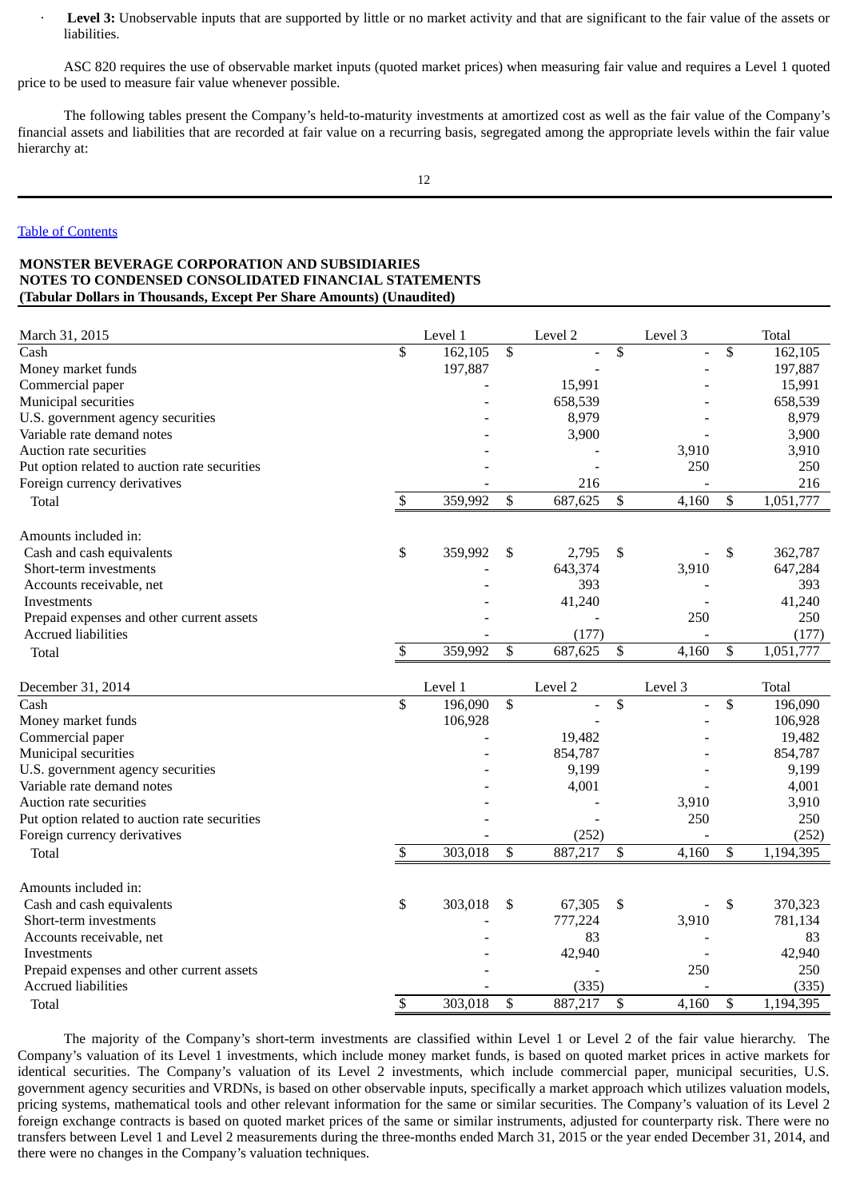- **Level 3:** Unobservable inputs that are supported by little or no market activity and that are significant to the fair value of the assets or liabilities.

ASC 820 requires the use of observable market inputs (quoted market prices) when measuring fair value and requires a Level 1 quoted price to be used to measure fair value whenever possible.

The following tables present the Company's held-to-maturity investments at amortized cost as well as the fair value of the Company's financial assets and liabilities that are recorded at fair value on a recurring basis, segregated among the appropriate levels within the fair value hierarchy at:

**MONSTER BEVERAGE CORPORATION AND SUBSIDIARIES**
**NOTES TO CONDENSED CONSOLIDATED FINANCIAL STATEMENTS**
**(Tabular Dollars in Thousands, Except Per Share Amounts) (Unaudited)**

| March 31, 2015 | Level 1 | Level 2 | Level 3 | Total |
|---|---|---|---|---|
| Cash | $ 162,105 | $ - | $ - | $ 162,105 |
| Money market funds | 197,887 | - | - | 197,887 |
| Commercial paper | - | 15,991 | - | 15,991 |
| Municipal securities | - | 658,539 | - | 658,539 |
| U.S. government agency securities | - | 8,979 | - | 8,979 |
| Variable rate demand notes | - | 3,900 | - | 3,900 |
| Auction rate securities | - | - | 3,910 | 3,910 |
| Put option related to auction rate securities | - | - | 250 | 250 |
| Foreign currency derivatives | - | 216 | - | 216 |
| Total | $ 359,992 | $ 687,625 | $ 4,160 | $ 1,051,777 |
| | | | | |
| Amounts included in: | | | | |
| Cash and cash equivalents | $ 359,992 | $ 2,795 | $ - | $ 362,787 |
| Short-term investments | - | 643,374 | 3,910 | 647,284 |
| Accounts receivable, net | - | 393 | - | 393 |
| Investments | - | 41,240 | - | 41,240 |
| Prepaid expenses and other current assets | - | - | 250 | 250 |
| Accrued liabilities | - | (177) | - | (177) |
| Total | $ 359,992 | $ 687,625 | $ 4,160 | $ 1,051,777 |

| December 31, 2014 | Level 1 | Level 2 | Level 3 | Total |
|---|---|---|---|---|
| Cash | $ 196,090 | $ - | $ - | $ 196,090 |
| Money market funds | 106,928 | - | - | 106,928 |
| Commercial paper | - | 19,482 | - | 19,482 |
| Municipal securities | - | 854,787 | - | 854,787 |
| U.S. government agency securities | - | 9,199 | - | 9,199 |
| Variable rate demand notes | - | 4,001 | - | 4,001 |
| Auction rate securities | - | - | 3,910 | 3,910 |
| Put option related to auction rate securities | - | - | 250 | 250 |
| Foreign currency derivatives | - | (252) | - | (252) |
| Total | $ 303,018 | $ 887,217 | $ 4,160 | $ 1,194,395 |
| | | | | |
| Amounts included in: | | | | |
| Cash and cash equivalents | $ 303,018 | $ 67,305 | $ - | $ 370,323 |
| Short-term investments | - | 777,224 | 3,910 | 781,134 |
| Accounts receivable, net | - | 83 | - | 83 |
| Investments | - | 42,940 | - | 42,940 |
| Prepaid expenses and other current assets | - | - | 250 | 250 |
| Accrued liabilities | - | (335) | - | (335) |
| Total | $ 303,018 | $ 887,217 | $ 4,160 | $ 1,194,395 |

The majority of the Company's short-term investments are classified within Level 1 or Level 2 of the fair value hierarchy. The Company's valuation of its Level 1 investments, which include money market funds, is based on quoted market prices in active markets for identical securities. The Company's valuation of its Level 2 investments, which include commercial paper, municipal securities, U.S. government agency securities and VRDNs, is based on other observable inputs, specifically a market approach which utilizes valuation models, pricing systems, mathematical tools and other relevant information for the same or similar securities. The Company's valuation of its Level 2 foreign exchange contracts is based on quoted market prices of the same or similar instruments, adjusted for counterparty risk. There were no transfers between Level 1 and Level 2 measurements during the three-months ended March 31, 2015 or the year ended December 31, 2014, and there were no changes in the Company's valuation techniques.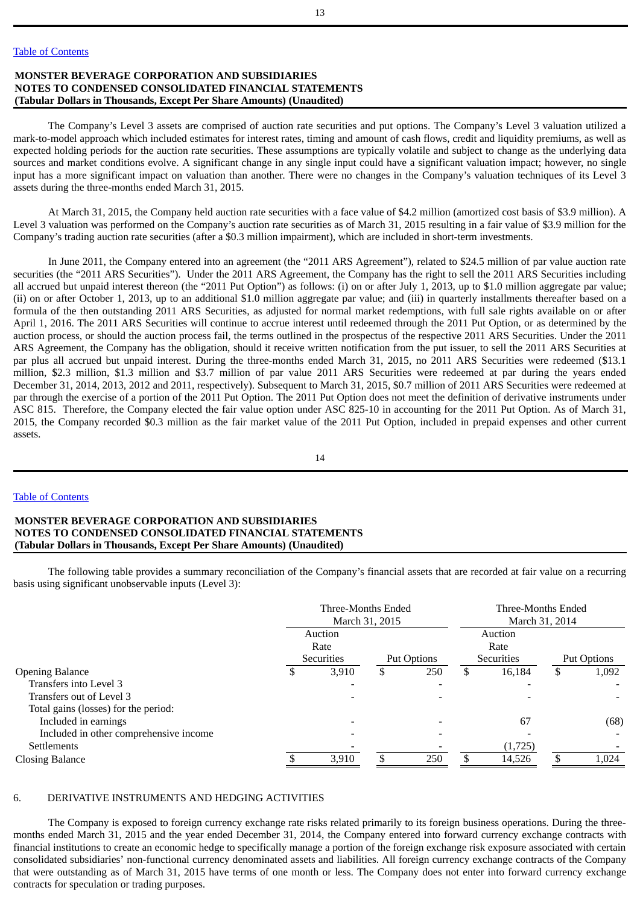The Company's Level 3 assets are comprised of auction rate securities and put options. The Company's Level 3 valuation utilized a mark-to-model approach which included estimates for interest rates, timing and amount of cash flows, credit and liquidity premiums, as well as expected holding periods for the auction rate securities. These assumptions are typically volatile and subject to change as the underlying data sources and market conditions evolve. A significant change in any single input could have a significant valuation impact; however, no single input has a more significant impact on valuation than another. There were no changes in the Company's valuation techniques of its Level 3 assets during the three-months ended March 31, 2015.

At March 31, 2015, the Company held auction rate securities with a face value of $4.2 million (amortized cost basis of $3.9 million). A Level 3 valuation was performed on the Company's auction rate securities as of March 31, 2015 resulting in a fair value of $3.9 million for the Company's trading auction rate securities (after a $0.3 million impairment), which are included in short-term investments.

In June 2011, the Company entered into an agreement (the "2011 ARS Agreement"), related to $24.5 million of par value auction rate securities (the "2011 ARS Securities"). Under the 2011 ARS Agreement, the Company has the right to sell the 2011 ARS Securities including all accrued but unpaid interest thereon (the "2011 Put Option") as follows: (i) on or after July 1, 2013, up to $1.0 million aggregate par value; (ii) on or after October 1, 2013, up to an additional $1.0 million aggregate par value; and (iii) in quarterly installments thereafter based on a formula of the then outstanding 2011 ARS Securities, as adjusted for normal market redemptions, with full sale rights available on or after April 1, 2016. The 2011 ARS Securities will continue to accrue interest until redeemed through the 2011 Put Option, or as determined by the auction process, or should the auction process fail, the terms outlined in the prospectus of the respective 2011 ARS Securities. Under the 2011 ARS Agreement, the Company has the obligation, should it receive written notification from the put issuer, to sell the 2011 ARS Securities at par plus all accrued but unpaid interest. During the three-months ended March 31, 2015, no 2011 ARS Securities were redeemed ($13.1 million, $2.3 million, $1.3 million and $3.7 million of par value 2011 ARS Securities were redeemed at par during the years ended December 31, 2014, 2013, 2012 and 2011, respectively). Subsequent to March 31, 2015, $0.7 million of 2011 ARS Securities were redeemed at par through the exercise of a portion of the 2011 Put Option. The 2011 Put Option does not meet the definition of derivative instruments under ASC 815. Therefore, the Company elected the fair value option under ASC 825-10 in accounting for the 2011 Put Option. As of March 31, 2015, the Company recorded $0.3 million as the fair market value of the 2011 Put Option, included in prepaid expenses and other current assets.

The following table provides a summary reconciliation of the Company's financial assets that are recorded at fair value on a recurring basis using significant unobservable inputs (Level 3):

| | Three-Months Ended March 31, 2015 | | Three-Months Ended March 31, 2014 | |
|---|---|---|---|---|
| | Auction Rate Securities | Put Options | Auction Rate Securities | Put Options |
| Opening Balance | $ 3,910 | $ 250 | $ 16,184 | $ 1,092 |
| Transfers into Level 3 | - | - | - | - |
| Transfers out of Level 3 | - | - | - | - |
| Total gains (losses) for the period: | | | | |
| Included in earnings | - | - | 67 | (68) |
| Included in other comprehensive income | - | - | - | - |
| Settlements | - | - | (1,725) | - |
| Closing Balance | $ 3,910 | $ 250 | $ 14,526 | $ 1,024 |

6. DERIVATIVE INSTRUMENTS AND HEDGING ACTIVITIES

The Company is exposed to foreign currency exchange rate risks related primarily to its foreign business operations. During the three-months ended March 31, 2015 and the year ended December 31, 2014, the Company entered into forward currency exchange contracts with financial institutions to create an economic hedge to specifically manage a portion of the foreign exchange risk exposure associated with certain consolidated subsidiaries' non-functional currency denominated assets and liabilities. All foreign currency exchange contracts of the Company that were outstanding as of March 31, 2015 have terms of one month or less. The Company does not enter into forward currency exchange contracts for speculation or trading purposes.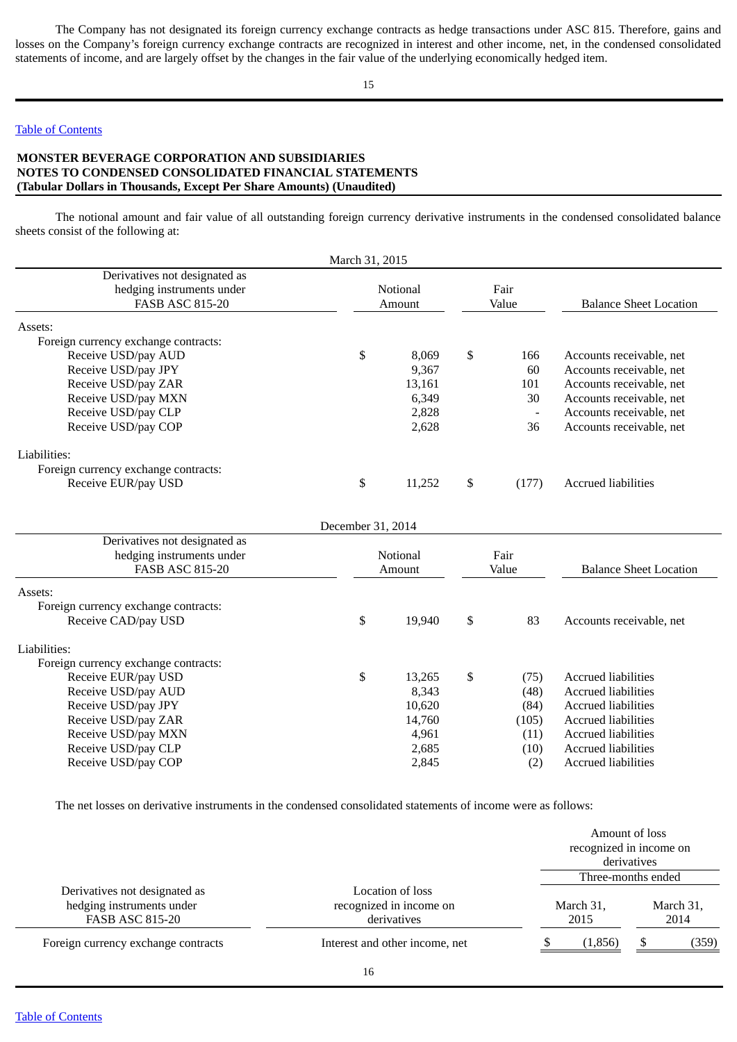The Company has not designated its foreign currency exchange contracts as hedge transactions under ASC 815. Therefore, gains and losses on the Company's foreign currency exchange contracts are recognized in interest and other income, net, in the condensed consolidated statements of income, and are largely offset by the changes in the fair value of the underlying economically hedged item.

**MONSTER BEVERAGE CORPORATION AND SUBSIDIARIES**
**NOTES TO CONDENSED CONSOLIDATED FINANCIAL STATEMENTS**
**(Tabular Dollars in Thousands, Except Per Share Amounts) (Unaudited)**

The notional amount and fair value of all outstanding foreign currency derivative instruments in the condensed consolidated balance sheets consist of the following at:

March 31, 2015

| Derivatives not designated as hedging instruments under FASB ASC 815-20 | Notional Amount | Fair Value | Balance Sheet Location |
|---|---|---|---|
| Assets: | | | |
| Foreign currency exchange contracts: | | | |
| Receive USD/pay AUD | $ 8,069 | $ 166 | Accounts receivable, net |
| Receive USD/pay JPY | 9,367 | 60 | Accounts receivable, net |
| Receive USD/pay ZAR | 13,161 | 101 | Accounts receivable, net |
| Receive USD/pay MXN | 6,349 | 30 | Accounts receivable, net |
| Receive USD/pay CLP | 2,828 | - | Accounts receivable, net |
| Receive USD/pay COP | 2,628 | 36 | Accounts receivable, net |
| Liabilities: | | | |
| Foreign currency exchange contracts: | | | |
| Receive EUR/pay USD | $ 11,252 | $ (177) | Accrued liabilities |

December 31, 2014

| Derivatives not designated as hedging instruments under FASB ASC 815-20 | Notional Amount | Fair Value | Balance Sheet Location |
|---|---|---|---|
| Assets: | | | |
| Foreign currency exchange contracts: | | | |
| Receive CAD/pay USD | $ 19,940 | $ 83 | Accounts receivable, net |
| Liabilities: | | | |
| Foreign currency exchange contracts: | | | |
| Receive EUR/pay USD | $ 13,265 | $ (75) | Accrued liabilities |
| Receive USD/pay AUD | 8,343 | (48) | Accrued liabilities |
| Receive USD/pay JPY | 10,620 | (84) | Accrued liabilities |
| Receive USD/pay ZAR | 14,760 | (105) | Accrued liabilities |
| Receive USD/pay MXN | 4,961 | (11) | Accrued liabilities |
| Receive USD/pay CLP | 2,685 | (10) | Accrued liabilities |
| Receive USD/pay COP | 2,845 | (2) | Accrued liabilities |

The net losses on derivative instruments in the condensed consolidated statements of income were as follows:

| Derivatives not designated as hedging instruments under FASB ASC 815-20 | Location of loss recognized in income on derivatives | Amount of loss recognized in income on derivatives | |
|---|---|---|---|
| | | Three-months ended | |
| | | March 31, 2015 | March 31, 2014 |
| Foreign currency exchange contracts | Interest and other income, net | $ (1,856) | $ (359) |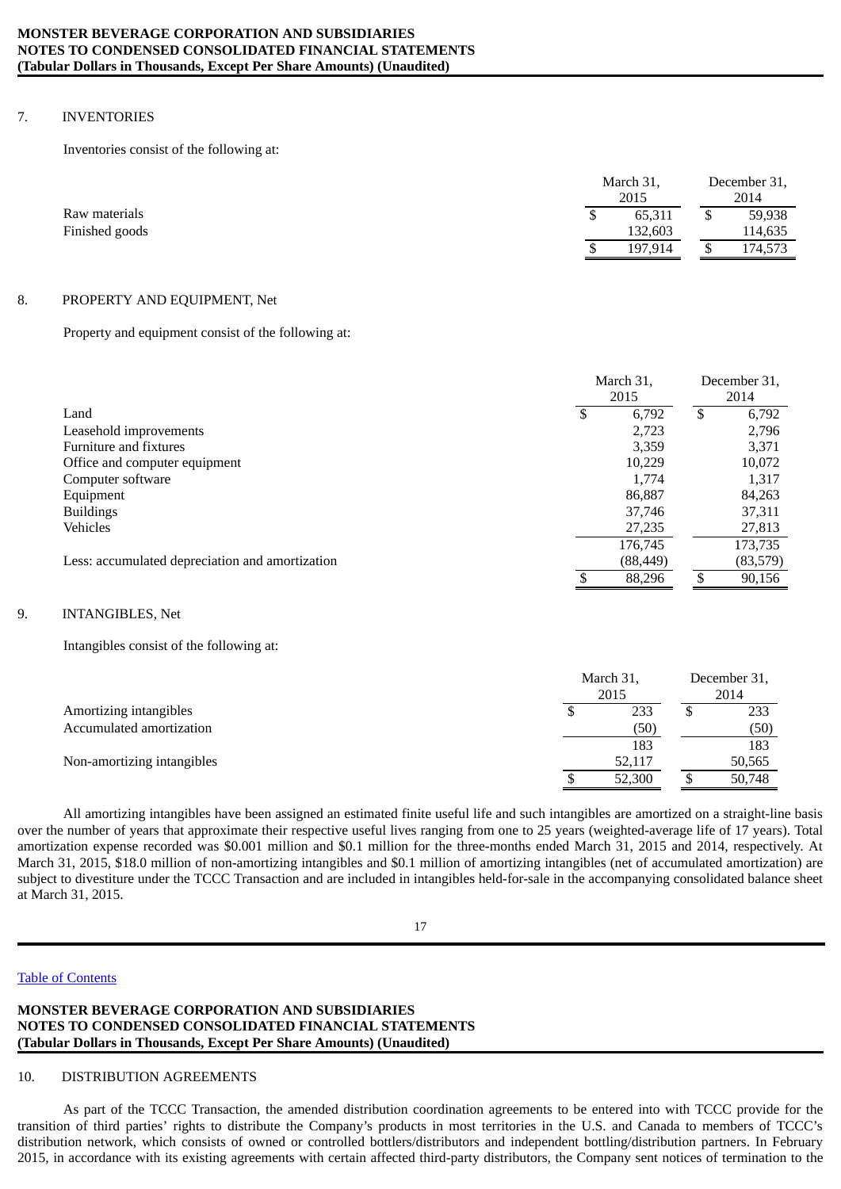## 7. INVENTORIES

Inventories consist of the following at:

| | March 31, 2015 | December 31, 2014 |
|---|---|---|
| Raw materials | $ 65,311 | $ 59,938 |
| Finished goods | 132,603 | 114,635 |
| | $ 197,914 | $ 174,573 |

## 8. PROPERTY AND EQUIPMENT, Net

Property and equipment consist of the following at:

| | March 31, 2015 | December 31, 2014 |
|---|---|---|
| Land | $ 6,792 | $ 6,792 |
| Leasehold improvements | 2,723 | 2,796 |
| Furniture and fixtures | 3,359 | 3,371 |
| Office and computer equipment | 10,229 | 10,072 |
| Computer software | 1,774 | 1,317 |
| Equipment | 86,887 | 84,263 |
| Buildings | 37,746 | 37,311 |
| Vehicles | 27,235 | 27,813 |
| | 176,745 | 173,735 |
| Less: accumulated depreciation and amortization | (88,449) | (83,579) |
| | $ 88,296 | $ 90,156 |

## 9. INTANGIBLES, Net

Intangibles consist of the following at:

| | March 31, 2015 | December 31, 2014 |
|---|---|---|
| Amortizing intangibles | $ 233 | $ 233 |
| Accumulated amortization | (50) | (50) |
| | 183 | 183 |
| Non-amortizing intangibles | 52,117 | 50,565 |
| | $ 52,300 | $ 50,748 |

All amortizing intangibles have been assigned an estimated finite useful life and such intangibles are amortized on a straight-line basis over the number of years that approximate their respective useful lives ranging from one to 25 years (weighted-average life of 17 years). Total amortization expense recorded was $0.001 million and $0.1 million for the three-months ended March 31, 2015 and 2014, respectively. At March 31, 2015, $18.0 million of non-amortizing intangibles and $0.1 million of amortizing intangibles (net of accumulated amortization) are subject to divestiture under the TCCC Transaction and are included in intangibles held-for-sale in the accompanying consolidated balance sheet at March 31, 2015.

## 10. DISTRIBUTION AGREEMENTS

As part of the TCCC Transaction, the amended distribution coordination agreements to be entered into with TCCC provide for the transition of third parties' rights to distribute the Company's products in most territories in the U.S. and Canada to members of TCCC's distribution network, which consists of owned or controlled bottlers/distributors and independent bottling/distribution partners. In February 2015, in accordance with its existing agreements with certain affected third-party distributors, the Company sent notices of termination to the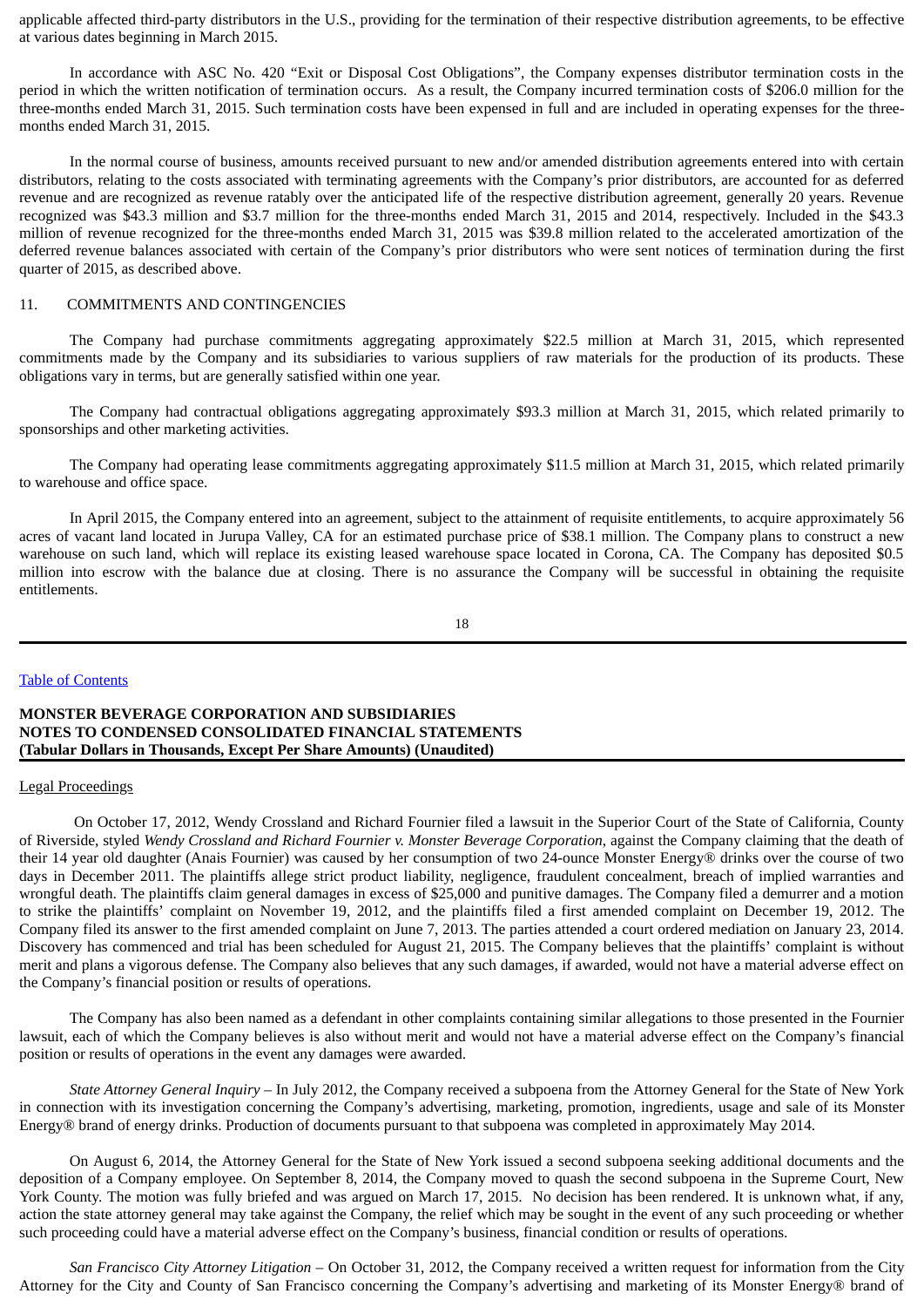applicable affected third-party distributors in the U.S., providing for the termination of their respective distribution agreements, to be effective at various dates beginning in March 2015.

In accordance with ASC No. 420 "Exit or Disposal Cost Obligations", the Company expenses distributor termination costs in the period in which the written notification of termination occurs. As a result, the Company incurred termination costs of $206.0 million for the three-months ended March 31, 2015. Such termination costs have been expensed in full and are included in operating expenses for the three-months ended March 31, 2015.

In the normal course of business, amounts received pursuant to new and/or amended distribution agreements entered into with certain distributors, relating to the costs associated with terminating agreements with the Company's prior distributors, are accounted for as deferred revenue and are recognized as revenue ratably over the anticipated life of the respective distribution agreement, generally 20 years. Revenue recognized was $43.3 million and $3.7 million for the three-months ended March 31, 2015 and 2014, respectively. Included in the $43.3 million of revenue recognized for the three-months ended March 31, 2015 was $39.8 million related to the accelerated amortization of the deferred revenue balances associated with certain of the Company's prior distributors who were sent notices of termination during the first quarter of 2015, as described above.

## 11. COMMITMENTS AND CONTINGENCIES

The Company had purchase commitments aggregating approximately $22.5 million at March 31, 2015, which represented commitments made by the Company and its subsidiaries to various suppliers of raw materials for the production of its products. These obligations vary in terms, but are generally satisfied within one year.

The Company had contractual obligations aggregating approximately $93.3 million at March 31, 2015, which related primarily to sponsorships and other marketing activities.

The Company had operating lease commitments aggregating approximately $11.5 million at March 31, 2015, which related primarily to warehouse and office space.

In April 2015, the Company entered into an agreement, subject to the attainment of requisite entitlements, to acquire approximately 56 acres of vacant land located in Jurupa Valley, CA for an estimated purchase price of $38.1 million. The Company plans to construct a new warehouse on such land, which will replace its existing leased warehouse space located in Corona, CA. The Company has deposited $0.5 million into escrow with the balance due at closing. There is no assurance the Company will be successful in obtaining the requisite entitlements.

Legal Proceedings

On October 17, 2012, Wendy Crossland and Richard Fournier filed a lawsuit in the Superior Court of the State of California, County of Riverside, styled *Wendy Crossland and Richard Fournier v. Monster Beverage Corporation*, against the Company claiming that the death of their 14 year old daughter (Anais Fournier) was caused by her consumption of two 24-ounce Monster Energy® drinks over the course of two days in December 2011. The plaintiffs allege strict product liability, negligence, fraudulent concealment, breach of implied warranties and wrongful death. The plaintiffs claim general damages in excess of $25,000 and punitive damages. The Company filed a demurrer and a motion to strike the plaintiffs' complaint on November 19, 2012, and the plaintiffs filed a first amended complaint on December 19, 2012. The Company filed its answer to the first amended complaint on June 7, 2013. The parties attended a court ordered mediation on January 23, 2014. Discovery has commenced and trial has been scheduled for August 21, 2015. The Company believes that the plaintiffs' complaint is without merit and plans a vigorous defense. The Company also believes that any such damages, if awarded, would not have a material adverse effect on the Company's financial position or results of operations.

The Company has also been named as a defendant in other complaints containing similar allegations to those presented in the Fournier lawsuit, each of which the Company believes is also without merit and would not have a material adverse effect on the Company's financial position or results of operations in the event any damages were awarded.

*State Attorney General Inquiry* – In July 2012, the Company received a subpoena from the Attorney General for the State of New York in connection with its investigation concerning the Company's advertising, marketing, promotion, ingredients, usage and sale of its Monster Energy® brand of energy drinks. Production of documents pursuant to that subpoena was completed in approximately May 2014.

On August 6, 2014, the Attorney General for the State of New York issued a second subpoena seeking additional documents and the deposition of a Company employee. On September 8, 2014, the Company moved to quash the second subpoena in the Supreme Court, New York County. The motion was fully briefed and was argued on March 17, 2015. No decision has been rendered. It is unknown what, if any, action the state attorney general may take against the Company, the relief which may be sought in the event of any such proceeding or whether such proceeding could have a material adverse effect on the Company's business, financial condition or results of operations.

*San Francisco City Attorney Litigation* – On October 31, 2012, the Company received a written request for information from the City Attorney for the City and County of San Francisco concerning the Company's advertising and marketing of its Monster Energy® brand of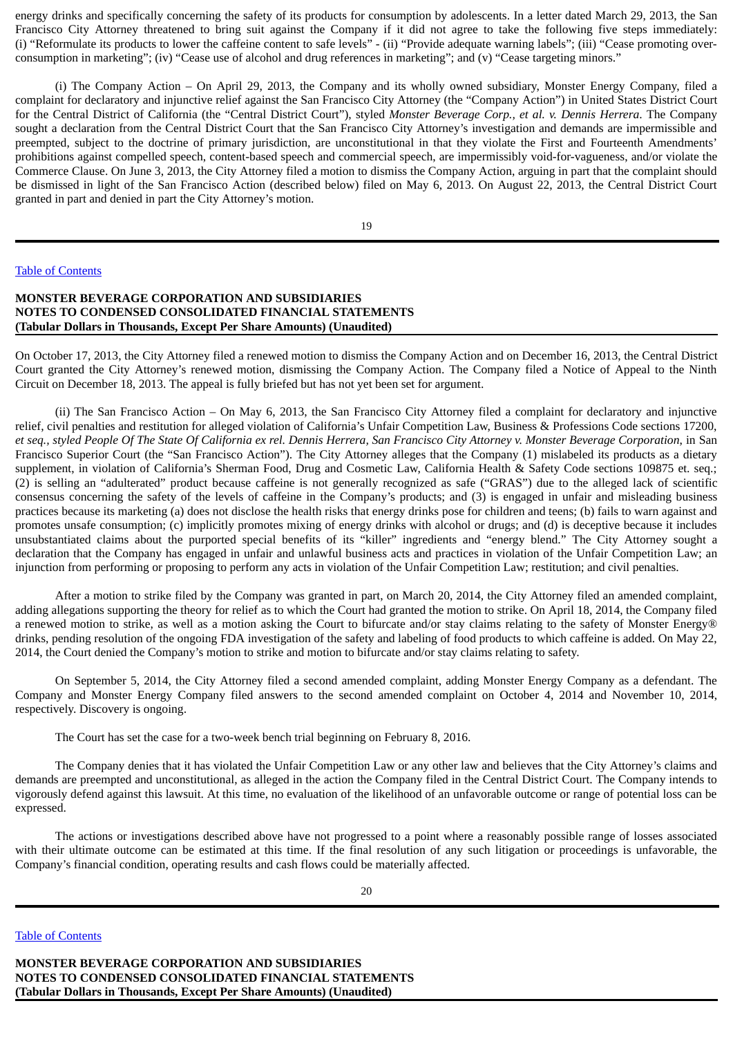energy drinks and specifically concerning the safety of its products for consumption by adolescents. In a letter dated March 29, 2013, the San Francisco City Attorney threatened to bring suit against the Company if it did not agree to take the following five steps immediately: (i) "Reformulate its products to lower the caffeine content to safe levels" - (ii) "Provide adequate warning labels"; (iii) "Cease promoting over-consumption in marketing"; (iv) "Cease use of alcohol and drug references in marketing"; and (v) "Cease targeting minors."

(i) The Company Action – On April 29, 2013, the Company and its wholly owned subsidiary, Monster Energy Company, filed a complaint for declaratory and injunctive relief against the San Francisco City Attorney (the "Company Action") in United States District Court for the Central District of California (the "Central District Court"), styled *Monster Beverage Corp., et al. v. Dennis Herrera*. The Company sought a declaration from the Central District Court that the San Francisco City Attorney's investigation and demands are impermissible and preempted, subject to the doctrine of primary jurisdiction, are unconstitutional in that they violate the First and Fourteenth Amendments' prohibitions against compelled speech, content-based speech and commercial speech, are impermissibly void-for-vagueness, and/or violate the Commerce Clause. On June 3, 2013, the City Attorney filed a motion to dismiss the Company Action, arguing in part that the complaint should be dismissed in light of the San Francisco Action (described below) filed on May 6, 2013. On August 22, 2013, the Central District Court granted in part and denied in part the City Attorney's motion.

On October 17, 2013, the City Attorney filed a renewed motion to dismiss the Company Action and on December 16, 2013, the Central District Court granted the City Attorney's renewed motion, dismissing the Company Action. The Company filed a Notice of Appeal to the Ninth Circuit on December 18, 2013. The appeal is fully briefed but has not yet been set for argument.

(ii) The San Francisco Action – On May 6, 2013, the San Francisco City Attorney filed a complaint for declaratory and injunctive relief, civil penalties and restitution for alleged violation of California's Unfair Competition Law, Business & Professions Code sections 17200, *et seq., styled People Of The State Of California ex rel. Dennis Herrera, San Francisco City Attorney v. Monster Beverage Corporation*, in San Francisco Superior Court (the "San Francisco Action"). The City Attorney alleges that the Company (1) mislabeled its products as a dietary supplement, in violation of California's Sherman Food, Drug and Cosmetic Law, California Health & Safety Code sections 109875 et. seq.; (2) is selling an "adulterated" product because caffeine is not generally recognized as safe ("GRAS") due to the alleged lack of scientific consensus concerning the safety of the levels of caffeine in the Company's products; and (3) is engaged in unfair and misleading business practices because its marketing (a) does not disclose the health risks that energy drinks pose for children and teens; (b) fails to warn against and promotes unsafe consumption; (c) implicitly promotes mixing of energy drinks with alcohol or drugs; and (d) is deceptive because it includes unsubstantiated claims about the purported special benefits of its "killer" ingredients and "energy blend." The City Attorney sought a declaration that the Company has engaged in unfair and unlawful business acts and practices in violation of the Unfair Competition Law; an injunction from performing or proposing to perform any acts in violation of the Unfair Competition Law; restitution; and civil penalties.

After a motion to strike filed by the Company was granted in part, on March 20, 2014, the City Attorney filed an amended complaint, adding allegations supporting the theory for relief as to which the Court had granted the motion to strike. On April 18, 2014, the Company filed a renewed motion to strike, as well as a motion asking the Court to bifurcate and/or stay claims relating to the safety of Monster Energy® drinks, pending resolution of the ongoing FDA investigation of the safety and labeling of food products to which caffeine is added. On May 22, 2014, the Court denied the Company's motion to strike and motion to bifurcate and/or stay claims relating to safety.

On September 5, 2014, the City Attorney filed a second amended complaint, adding Monster Energy Company as a defendant. The Company and Monster Energy Company filed answers to the second amended complaint on October 4, 2014 and November 10, 2014, respectively. Discovery is ongoing.

The Court has set the case for a two-week bench trial beginning on February 8, 2016.

The Company denies that it has violated the Unfair Competition Law or any other law and believes that the City Attorney's claims and demands are preempted and unconstitutional, as alleged in the action the Company filed in the Central District Court. The Company intends to vigorously defend against this lawsuit. At this time, no evaluation of the likelihood of an unfavorable outcome or range of potential loss can be expressed.

The actions or investigations described above have not progressed to a point where a reasonably possible range of losses associated with their ultimate outcome can be estimated at this time. If the final resolution of any such litigation or proceedings is unfavorable, the Company's financial condition, operating results and cash flows could be materially affected.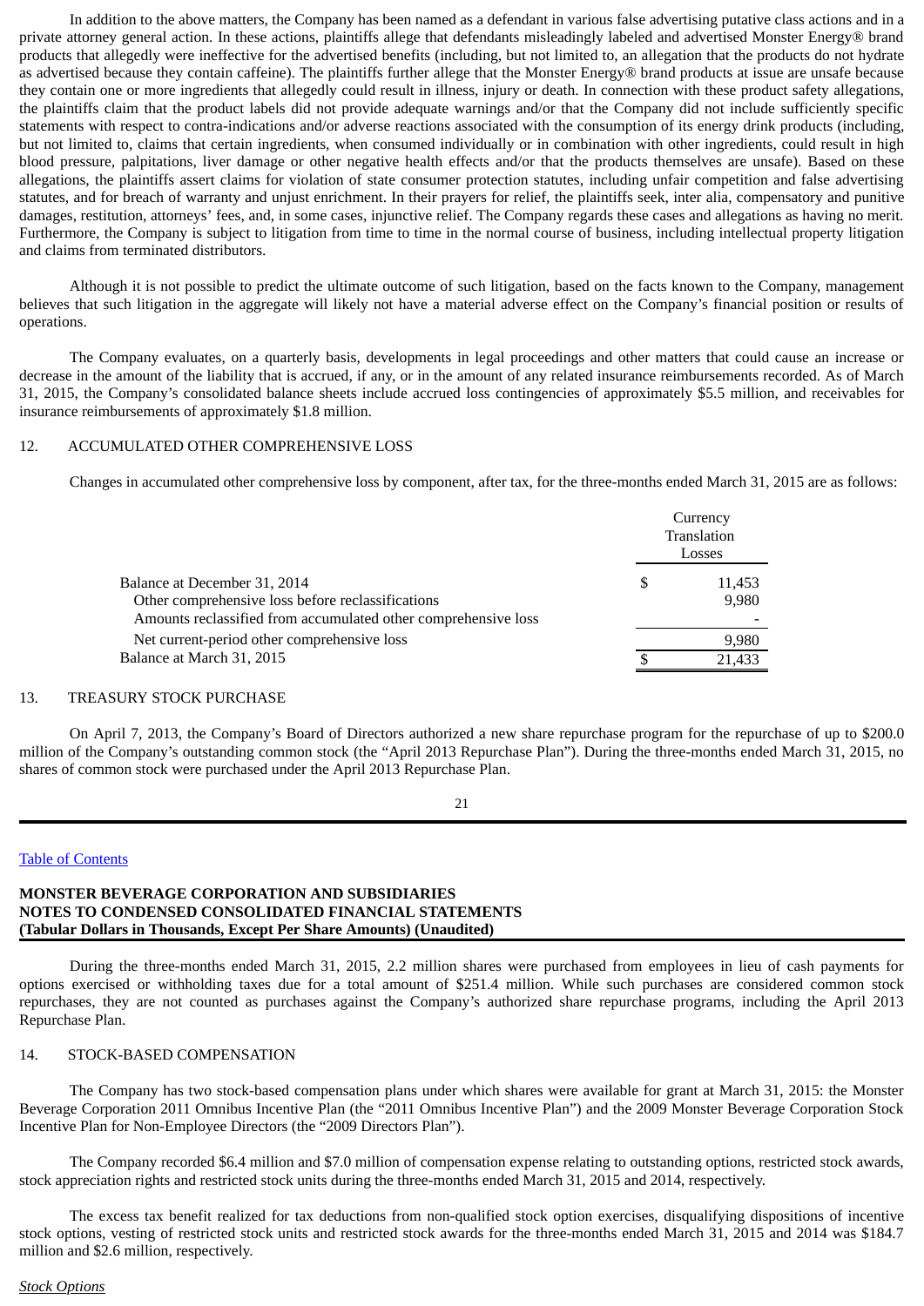In addition to the above matters, the Company has been named as a defendant in various false advertising putative class actions and in a private attorney general action. In these actions, plaintiffs allege that defendants misleadingly labeled and advertised Monster Energy® brand products that allegedly were ineffective for the advertised benefits (including, but not limited to, an allegation that the products do not hydrate as advertised because they contain caffeine). The plaintiffs further allege that the Monster Energy® brand products at issue are unsafe because they contain one or more ingredients that allegedly could result in illness, injury or death. In connection with these product safety allegations, the plaintiffs claim that the product labels did not provide adequate warnings and/or that the Company did not include sufficiently specific statements with respect to contra-indications and/or adverse reactions associated with the consumption of its energy drink products (including, but not limited to, claims that certain ingredients, when consumed individually or in combination with other ingredients, could result in high blood pressure, palpitations, liver damage or other negative health effects and/or that the products themselves are unsafe). Based on these allegations, the plaintiffs assert claims for violation of state consumer protection statutes, including unfair competition and false advertising statutes, and for breach of warranty and unjust enrichment. In their prayers for relief, the plaintiffs seek, inter alia, compensatory and punitive damages, restitution, attorneys' fees, and, in some cases, injunctive relief. The Company regards these cases and allegations as having no merit. Furthermore, the Company is subject to litigation from time to time in the normal course of business, including intellectual property litigation and claims from terminated distributors.

Although it is not possible to predict the ultimate outcome of such litigation, based on the facts known to the Company, management believes that such litigation in the aggregate will likely not have a material adverse effect on the Company's financial position or results of operations.

The Company evaluates, on a quarterly basis, developments in legal proceedings and other matters that could cause an increase or decrease in the amount of the liability that is accrued, if any, or in the amount of any related insurance reimbursements recorded. As of March 31, 2015, the Company's consolidated balance sheets include accrued loss contingencies of approximately $5.5 million, and receivables for insurance reimbursements of approximately $1.8 million.

12. ACCUMULATED OTHER COMPREHENSIVE LOSS

Changes in accumulated other comprehensive loss by component, after tax, for the three-months ended March 31, 2015 are as follows:

| | Currency Translation Losses |
|---|---|
| Balance at December 31, 2014 | $ 11,453 |
| Other comprehensive loss before reclassifications | 9,980 |
| Amounts reclassified from accumulated other comprehensive loss | - |
| Net current-period other comprehensive loss | 9,980 |
| Balance at March 31, 2015 | $ 21,433 |

13. TREASURY STOCK PURCHASE

On April 7, 2013, the Company's Board of Directors authorized a new share repurchase program for the repurchase of up to $200.0 million of the Company's outstanding common stock (the "April 2013 Repurchase Plan"). During the three-months ended March 31, 2015, no shares of common stock were purchased under the April 2013 Repurchase Plan.

Table of Contents

**MONSTER BEVERAGE CORPORATION AND SUBSIDIARIES**
**NOTES TO CONDENSED CONSOLIDATED FINANCIAL STATEMENTS**
**(Tabular Dollars in Thousands, Except Per Share Amounts) (Unaudited)**

During the three-months ended March 31, 2015, 2.2 million shares were purchased from employees in lieu of cash payments for options exercised or withholding taxes due for a total amount of $251.4 million. While such purchases are considered common stock repurchases, they are not counted as purchases against the Company's authorized share repurchase programs, including the April 2013 Repurchase Plan.

14. STOCK-BASED COMPENSATION

The Company has two stock-based compensation plans under which shares were available for grant at March 31, 2015: the Monster Beverage Corporation 2011 Omnibus Incentive Plan (the "2011 Omnibus Incentive Plan") and the 2009 Monster Beverage Corporation Stock Incentive Plan for Non-Employee Directors (the "2009 Directors Plan").

The Company recorded $6.4 million and $7.0 million of compensation expense relating to outstanding options, restricted stock awards, stock appreciation rights and restricted stock units during the three-months ended March 31, 2015 and 2014, respectively.

The excess tax benefit realized for tax deductions from non-qualified stock option exercises, disqualifying dispositions of incentive stock options, vesting of restricted stock units and restricted stock awards for the three-months ended March 31, 2015 and 2014 was $184.7 million and $2.6 million, respectively.

*Stock Options*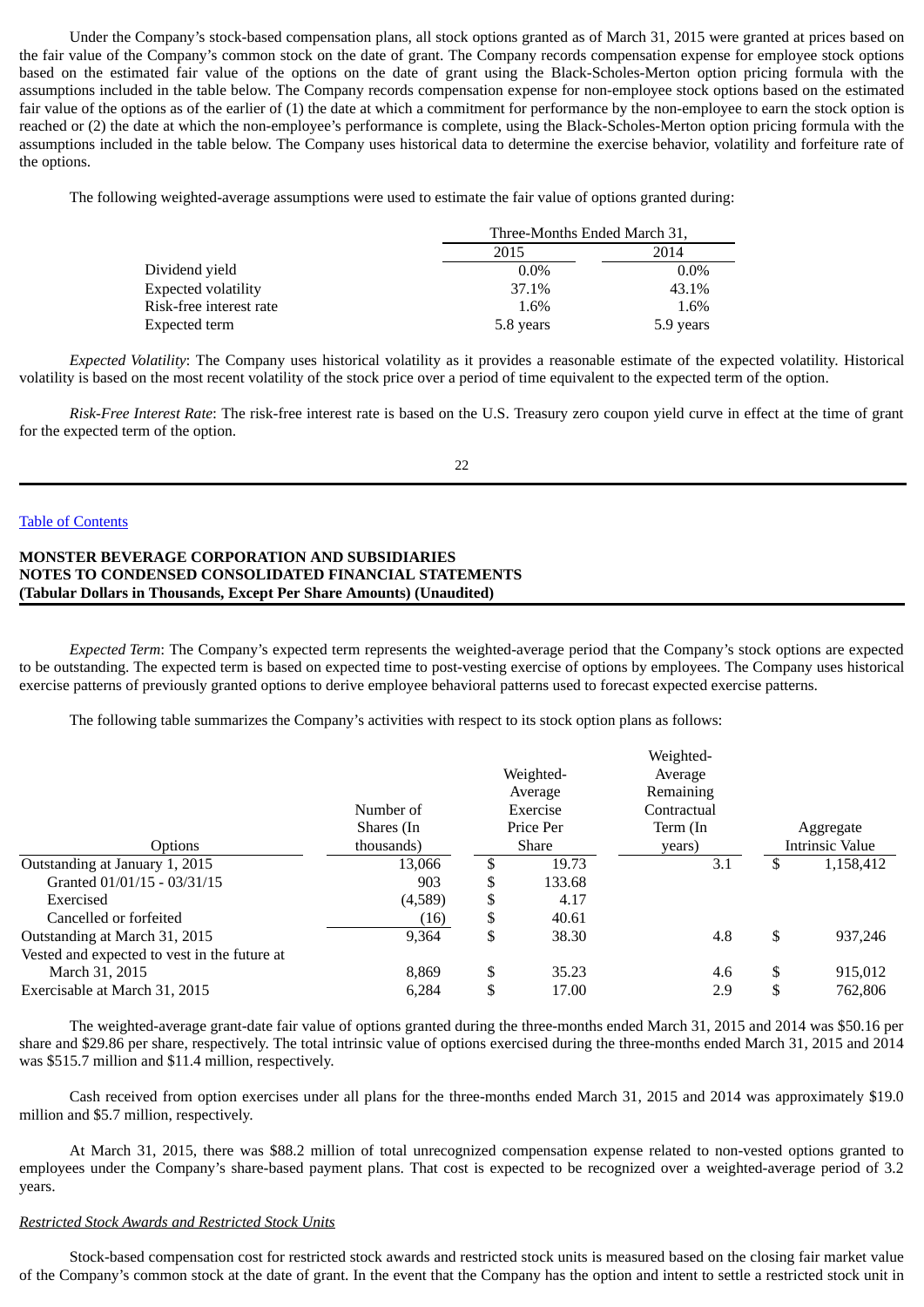Under the Company's stock-based compensation plans, all stock options granted as of March 31, 2015 were granted at prices based on the fair value of the Company's common stock on the date of grant. The Company records compensation expense for employee stock options based on the estimated fair value of the options on the date of grant using the Black-Scholes-Merton option pricing formula with the assumptions included in the table below. The Company records compensation expense for non-employee stock options based on the estimated fair value of the options as of the earlier of (1) the date at which a commitment for performance by the non-employee to earn the stock option is reached or (2) the date at which the non-employee's performance is complete, using the Black-Scholes-Merton option pricing formula with the assumptions included in the table below. The Company uses historical data to determine the exercise behavior, volatility and forfeiture rate of the options.

The following weighted-average assumptions were used to estimate the fair value of options granted during:

| | Three-Months Ended March 31, | |
|---|---|---|
| | 2015 | 2014 |
| Dividend yield | 0.0% | 0.0% |
| Expected volatility | 37.1% | 43.1% |
| Risk-free interest rate | 1.6% | 1.6% |
| Expected term | 5.8 years | 5.9 years |

*Expected Volatility*: The Company uses historical volatility as it provides a reasonable estimate of the expected volatility. Historical volatility is based on the most recent volatility of the stock price over a period of time equivalent to the expected term of the option.

*Risk-Free Interest Rate*: The risk-free interest rate is based on the U.S. Treasury zero coupon yield curve in effect at the time of grant for the expected term of the option.

**MONSTER BEVERAGE CORPORATION AND SUBSIDIARIES**
**NOTES TO CONDENSED CONSOLIDATED FINANCIAL STATEMENTS**
**(Tabular Dollars in Thousands, Except Per Share Amounts) (Unaudited)**

*Expected Term*: The Company's expected term represents the weighted-average period that the Company's stock options are expected to be outstanding. The expected term is based on expected time to post-vesting exercise of options by employees. The Company uses historical exercise patterns of previously granted options to derive employee behavioral patterns used to forecast expected exercise patterns.

The following table summarizes the Company's activities with respect to its stock option plans as follows:

| Options | Number of Shares (In thousands) | Weighted-Average Exercise Price Per Share | Weighted-Average Remaining Contractual Term (In years) | Aggregate Intrinsic Value |
|---|---|---|---|---|
| Outstanding at January 1, 2015 | 13,066 | $ 19.73 | 3.1 | $ 1,158,412 |
| Granted 01/01/15 - 03/31/15 | 903 | $ 133.68 | | |
| Exercised | (4,589) | $ 4.17 | | |
| Cancelled or forfeited | (16) | $ 40.61 | | |
| Outstanding at March 31, 2015 | 9,364 | $ 38.30 | 4.8 | $ 937,246 |
| Vested and expected to vest in the future at March 31, 2015 | 8,869 | $ 35.23 | 4.6 | $ 915,012 |
| Exercisable at March 31, 2015 | 6,284 | $ 17.00 | 2.9 | $ 762,806 |

The weighted-average grant-date fair value of options granted during the three-months ended March 31, 2015 and 2014 was $50.16 per share and $29.86 per share, respectively. The total intrinsic value of options exercised during the three-months ended March 31, 2015 and 2014 was $515.7 million and $11.4 million, respectively.

Cash received from option exercises under all plans for the three-months ended March 31, 2015 and 2014 was approximately $19.0 million and $5.7 million, respectively.

At March 31, 2015, there was $88.2 million of total unrecognized compensation expense related to non-vested options granted to employees under the Company's share-based payment plans. That cost is expected to be recognized over a weighted-average period of 3.2 years.

*Restricted Stock Awards and Restricted Stock Units*

Stock-based compensation cost for restricted stock awards and restricted stock units is measured based on the closing fair market value of the Company's common stock at the date of grant. In the event that the Company has the option and intent to settle a restricted stock unit in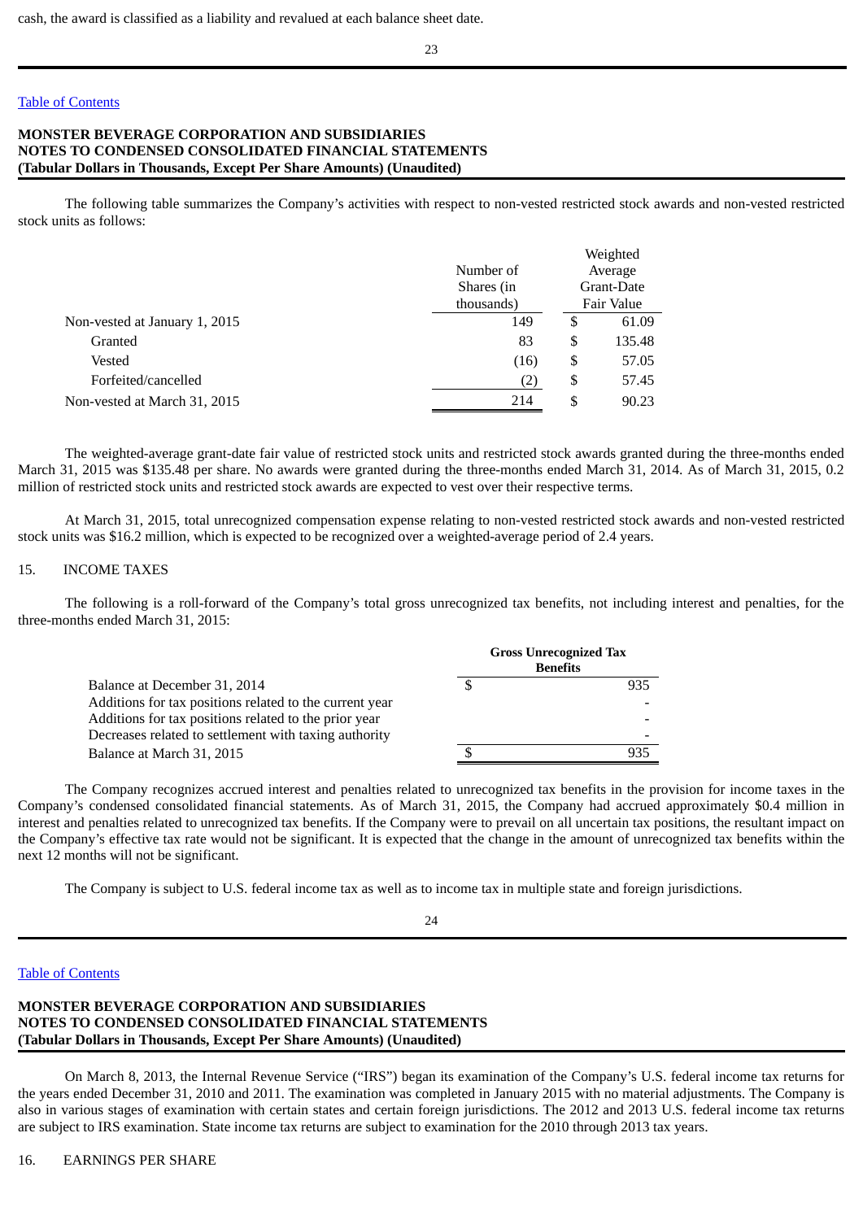cash, the award is classified as a liability and revalued at each balance sheet date.

The following table summarizes the Company's activities with respect to non-vested restricted stock awards and non-vested restricted stock units as follows:

| | Number of Shares (in thousands) | Weighted Average Grant-Date Fair Value |
|---|---|---|
| Non-vested at January 1, 2015 | 149 | $ 61.09 |
| Granted | 83 | $ 135.48 |
| Vested | (16) | $ 57.05 |
| Forfeited/cancelled | (2) | $ 57.45 |
| Non-vested at March 31, 2015 | 214 | $ 90.23 |

The weighted-average grant-date fair value of restricted stock units and restricted stock awards granted during the three-months ended March 31, 2015 was $135.48 per share. No awards were granted during the three-months ended March 31, 2014. As of March 31, 2015, 0.2 million of restricted stock units and restricted stock awards are expected to vest over their respective terms.

At March 31, 2015, total unrecognized compensation expense relating to non-vested restricted stock awards and non-vested restricted stock units was $16.2 million, which is expected to be recognized over a weighted-average period of 2.4 years.

15. INCOME TAXES

The following is a roll-forward of the Company's total gross unrecognized tax benefits, not including interest and penalties, for the three-months ended March 31, 2015:

| | Gross Unrecognized Tax Benefits |
|---|---|
| Balance at December 31, 2014 | $ 935 |
| Additions for tax positions related to the current year | - |
| Additions for tax positions related to the prior year | - |
| Decreases related to settlement with taxing authority | - |
| Balance at March 31, 2015 | $ 935 |

The Company recognizes accrued interest and penalties related to unrecognized tax benefits in the provision for income taxes in the Company's condensed consolidated financial statements. As of March 31, 2015, the Company had accrued approximately $0.4 million in interest and penalties related to unrecognized tax benefits. If the Company were to prevail on all uncertain tax positions, the resultant impact on the Company's effective tax rate would not be significant. It is expected that the change in the amount of unrecognized tax benefits within the next 12 months will not be significant.

The Company is subject to U.S. federal income tax as well as to income tax in multiple state and foreign jurisdictions.

On March 8, 2013, the Internal Revenue Service ("IRS") began its examination of the Company's U.S. federal income tax returns for the years ended December 31, 2010 and 2011. The examination was completed in January 2015 with no material adjustments. The Company is also in various stages of examination with certain states and certain foreign jurisdictions. The 2012 and 2013 U.S. federal income tax returns are subject to IRS examination. State income tax returns are subject to examination for the 2010 through 2013 tax years.

16. EARNINGS PER SHARE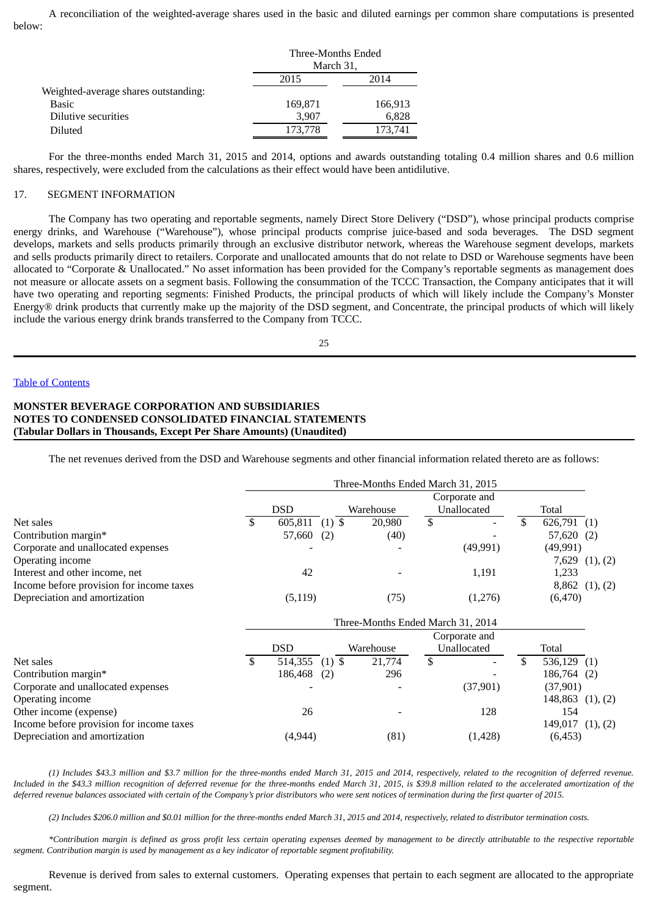A reconciliation of the weighted-average shares used in the basic and diluted earnings per common share computations is presented below:

| | Three-Months Ended March 31, | |
|---|---|---|
| | 2015 | 2014 |
| Weighted-average shares outstanding: | | |
| Basic | 169,871 | 166,913 |
| Dilutive securities | 3,907 | 6,828 |
| Diluted | 173,778 | 173,741 |

For the three-months ended March 31, 2015 and 2014, options and awards outstanding totaling 0.4 million shares and 0.6 million shares, respectively, were excluded from the calculations as their effect would have been antidilutive.

## 17. SEGMENT INFORMATION

The Company has two operating and reportable segments, namely Direct Store Delivery ("DSD"), whose principal products comprise energy drinks, and Warehouse ("Warehouse"), whose principal products comprise juice-based and soda beverages. The DSD segment develops, markets and sells products primarily through an exclusive distributor network, whereas the Warehouse segment develops, markets and sells products primarily direct to retailers. Corporate and unallocated amounts that do not relate to DSD or Warehouse segments have been allocated to "Corporate & Unallocated." No asset information has been provided for the Company's reportable segments as management does not measure or allocate assets on a segment basis. Following the consummation of the TCCC Transaction, the Company anticipates that it will have two operating and reporting segments: Finished Products, the principal products of which will likely include the Company's Monster Energy® drink products that currently make up the majority of the DSD segment, and Concentrate, the principal products of which will likely include the various energy drink brands transferred to the Company from TCCC.

**MONSTER BEVERAGE CORPORATION AND SUBSIDIARIES**
**NOTES TO CONDENSED CONSOLIDATED FINANCIAL STATEMENTS**
**(Tabular Dollars in Thousands, Except Per Share Amounts) (Unaudited)**

The net revenues derived from the DSD and Warehouse segments and other financial information related thereto are as follows:

| | Three-Months Ended March 31, 2015 | | | |
|---|---|---|---|---|
| | DSD | Warehouse | Corporate and Unallocated | Total |
| Net sales | $ 605,811 (1) | $ 20,980 | $ - | $ 626,791 (1) |
| Contribution margin* | 57,660 (2) | (40) | - | 57,620 (2) |
| Corporate and unallocated expenses | - | - | (49,991) | (49,991) |
| Operating income | | | | 7,629 (1), (2) |
| Interest and other income, net | 42 | - | 1,191 | 1,233 |
| Income before provision for income taxes | | | | 8,862 (1), (2) |
| Depreciation and amortization | (5,119) | (75) | (1,276) | (6,470) |

| | Three-Months Ended March 31, 2014 | | | |
|---|---|---|---|---|
| | DSD | Warehouse | Corporate and Unallocated | Total |
| Net sales | $ 514,355 (1) | $ 21,774 | $ - | $ 536,129 (1) |
| Contribution margin* | 186,468 (2) | 296 | - | 186,764 (2) |
| Corporate and unallocated expenses | - | - | (37,901) | (37,901) |
| Operating income | | | | 148,863 (1), (2) |
| Other income (expense) | 26 | - | 128 | 154 |
| Income before provision for income taxes | | | | 149,017 (1), (2) |
| Depreciation and amortization | (4,944) | (81) | (1,428) | (6,453) |

*(1) Includes $43.3 million and $3.7 million for the three-months ended March 31, 2015 and 2014, respectively, related to the recognition of deferred revenue. Included in the $43.3 million recognition of deferred revenue for the three-months ended March 31, 2015, is $39.8 million related to the accelerated amortization of the deferred revenue balances associated with certain of the Company's prior distributors who were sent notices of termination during the first quarter of 2015.*

*(2) Includes $206.0 million and $0.01 million for the three-months ended March 31, 2015 and 2014, respectively, related to distributor termination costs.*

*\*Contribution margin is defined as gross profit less certain operating expenses deemed by management to be directly attributable to the respective reportable segment. Contribution margin is used by management as a key indicator of reportable segment profitability.*

Revenue is derived from sales to external customers. Operating expenses that pertain to each segment are allocated to the appropriate segment.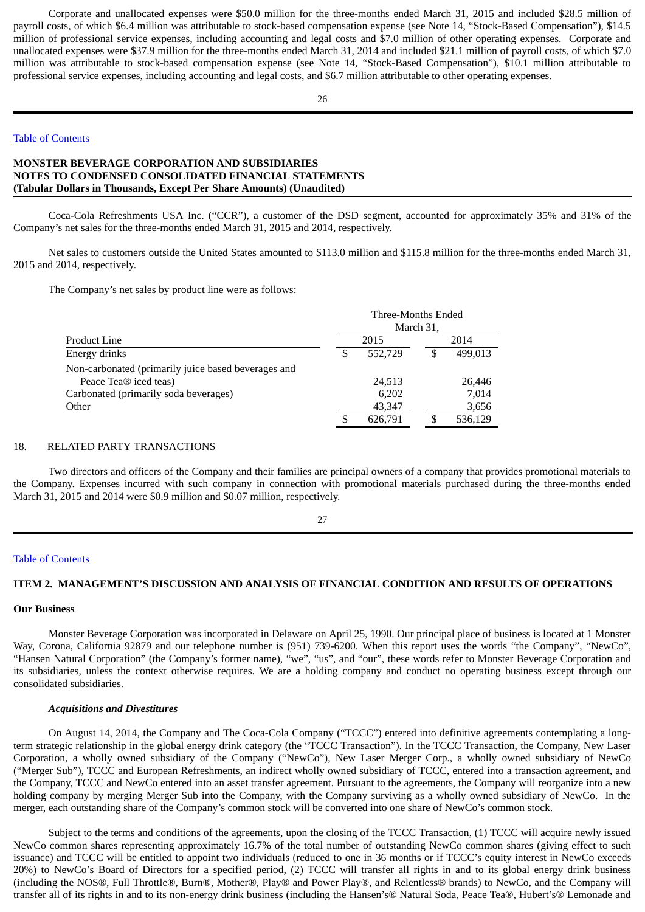Corporate and unallocated expenses were $50.0 million for the three-months ended March 31, 2015 and included $28.5 million of payroll costs, of which $6.4 million was attributable to stock-based compensation expense (see Note 14, "Stock-Based Compensation"), $14.5 million of professional service expenses, including accounting and legal costs and $7.0 million of other operating expenses. Corporate and unallocated expenses were $37.9 million for the three-months ended March 31, 2014 and included $21.1 million of payroll costs, of which $7.0 million was attributable to stock-based compensation expense (see Note 14, "Stock-Based Compensation"), $10.1 million attributable to professional service expenses, including accounting and legal costs, and $6.7 million attributable to other operating expenses.

[Table of Contents](#)

**MONSTER BEVERAGE CORPORATION AND SUBSIDIARIES**
**NOTES TO CONDENSED CONSOLIDATED FINANCIAL STATEMENTS**
**(Tabular Dollars in Thousands, Except Per Share Amounts) (Unaudited)**

Coca-Cola Refreshments USA Inc. ("CCR"), a customer of the DSD segment, accounted for approximately 35% and 31% of the Company's net sales for the three-months ended March 31, 2015 and 2014, respectively.

Net sales to customers outside the United States amounted to $113.0 million and $115.8 million for the three-months ended March 31, 2015 and 2014, respectively.

The Company's net sales by product line were as follows:

| | Three-Months Ended March 31, | |
|---|---|---|
| Product Line | 2015 | 2014 |
| Energy drinks | $ 552,729 | $ 499,013 |
| Non-carbonated (primarily juice based beverages and Peace Tea® iced teas) | 24,513 | 26,446 |
| Carbonated (primarily soda beverages) | 6,202 | 7,014 |
| Other | 43,347 | 3,656 |
| | $ 626,791 | $ 536,129 |

18. RELATED PARTY TRANSACTIONS

Two directors and officers of the Company and their families are principal owners of a company that provides promotional materials to the Company. Expenses incurred with such company in connection with promotional materials purchased during the three-months ended March 31, 2015 and 2014 were $0.9 million and $0.07 million, respectively.

[Table of Contents](#)

## ITEM 2. MANAGEMENT'S DISCUSSION AND ANALYSIS OF FINANCIAL CONDITION AND RESULTS OF OPERATIONS

### Our Business

Monster Beverage Corporation was incorporated in Delaware on April 25, 1990. Our principal place of business is located at 1 Monster Way, Corona, California 92879 and our telephone number is (951) 739-6200. When this report uses the words "the Company", "NewCo", "Hansen Natural Corporation" (the Company's former name), "we", "us", and "our", these words refer to Monster Beverage Corporation and its subsidiaries, unless the context otherwise requires. We are a holding company and conduct no operating business except through our consolidated subsidiaries.

***Acquisitions and Divestitures***

On August 14, 2014, the Company and The Coca-Cola Company ("TCCC") entered into definitive agreements contemplating a long-term strategic relationship in the global energy drink category (the "TCCC Transaction"). In the TCCC Transaction, the Company, New Laser Corporation, a wholly owned subsidiary of the Company ("NewCo"), New Laser Merger Corp., a wholly owned subsidiary of NewCo ("Merger Sub"), TCCC and European Refreshments, an indirect wholly owned subsidiary of TCCC, entered into a transaction agreement, and the Company, TCCC and NewCo entered into an asset transfer agreement. Pursuant to the agreements, the Company will reorganize into a new holding company by merging Merger Sub into the Company, with the Company surviving as a wholly owned subsidiary of NewCo. In the merger, each outstanding share of the Company's common stock will be converted into one share of NewCo's common stock.

Subject to the terms and conditions of the agreements, upon the closing of the TCCC Transaction, (1) TCCC will acquire newly issued NewCo common shares representing approximately 16.7% of the total number of outstanding NewCo common shares (giving effect to such issuance) and TCCC will be entitled to appoint two individuals (reduced to one in 36 months or if TCCC's equity interest in NewCo exceeds 20%) to NewCo's Board of Directors for a specified period, (2) TCCC will transfer all rights in and to its global energy drink business (including the NOS®, Full Throttle®, Burn®, Mother®, Play® and Power Play®, and Relentless® brands) to NewCo, and the Company will transfer all of its rights in and to its non-energy drink business (including the Hansen's® Natural Soda, Peace Tea®, Hubert's® Lemonade and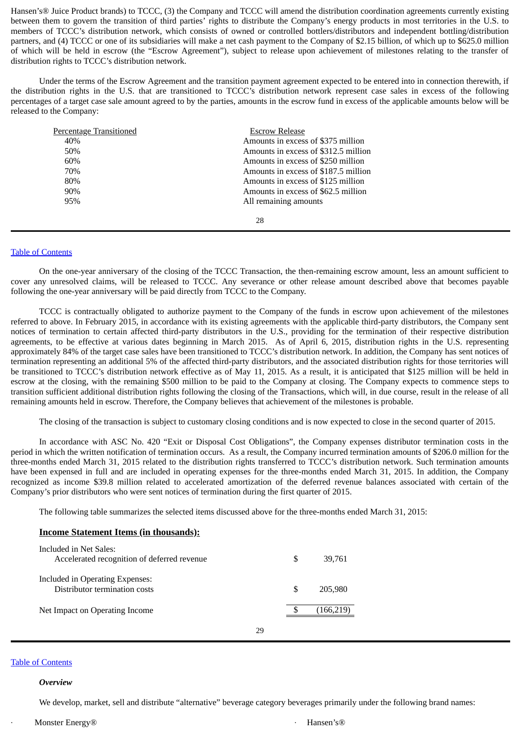Hansen's® Juice Product brands) to TCCC, (3) the Company and TCCC will amend the distribution coordination agreements currently existing between them to govern the transition of third parties' rights to distribute the Company's energy products in most territories in the U.S. to members of TCCC's distribution network, which consists of owned or controlled bottlers/distributors and independent bottling/distribution partners, and (4) TCCC or one of its subsidiaries will make a net cash payment to the Company of $2.15 billion, of which up to $625.0 million of which will be held in escrow (the "Escrow Agreement"), subject to release upon achievement of milestones relating to the transfer of distribution rights to TCCC's distribution network.

Under the terms of the Escrow Agreement and the transition payment agreement expected to be entered into in connection therewith, if the distribution rights in the U.S. that are transitioned to TCCC's distribution network represent case sales in excess of the following percentages of a target case sale amount agreed to by the parties, amounts in the escrow fund in excess of the applicable amounts below will be released to the Company:

| Percentage Transitioned | Escrow Release |
|---|---|
| 40% | Amounts in excess of $375 million |
| 50% | Amounts in excess of $312.5 million |
| 60% | Amounts in excess of $250 million |
| 70% | Amounts in excess of $187.5 million |
| 80% | Amounts in excess of $125 million |
| 90% | Amounts in excess of $62.5 million |
| 95% | All remaining amounts |

On the one-year anniversary of the closing of the TCCC Transaction, the then-remaining escrow amount, less an amount sufficient to cover any unresolved claims, will be released to TCCC. Any severance or other release amount described above that becomes payable following the one-year anniversary will be paid directly from TCCC to the Company.

TCCC is contractually obligated to authorize payment to the Company of the funds in escrow upon achievement of the milestones referred to above. In February 2015, in accordance with its existing agreements with the applicable third-party distributors, the Company sent notices of termination to certain affected third-party distributors in the U.S., providing for the termination of their respective distribution agreements, to be effective at various dates beginning in March 2015. As of April 6, 2015, distribution rights in the U.S. representing approximately 84% of the target case sales have been transitioned to TCCC's distribution network. In addition, the Company has sent notices of termination representing an additional 5% of the affected third-party distributors, and the associated distribution rights for those territories will be transitioned to TCCC's distribution network effective as of May 11, 2015. As a result, it is anticipated that $125 million will be held in escrow at the closing, with the remaining $500 million to be paid to the Company at closing. The Company expects to commence steps to transition sufficient additional distribution rights following the closing of the Transactions, which will, in due course, result in the release of all remaining amounts held in escrow. Therefore, the Company believes that achievement of the milestones is probable.

The closing of the transaction is subject to customary closing conditions and is now expected to close in the second quarter of 2015.

In accordance with ASC No. 420 "Exit or Disposal Cost Obligations", the Company expenses distributor termination costs in the period in which the written notification of termination occurs. As a result, the Company incurred termination amounts of $206.0 million for the three-months ended March 31, 2015 related to the distribution rights transferred to TCCC's distribution network. Such termination amounts have been expensed in full and are included in operating expenses for the three-months ended March 31, 2015. In addition, the Company recognized as income $39.8 million related to accelerated amortization of the deferred revenue balances associated with certain of the Company's prior distributors who were sent notices of termination during the first quarter of 2015.

The following table summarizes the selected items discussed above for the three-months ended March 31, 2015:

**Income Statement Items (in thousands):**

| | |
|---|---|
| Included in Net Sales: | |
| Accelerated recognition of deferred revenue | $ 39,761 |
| Included in Operating Expenses: | |
| Distributor termination costs | $ 205,980 |
| Net Impact on Operating Income | $ (166,219) |

***Overview***

We develop, market, sell and distribute "alternative" beverage category beverages primarily under the following brand names:

- Monster Energy®
- Hansen's®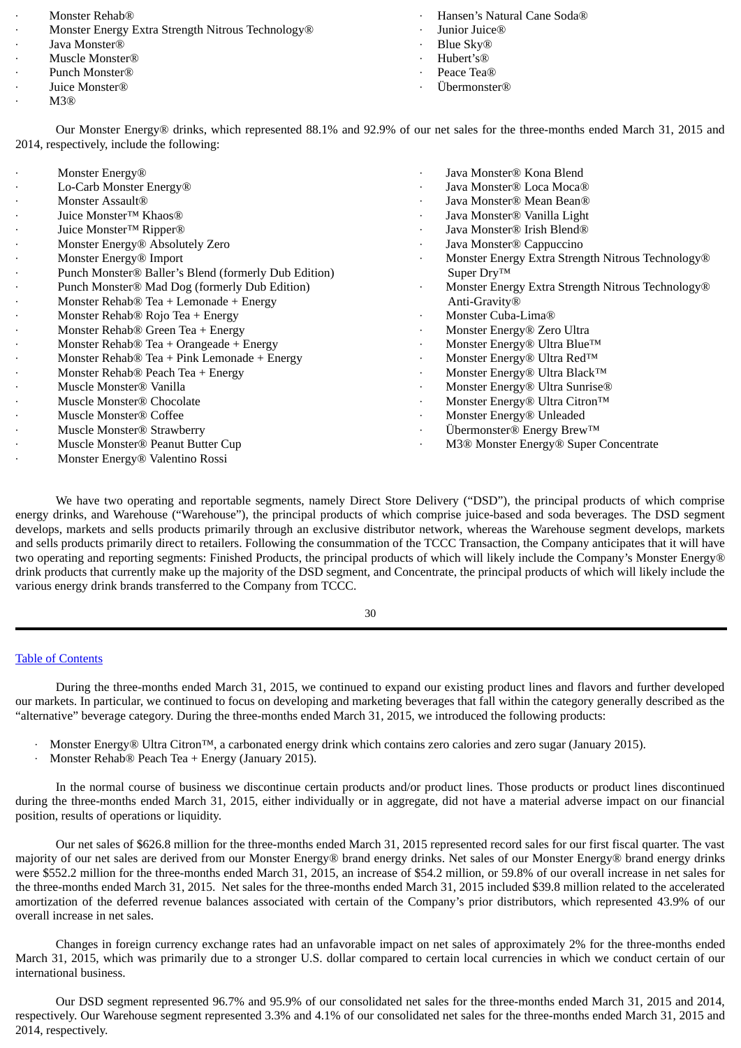- Monster Rehab®
- Monster Energy Extra Strength Nitrous Technology®
- Java Monster®
- Muscle Monster®
- Punch Monster®
- Juice Monster®
- M3®
- Hansen's Natural Cane Soda®
- Junior Juice®
- Blue Sky®
- Hubert's®
- Peace Tea®
- Übermonster®

Our Monster Energy® drinks, which represented 88.1% and 92.9% of our net sales for the three-months ended March 31, 2015 and 2014, respectively, include the following:

- Monster Energy®
- Lo-Carb Monster Energy®
- Monster Assault®
- Juice Monster™ Khaos®
- Juice Monster™ Ripper®
- Monster Energy® Absolutely Zero
- Monster Energy® Import
- Punch Monster® Baller's Blend (formerly Dub Edition)
- Punch Monster® Mad Dog (formerly Dub Edition)
- Monster Rehab® Tea + Lemonade + Energy
- Monster Rehab® Rojo Tea + Energy
- Monster Rehab® Green Tea + Energy
- Monster Rehab® Tea + Orangeade + Energy
- Monster Rehab® Tea + Pink Lemonade + Energy
- Monster Rehab® Peach Tea + Energy
- Muscle Monster® Vanilla
- Muscle Monster® Chocolate
- Muscle Monster® Coffee
- Muscle Monster® Strawberry
- Muscle Monster® Peanut Butter Cup
- Monster Energy® Valentino Rossi
- Java Monster® Kona Blend
- Java Monster® Loca Moca®
- Java Monster® Mean Bean®
- Java Monster® Vanilla Light
- Java Monster® Irish Blend®
- Java Monster® Cappuccino
- Monster Energy Extra Strength Nitrous Technology® Super Dry™
- Monster Energy Extra Strength Nitrous Technology® Anti-Gravity®
- Monster Cuba-Lima®
- Monster Energy® Zero Ultra
- Monster Energy® Ultra Blue™
- Monster Energy® Ultra Red™
- Monster Energy® Ultra Black™
- Monster Energy® Ultra Sunrise®
- Monster Energy® Ultra Citron™
- Monster Energy® Unleaded
- Übermonster® Energy Brew™
- M3® Monster Energy® Super Concentrate

We have two operating and reportable segments, namely Direct Store Delivery ("DSD"), the principal products of which comprise energy drinks, and Warehouse ("Warehouse"), the principal products of which comprise juice-based and soda beverages. The DSD segment develops, markets and sells products primarily through an exclusive distributor network, whereas the Warehouse segment develops, markets and sells products primarily direct to retailers. Following the consummation of the TCCC Transaction, the Company anticipates that it will have two operating and reporting segments: Finished Products, the principal products of which will likely include the Company's Monster Energy® drink products that currently make up the majority of the DSD segment, and Concentrate, the principal products of which will likely include the various energy drink brands transferred to the Company from TCCC.

During the three-months ended March 31, 2015, we continued to expand our existing product lines and flavors and further developed our markets. In particular, we continued to focus on developing and marketing beverages that fall within the category generally described as the "alternative" beverage category. During the three-months ended March 31, 2015, we introduced the following products:

- Monster Energy® Ultra Citron™, a carbonated energy drink which contains zero calories and zero sugar (January 2015).
- Monster Rehab® Peach Tea + Energy (January 2015).

In the normal course of business we discontinue certain products and/or product lines. Those products or product lines discontinued during the three-months ended March 31, 2015, either individually or in aggregate, did not have a material adverse impact on our financial position, results of operations or liquidity.

Our net sales of $626.8 million for the three-months ended March 31, 2015 represented record sales for our first fiscal quarter. The vast majority of our net sales are derived from our Monster Energy® brand energy drinks. Net sales of our Monster Energy® brand energy drinks were $552.2 million for the three-months ended March 31, 2015, an increase of $54.2 million, or 59.8% of our overall increase in net sales for the three-months ended March 31, 2015. Net sales for the three-months ended March 31, 2015 included $39.8 million related to the accelerated amortization of the deferred revenue balances associated with certain of the Company's prior distributors, which represented 43.9% of our overall increase in net sales.

Changes in foreign currency exchange rates had an unfavorable impact on net sales of approximately 2% for the three-months ended March 31, 2015, which was primarily due to a stronger U.S. dollar compared to certain local currencies in which we conduct certain of our international business.

Our DSD segment represented 96.7% and 95.9% of our consolidated net sales for the three-months ended March 31, 2015 and 2014, respectively. Our Warehouse segment represented 3.3% and 4.1% of our consolidated net sales for the three-months ended March 31, 2015 and 2014, respectively.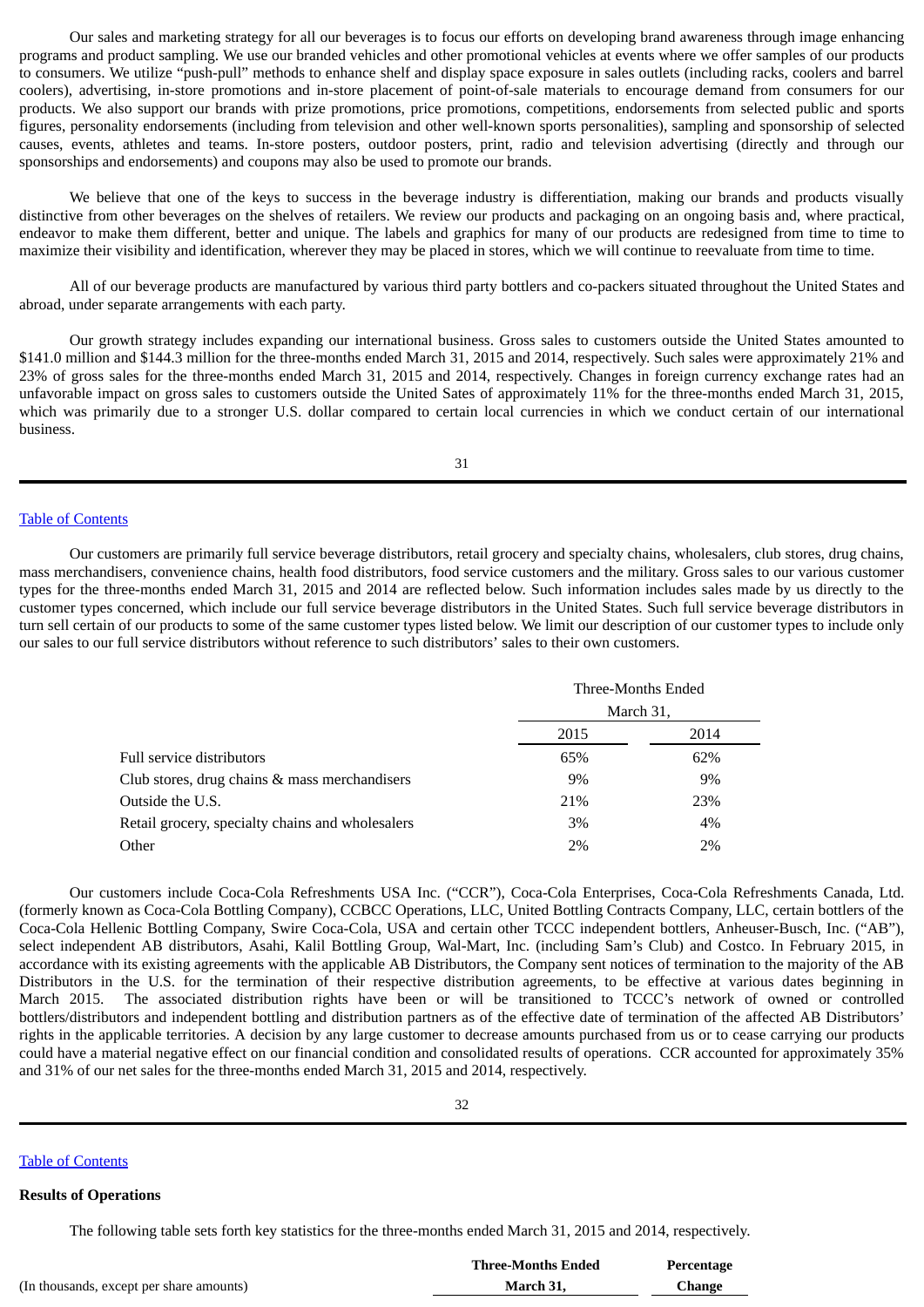Our sales and marketing strategy for all our beverages is to focus our efforts on developing brand awareness through image enhancing programs and product sampling. We use our branded vehicles and other promotional vehicles at events where we offer samples of our products to consumers. We utilize "push-pull" methods to enhance shelf and display space exposure in sales outlets (including racks, coolers and barrel coolers), advertising, in-store promotions and in-store placement of point-of-sale materials to encourage demand from consumers for our products. We also support our brands with prize promotions, price promotions, competitions, endorsements from selected public and sports figures, personality endorsements (including from television and other well-known sports personalities), sampling and sponsorship of selected causes, events, athletes and teams. In-store posters, outdoor posters, print, radio and television advertising (directly and through our sponsorships and endorsements) and coupons may also be used to promote our brands.

We believe that one of the keys to success in the beverage industry is differentiation, making our brands and products visually distinctive from other beverages on the shelves of retailers. We review our products and packaging on an ongoing basis and, where practical, endeavor to make them different, better and unique. The labels and graphics for many of our products are redesigned from time to time to maximize their visibility and identification, wherever they may be placed in stores, which we will continue to reevaluate from time to time.

All of our beverage products are manufactured by various third party bottlers and co-packers situated throughout the United States and abroad, under separate arrangements with each party.

Our growth strategy includes expanding our international business. Gross sales to customers outside the United States amounted to $141.0 million and $144.3 million for the three-months ended March 31, 2015 and 2014, respectively. Such sales were approximately 21% and 23% of gross sales for the three-months ended March 31, 2015 and 2014, respectively. Changes in foreign currency exchange rates had an unfavorable impact on gross sales to customers outside the United Sates of approximately 11% for the three-months ended March 31, 2015, which was primarily due to a stronger U.S. dollar compared to certain local currencies in which we conduct certain of our international business.

Table of Contents

Our customers are primarily full service beverage distributors, retail grocery and specialty chains, wholesalers, club stores, drug chains, mass merchandisers, convenience chains, health food distributors, food service customers and the military. Gross sales to our various customer types for the three-months ended March 31, 2015 and 2014 are reflected below. Such information includes sales made by us directly to the customer types concerned, which include our full service beverage distributors in the United States. Such full service beverage distributors in turn sell certain of our products to some of the same customer types listed below. We limit our description of our customer types to include only our sales to our full service distributors without reference to such distributors' sales to their own customers.

| | Three-Months Ended March 31, | |
|---|---|---|
| | 2015 | 2014 |
| Full service distributors | 65% | 62% |
| Club stores, drug chains & mass merchandisers | 9% | 9% |
| Outside the U.S. | 21% | 23% |
| Retail grocery, specialty chains and wholesalers | 3% | 4% |
| Other | 2% | 2% |

Our customers include Coca-Cola Refreshments USA Inc. ("CCR"), Coca-Cola Enterprises, Coca-Cola Refreshments Canada, Ltd. (formerly known as Coca-Cola Bottling Company), CCBCC Operations, LLC, United Bottling Contracts Company, LLC, certain bottlers of the Coca-Cola Hellenic Bottling Company, Swire Coca-Cola, USA and certain other TCCC independent bottlers, Anheuser-Busch, Inc. ("AB"), select independent AB distributors, Asahi, Kalil Bottling Group, Wal-Mart, Inc. (including Sam's Club) and Costco. In February 2015, in accordance with its existing agreements with the applicable AB Distributors, the Company sent notices of termination to the majority of the AB Distributors in the U.S. for the termination of their respective distribution agreements, to be effective at various dates beginning in March 2015. The associated distribution rights have been or will be transitioned to TCCC's network of owned or controlled bottlers/distributors and independent bottling and distribution partners as of the effective date of termination of the affected AB Distributors' rights in the applicable territories. A decision by any large customer to decrease amounts purchased from us or to cease carrying our products could have a material negative effect on our financial condition and consolidated results of operations. CCR accounted for approximately 35% and 31% of our net sales for the three-months ended March 31, 2015 and 2014, respectively.

Table of Contents

**Results of Operations**

The following table sets forth key statistics for the three-months ended March 31, 2015 and 2014, respectively.

| (In thousands, except per share amounts) | **Three-Months Ended March 31,** | **Percentage Change** |
|---|---|---|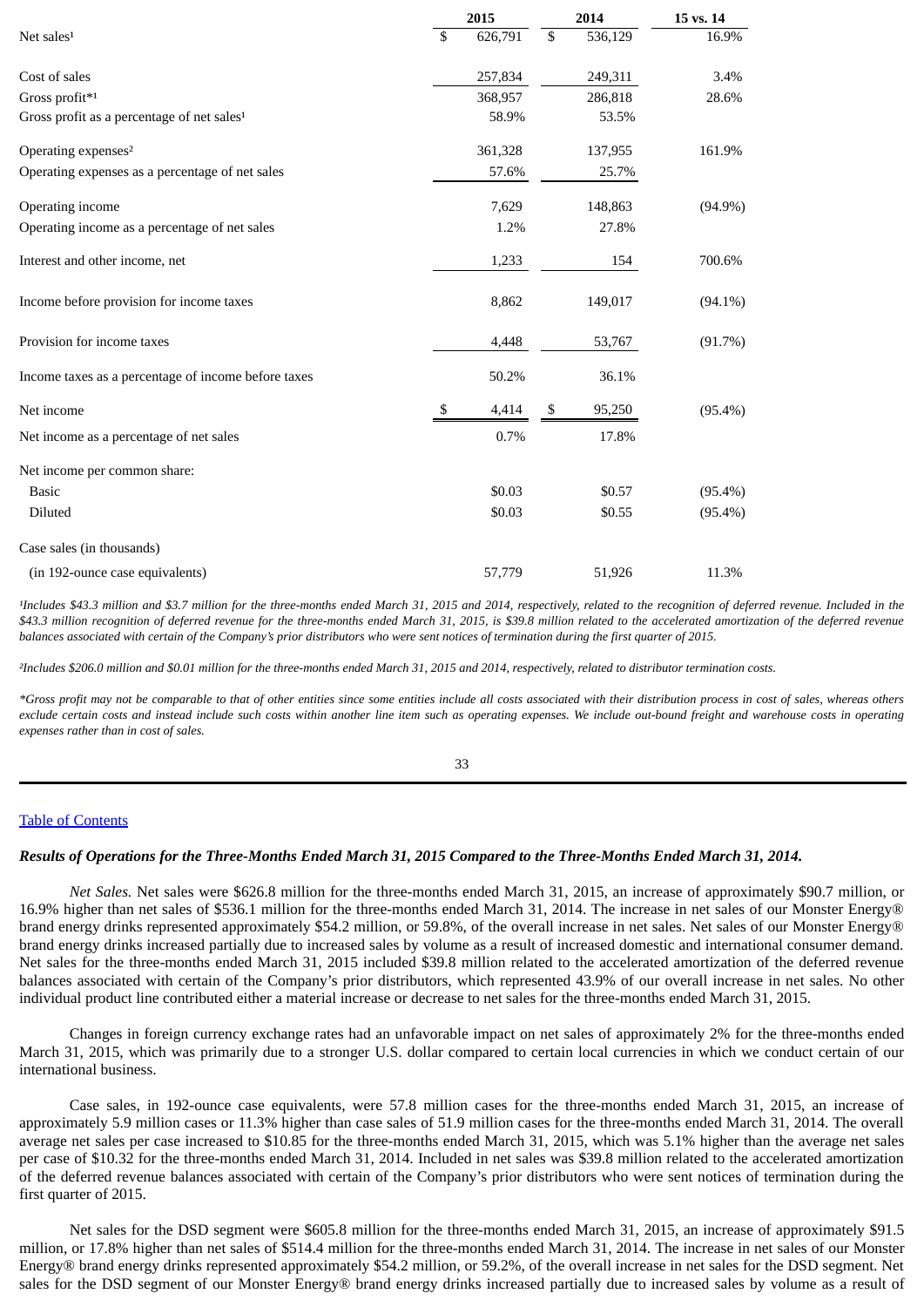| | 2015 | 2014 | 15 vs. 14 |
|---|---|---|---|
| Net sales[1] | $ 626,791 | $ 536,129 | 16.9% |
| | | | |
| Cost of sales | 257,834 | 249,311 | 3.4% |
| Gross profit*[1] | 368,957 | 286,818 | 28.6% |
| Gross profit as a percentage of net sales[1] | 58.9% | 53.5% | |
| | | | |
| Operating expenses[2] | 361,328 | 137,955 | 161.9% |
| Operating expenses as a percentage of net sales | 57.6% | 25.7% | |
| | | | |
| Operating income | 7,629 | 148,863 | (94.9%) |
| Operating income as a percentage of net sales | 1.2% | 27.8% | |
| | | | |
| Interest and other income, net | 1,233 | 154 | 700.6% |
| | | | |
| Income before provision for income taxes | 8,862 | 149,017 | (94.1%) |
| | | | |
| Provision for income taxes | 4,448 | 53,767 | (91.7%) |
| | | | |
| Income taxes as a percentage of income before taxes | 50.2% | 36.1% | |
| | | | |
| Net income | $ 4,414 | $ 95,250 | (95.4%) |
| Net income as a percentage of net sales | 0.7% | 17.8% | |
| | | | |
| Net income per common share: | | | |
| Basic | $0.03 | $0.57 | (95.4%) |
| Diluted | $0.03 | $0.55 | (95.4%) |
| | | | |
| Case sales (in thousands) | | | |
| (in 192-ounce case equivalents) | 57,779 | 51,926 | 11.3% |

*[1]Includes $43.3 million and $3.7 million for the three-months ended March 31, 2015 and 2014, respectively, related to the recognition of deferred revenue. Included in the $43.3 million recognition of deferred revenue for the three-months ended March 31, 2015, is $39.8 million related to the accelerated amortization of the deferred revenue balances associated with certain of the Company's prior distributors who were sent notices of termination during the first quarter of 2015.*

*[2]Includes $206.0 million and $0.01 million for the three-months ended March 31, 2015 and 2014, respectively, related to distributor termination costs.*

**Gross profit may not be comparable to that of other entities since some entities include all costs associated with their distribution process in cost of sales, whereas others exclude certain costs and instead include such costs within another line item such as operating expenses. We include out-bound freight and warehouse costs in operating expenses rather than in cost of sales.*

Table of Contents

***Results of Operations for the Three-Months Ended March 31, 2015 Compared to the Three-Months Ended March 31, 2014.***

*Net Sales.* Net sales were $626.8 million for the three-months ended March 31, 2015, an increase of approximately $90.7 million, or 16.9% higher than net sales of $536.1 million for the three-months ended March 31, 2014. The increase in net sales of our Monster Energy® brand energy drinks represented approximately $54.2 million, or 59.8%, of the overall increase in net sales. Net sales of our Monster Energy® brand energy drinks increased partially due to increased sales by volume as a result of increased domestic and international consumer demand. Net sales for the three-months ended March 31, 2015 included $39.8 million related to the accelerated amortization of the deferred revenue balances associated with certain of the Company's prior distributors, which represented 43.9% of our overall increase in net sales. No other individual product line contributed either a material increase or decrease to net sales for the three-months ended March 31, 2015.

Changes in foreign currency exchange rates had an unfavorable impact on net sales of approximately 2% for the three-months ended March 31, 2015, which was primarily due to a stronger U.S. dollar compared to certain local currencies in which we conduct certain of our international business.

Case sales, in 192-ounce case equivalents, were 57.8 million cases for the three-months ended March 31, 2015, an increase of approximately 5.9 million cases or 11.3% higher than case sales of 51.9 million cases for the three-months ended March 31, 2014. The overall average net sales per case increased to $10.85 for the three-months ended March 31, 2015, which was 5.1% higher than the average net sales per case of $10.32 for the three-months ended March 31, 2014. Included in net sales was $39.8 million related to the accelerated amortization of the deferred revenue balances associated with certain of the Company's prior distributors who were sent notices of termination during the first quarter of 2015.

Net sales for the DSD segment were $605.8 million for the three-months ended March 31, 2015, an increase of approximately $91.5 million, or 17.8% higher than net sales of $514.4 million for the three-months ended March 31, 2014. The increase in net sales of our Monster Energy® brand energy drinks represented approximately $54.2 million, or 59.2%, of the overall increase in net sales for the DSD segment. Net sales for the DSD segment of our Monster Energy® brand energy drinks increased partially due to increased sales by volume as a result of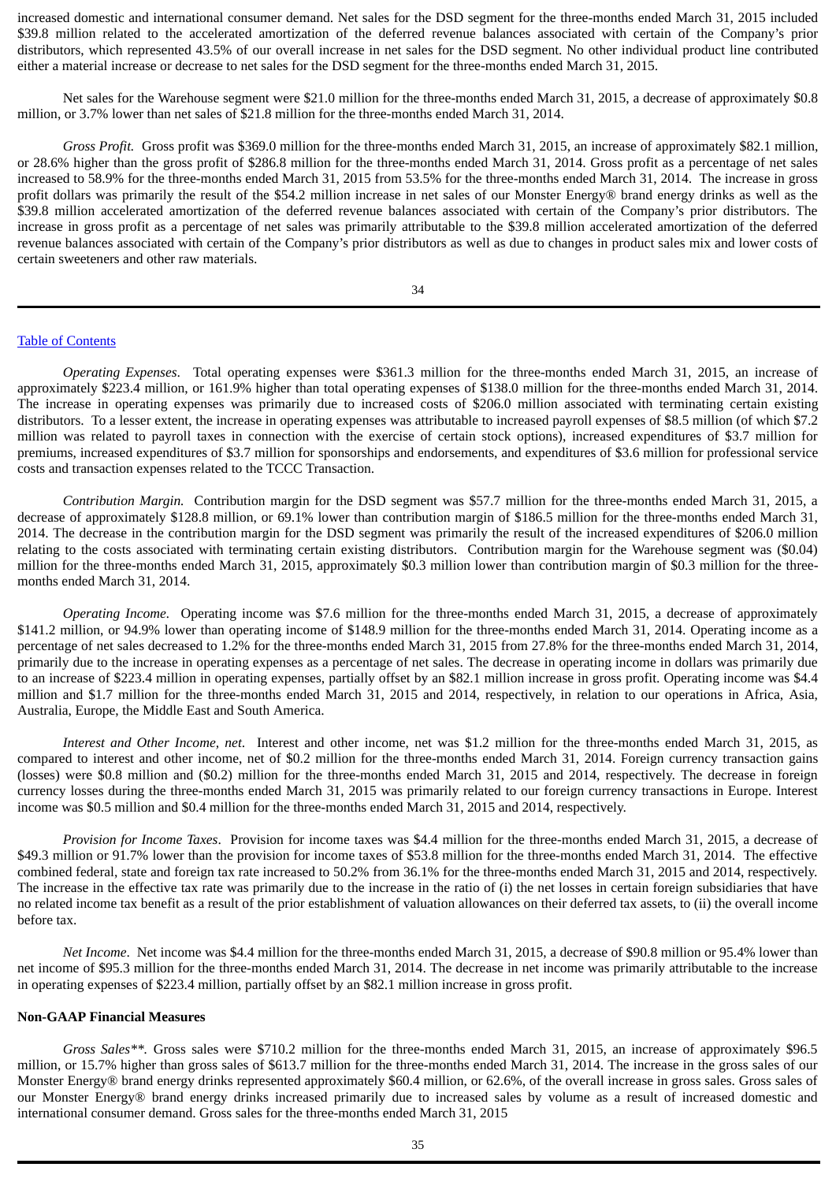increased domestic and international consumer demand. Net sales for the DSD segment for the three-months ended March 31, 2015 included $39.8 million related to the accelerated amortization of the deferred revenue balances associated with certain of the Company's prior distributors, which represented 43.5% of our overall increase in net sales for the DSD segment. No other individual product line contributed either a material increase or decrease to net sales for the DSD segment for the three-months ended March 31, 2015.

Net sales for the Warehouse segment were $21.0 million for the three-months ended March 31, 2015, a decrease of approximately $0.8 million, or 3.7% lower than net sales of $21.8 million for the three-months ended March 31, 2014.

*Gross Profit.* Gross profit was $369.0 million for the three-months ended March 31, 2015, an increase of approximately $82.1 million, or 28.6% higher than the gross profit of $286.8 million for the three-months ended March 31, 2014. Gross profit as a percentage of net sales increased to 58.9% for the three-months ended March 31, 2015 from 53.5% for the three-months ended March 31, 2014. The increase in gross profit dollars was primarily the result of the $54.2 million increase in net sales of our Monster Energy® brand energy drinks as well as the $39.8 million accelerated amortization of the deferred revenue balances associated with certain of the Company's prior distributors. The increase in gross profit as a percentage of net sales was primarily attributable to the $39.8 million accelerated amortization of the deferred revenue balances associated with certain of the Company's prior distributors as well as due to changes in product sales mix and lower costs of certain sweeteners and other raw materials.

Table of Contents

*Operating Expenses.* Total operating expenses were $361.3 million for the three-months ended March 31, 2015, an increase of approximately $223.4 million, or 161.9% higher than total operating expenses of $138.0 million for the three-months ended March 31, 2014. The increase in operating expenses was primarily due to increased costs of $206.0 million associated with terminating certain existing distributors. To a lesser extent, the increase in operating expenses was attributable to increased payroll expenses of $8.5 million (of which $7.2 million was related to payroll taxes in connection with the exercise of certain stock options), increased expenditures of $3.7 million for premiums, increased expenditures of $3.7 million for sponsorships and endorsements, and expenditures of $3.6 million for professional service costs and transaction expenses related to the TCCC Transaction.

*Contribution Margin.* Contribution margin for the DSD segment was $57.7 million for the three-months ended March 31, 2015, a decrease of approximately $128.8 million, or 69.1% lower than contribution margin of $186.5 million for the three-months ended March 31, 2014. The decrease in the contribution margin for the DSD segment was primarily the result of the increased expenditures of $206.0 million relating to the costs associated with terminating certain existing distributors. Contribution margin for the Warehouse segment was ($0.04) million for the three-months ended March 31, 2015, approximately $0.3 million lower than contribution margin of $0.3 million for the three-months ended March 31, 2014.

*Operating Income.* Operating income was $7.6 million for the three-months ended March 31, 2015, a decrease of approximately $141.2 million, or 94.9% lower than operating income of $148.9 million for the three-months ended March 31, 2014. Operating income as a percentage of net sales decreased to 1.2% for the three-months ended March 31, 2015 from 27.8% for the three-months ended March 31, 2014, primarily due to the increase in operating expenses as a percentage of net sales. The decrease in operating income in dollars was primarily due to an increase of $223.4 million in operating expenses, partially offset by an $82.1 million increase in gross profit. Operating income was $4.4 million and $1.7 million for the three-months ended March 31, 2015 and 2014, respectively, in relation to our operations in Africa, Asia, Australia, Europe, the Middle East and South America.

*Interest and Other Income, net.* Interest and other income, net was $1.2 million for the three-months ended March 31, 2015, as compared to interest and other income, net of $0.2 million for the three-months ended March 31, 2014. Foreign currency transaction gains (losses) were $0.8 million and ($0.2) million for the three-months ended March 31, 2015 and 2014, respectively. The decrease in foreign currency losses during the three-months ended March 31, 2015 was primarily related to our foreign currency transactions in Europe. Interest income was $0.5 million and $0.4 million for the three-months ended March 31, 2015 and 2014, respectively.

*Provision for Income Taxes.* Provision for income taxes was $4.4 million for the three-months ended March 31, 2015, a decrease of $49.3 million or 91.7% lower than the provision for income taxes of $53.8 million for the three-months ended March 31, 2014. The effective combined federal, state and foreign tax rate increased to 50.2% from 36.1% for the three-months ended March 31, 2015 and 2014, respectively. The increase in the effective tax rate was primarily due to the increase in the ratio of (i) the net losses in certain foreign subsidiaries that have no related income tax benefit as a result of the prior establishment of valuation allowances on their deferred tax assets, to (ii) the overall income before tax.

*Net Income.* Net income was $4.4 million for the three-months ended March 31, 2015, a decrease of $90.8 million or 95.4% lower than net income of $95.3 million for the three-months ended March 31, 2014. The decrease in net income was primarily attributable to the increase in operating expenses of $223.4 million, partially offset by an $82.1 million increase in gross profit.

**Non-GAAP Financial Measures**

*Gross Sales\*\*.* Gross sales were $710.2 million for the three-months ended March 31, 2015, an increase of approximately $96.5 million, or 15.7% higher than gross sales of $613.7 million for the three-months ended March 31, 2014. The increase in the gross sales of our Monster Energy® brand energy drinks represented approximately $60.4 million, or 62.6%, of the overall increase in gross sales. Gross sales of our Monster Energy® brand energy drinks increased primarily due to increased sales by volume as a result of increased domestic and international consumer demand. Gross sales for the three-months ended March 31, 2015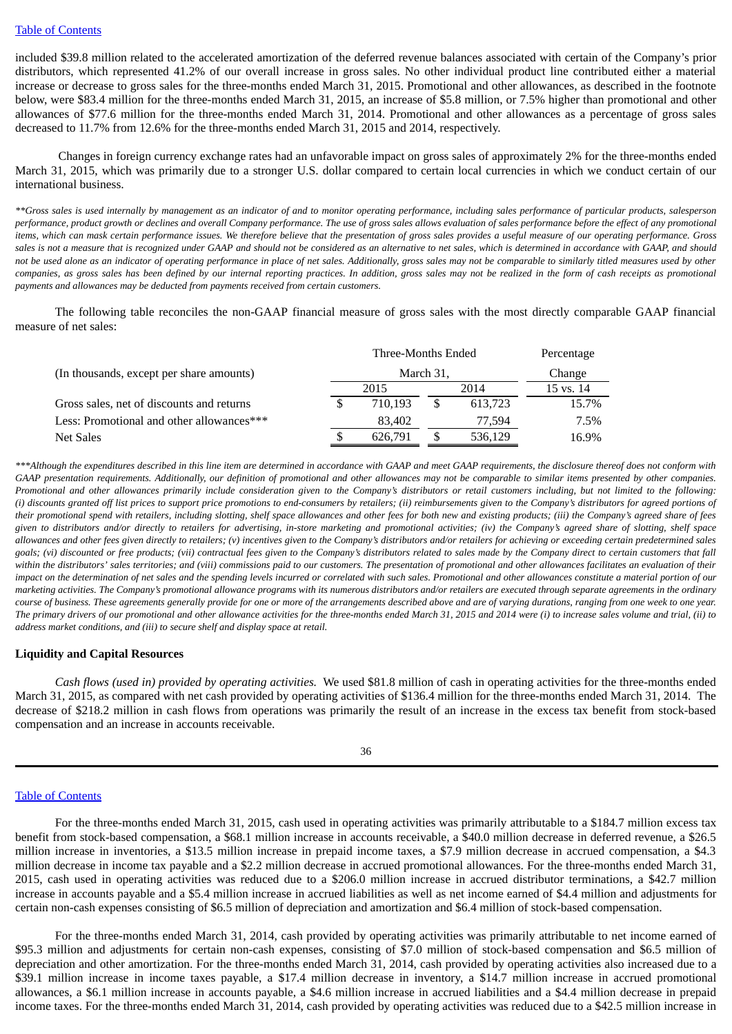included $39.8 million related to the accelerated amortization of the deferred revenue balances associated with certain of the Company's prior distributors, which represented 41.2% of our overall increase in gross sales. No other individual product line contributed either a material increase or decrease to gross sales for the three-months ended March 31, 2015. Promotional and other allowances, as described in the footnote below, were $83.4 million for the three-months ended March 31, 2015, an increase of $5.8 million, or 7.5% higher than promotional and other allowances of $77.6 million for the three-months ended March 31, 2014. Promotional and other allowances as a percentage of gross sales decreased to 11.7% from 12.6% for the three-months ended March 31, 2015 and 2014, respectively.

Changes in foreign currency exchange rates had an unfavorable impact on gross sales of approximately 2% for the three-months ended March 31, 2015, which was primarily due to a stronger U.S. dollar compared to certain local currencies in which we conduct certain of our international business.

*\*\*Gross sales is used internally by management as an indicator of and to monitor operating performance, including sales performance of particular products, salesperson performance, product growth or declines and overall Company performance. The use of gross sales allows evaluation of sales performance before the effect of any promotional items, which can mask certain performance issues. We therefore believe that the presentation of gross sales provides a useful measure of our operating performance. Gross sales is not a measure that is recognized under GAAP and should not be considered as an alternative to net sales, which is determined in accordance with GAAP, and should not be used alone as an indicator of operating performance in place of net sales. Additionally, gross sales may not be comparable to similarly titled measures used by other companies, as gross sales has been defined by our internal reporting practices. In addition, gross sales may not be realized in the form of cash receipts as promotional payments and allowances may be deducted from payments received from certain customers.*

The following table reconciles the non-GAAP financial measure of gross sales with the most directly comparable GAAP financial measure of net sales:

| (In thousands, except per share amounts) | Three-Months Ended March 31, 2015 | Three-Months Ended March 31, 2014 | Percentage Change 15 vs. 14 |
|---|---|---|---|
| Gross sales, net of discounts and returns | $ 710,193 | $ 613,723 | 15.7% |
| Less: Promotional and other allowances*** | 83,402 | 77,594 | 7.5% |
| Net Sales | $ 626,791 | $ 536,129 | 16.9% |

*\*\*\*Although the expenditures described in this line item are determined in accordance with GAAP and meet GAAP requirements, the disclosure thereof does not conform with GAAP presentation requirements. Additionally, our definition of promotional and other allowances may not be comparable to similar items presented by other companies. Promotional and other allowances primarily include consideration given to the Company's distributors or retail customers including, but not limited to the following: (i) discounts granted off list prices to support price promotions to end-consumers by retailers; (ii) reimbursements given to the Company's distributors for agreed portions of their promotional spend with retailers, including slotting, shelf space allowances and other fees for both new and existing products; (iii) the Company's agreed share of fees given to distributors and/or directly to retailers for advertising, in-store marketing and promotional activities; (iv) the Company's agreed share of slotting, shelf space allowances and other fees given directly to retailers; (v) incentives given to the Company's distributors and/or retailers for achieving or exceeding certain predetermined sales goals; (vi) discounted or free products; (vii) contractual fees given to the Company's distributors related to sales made by the Company direct to certain customers that fall within the distributors' sales territories; and (viii) commissions paid to our customers. The presentation of promotional and other allowances facilitates an evaluation of their impact on the determination of net sales and the spending levels incurred or correlated with such sales. Promotional and other allowances constitute a material portion of our marketing activities. The Company's promotional allowance programs with its numerous distributors and/or retailers are executed through separate agreements in the ordinary course of business. These agreements generally provide for one or more of the arrangements described above and are of varying durations, ranging from one week to one year. The primary drivers of our promotional and other allowance activities for the three-months ended March 31, 2015 and 2014 were (i) to increase sales volume and trial, (ii) to address market conditions, and (iii) to secure shelf and display space at retail.*

**Liquidity and Capital Resources**

*Cash flows (used in) provided by operating activities.* We used $81.8 million of cash in operating activities for the three-months ended March 31, 2015, as compared with net cash provided by operating activities of $136.4 million for the three-months ended March 31, 2014. The decrease of $218.2 million in cash flows from operations was primarily the result of an increase in the excess tax benefit from stock-based compensation and an increase in accounts receivable.

For the three-months ended March 31, 2015, cash used in operating activities was primarily attributable to a $184.7 million excess tax benefit from stock-based compensation, a $68.1 million increase in accounts receivable, a $40.0 million decrease in deferred revenue, a $26.5 million increase in inventories, a $13.5 million increase in prepaid income taxes, a $7.9 million decrease in accrued compensation, a $4.3 million decrease in income tax payable and a $2.2 million decrease in accrued promotional allowances. For the three-months ended March 31, 2015, cash used in operating activities was reduced due to a $206.0 million increase in accrued distributor terminations, a $42.7 million increase in accounts payable and a $5.4 million increase in accrued liabilities as well as net income earned of $4.4 million and adjustments for certain non-cash expenses consisting of $6.5 million of depreciation and amortization and $6.4 million of stock-based compensation.

For the three-months ended March 31, 2014, cash provided by operating activities was primarily attributable to net income earned of $95.3 million and adjustments for certain non-cash expenses, consisting of $7.0 million of stock-based compensation and $6.5 million of depreciation and other amortization. For the three-months ended March 31, 2014, cash provided by operating activities also increased due to a $39.1 million increase in income taxes payable, a $17.4 million decrease in inventory, a $14.7 million increase in accrued promotional allowances, a $6.1 million increase in accounts payable, a $4.6 million increase in accrued liabilities and a $4.4 million decrease in prepaid income taxes. For the three-months ended March 31, 2014, cash provided by operating activities was reduced due to a $42.5 million increase in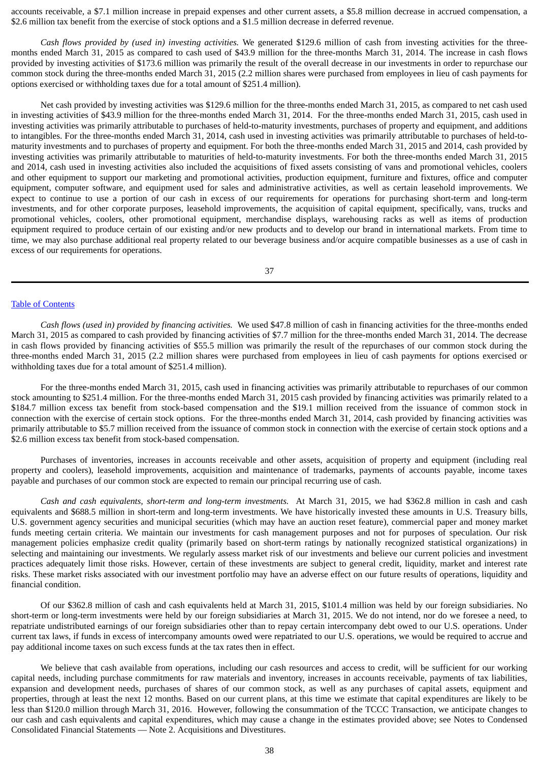accounts receivable, a $7.1 million increase in prepaid expenses and other current assets, a $5.8 million decrease in accrued compensation, a $2.6 million tax benefit from the exercise of stock options and a $1.5 million decrease in deferred revenue.

*Cash flows provided by (used in) investing activities.* We generated $129.6 million of cash from investing activities for the three-months ended March 31, 2015 as compared to cash used of $43.9 million for the three-months March 31, 2014. The increase in cash flows provided by investing activities of $173.6 million was primarily the result of the overall decrease in our investments in order to repurchase our common stock during the three-months ended March 31, 2015 (2.2 million shares were purchased from employees in lieu of cash payments for options exercised or withholding taxes due for a total amount of $251.4 million).

Net cash provided by investing activities was $129.6 million for the three-months ended March 31, 2015, as compared to net cash used in investing activities of $43.9 million for the three-months ended March 31, 2014. For the three-months ended March 31, 2015, cash used in investing activities was primarily attributable to purchases of held-to-maturity investments, purchases of property and equipment, and additions to intangibles. For the three-months ended March 31, 2014, cash used in investing activities was primarily attributable to purchases of held-to-maturity investments and to purchases of property and equipment. For both the three-months ended March 31, 2015 and 2014, cash provided by investing activities was primarily attributable to maturities of held-to-maturity investments. For both the three-months ended March 31, 2015 and 2014, cash used in investing activities also included the acquisitions of fixed assets consisting of vans and promotional vehicles, coolers and other equipment to support our marketing and promotional activities, production equipment, furniture and fixtures, office and computer equipment, computer software, and equipment used for sales and administrative activities, as well as certain leasehold improvements. We expect to continue to use a portion of our cash in excess of our requirements for operations for purchasing short-term and long-term investments, and for other corporate purposes, leasehold improvements, the acquisition of capital equipment, specifically, vans, trucks and promotional vehicles, coolers, other promotional equipment, merchandise displays, warehousing racks as well as items of production equipment required to produce certain of our existing and/or new products and to develop our brand in international markets. From time to time, we may also purchase additional real property related to our beverage business and/or acquire compatible businesses as a use of cash in excess of our requirements for operations.

*Cash flows (used in) provided by financing activities.* We used $47.8 million of cash in financing activities for the three-months ended March 31, 2015 as compared to cash provided by financing activities of $7.7 million for the three-months ended March 31, 2014. The decrease in cash flows provided by financing activities of $55.5 million was primarily the result of the repurchases of our common stock during the three-months ended March 31, 2015 (2.2 million shares were purchased from employees in lieu of cash payments for options exercised or withholding taxes due for a total amount of $251.4 million).

For the three-months ended March 31, 2015, cash used in financing activities was primarily attributable to repurchases of our common stock amounting to $251.4 million. For the three-months ended March 31, 2015 cash provided by financing activities was primarily related to a $184.7 million excess tax benefit from stock-based compensation and the $19.1 million received from the issuance of common stock in connection with the exercise of certain stock options. For the three-months ended March 31, 2014, cash provided by financing activities was primarily attributable to $5.7 million received from the issuance of common stock in connection with the exercise of certain stock options and a $2.6 million excess tax benefit from stock-based compensation.

Purchases of inventories, increases in accounts receivable and other assets, acquisition of property and equipment (including real property and coolers), leasehold improvements, acquisition and maintenance of trademarks, payments of accounts payable, income taxes payable and purchases of our common stock are expected to remain our principal recurring use of cash.

*Cash and cash equivalents, short-term and long-term investments.* At March 31, 2015, we had $362.8 million in cash and cash equivalents and $688.5 million in short-term and long-term investments. We have historically invested these amounts in U.S. Treasury bills, U.S. government agency securities and municipal securities (which may have an auction reset feature), commercial paper and money market funds meeting certain criteria. We maintain our investments for cash management purposes and not for purposes of speculation. Our risk management policies emphasize credit quality (primarily based on short-term ratings by nationally recognized statistical organizations) in selecting and maintaining our investments. We regularly assess market risk of our investments and believe our current policies and investment practices adequately limit those risks. However, certain of these investments are subject to general credit, liquidity, market and interest rate risks. These market risks associated with our investment portfolio may have an adverse effect on our future results of operations, liquidity and financial condition.

Of our $362.8 million of cash and cash equivalents held at March 31, 2015, $101.4 million was held by our foreign subsidiaries. No short-term or long-term investments were held by our foreign subsidiaries at March 31, 2015. We do not intend, nor do we foresee a need, to repatriate undistributed earnings of our foreign subsidiaries other than to repay certain intercompany debt owed to our U.S. operations. Under current tax laws, if funds in excess of intercompany amounts owed were repatriated to our U.S. operations, we would be required to accrue and pay additional income taxes on such excess funds at the tax rates then in effect.

We believe that cash available from operations, including our cash resources and access to credit, will be sufficient for our working capital needs, including purchase commitments for raw materials and inventory, increases in accounts receivable, payments of tax liabilities, expansion and development needs, purchases of shares of our common stock, as well as any purchases of capital assets, equipment and properties, through at least the next 12 months. Based on our current plans, at this time we estimate that capital expenditures are likely to be less than $120.0 million through March 31, 2016. However, following the consummation of the TCCC Transaction, we anticipate changes to our cash and cash equivalents and capital expenditures, which may cause a change in the estimates provided above; see Notes to Condensed Consolidated Financial Statements — Note 2. Acquisitions and Divestitures.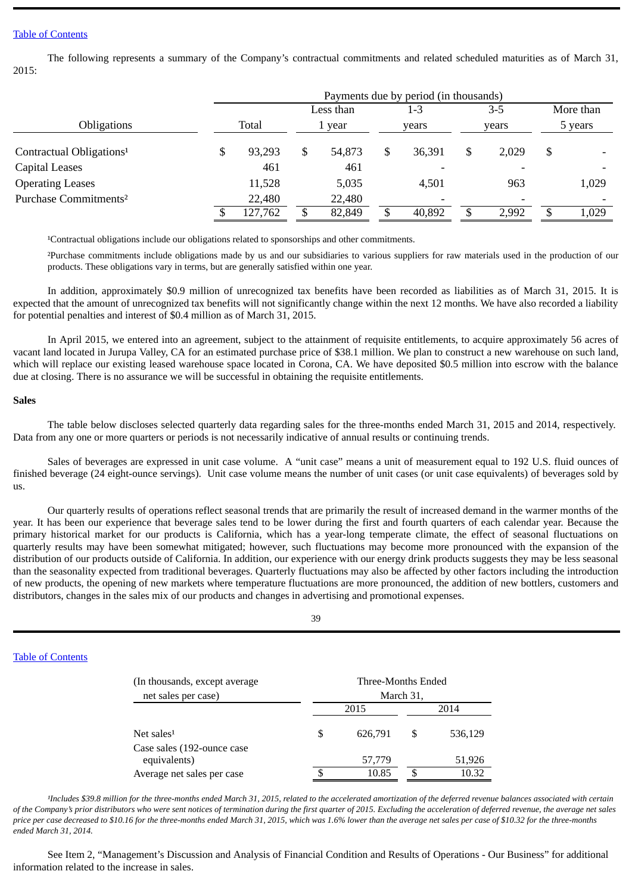The following represents a summary of the Company's contractual commitments and related scheduled maturities as of March 31, 2015:

| | Payments due by period (in thousands) | | | | |
|---|---|---|---|---|---|
| Obligations | Total | Less than 1 year | 1-3 years | 3-5 years | More than 5 years |
| Contractual Obligations[1] | $ 93,293 | $ 54,873 | $ 36,391 | $ 2,029 | $ - |
| Capital Leases | 461 | 461 | - | - | - |
| Operating Leases | 11,528 | 5,035 | 4,501 | 963 | 1,029 |
| Purchase Commitments[2] | 22,480 | 22,480 | - | - | - |
| | $ 127,762 | $ 82,849 | $ 40,892 | $ 2,992 | $ 1,029 |

[1]Contractual obligations include our obligations related to sponsorships and other commitments.

[2]Purchase commitments include obligations made by us and our subsidiaries to various suppliers for raw materials used in the production of our products. These obligations vary in terms, but are generally satisfied within one year.

In addition, approximately $0.9 million of unrecognized tax benefits have been recorded as liabilities as of March 31, 2015. It is expected that the amount of unrecognized tax benefits will not significantly change within the next 12 months. We have also recorded a liability for potential penalties and interest of $0.4 million as of March 31, 2015.

In April 2015, we entered into an agreement, subject to the attainment of requisite entitlements, to acquire approximately 56 acres of vacant land located in Jurupa Valley, CA for an estimated purchase price of $38.1 million. We plan to construct a new warehouse on such land, which will replace our existing leased warehouse space located in Corona, CA. We have deposited $0.5 million into escrow with the balance due at closing. There is no assurance we will be successful in obtaining the requisite entitlements.

**Sales**

The table below discloses selected quarterly data regarding sales for the three-months ended March 31, 2015 and 2014, respectively. Data from any one or more quarters or periods is not necessarily indicative of annual results or continuing trends.

Sales of beverages are expressed in unit case volume. A "unit case" means a unit of measurement equal to 192 U.S. fluid ounces of finished beverage (24 eight-ounce servings). Unit case volume means the number of unit cases (or unit case equivalents) of beverages sold by us.

Our quarterly results of operations reflect seasonal trends that are primarily the result of increased demand in the warmer months of the year. It has been our experience that beverage sales tend to be lower during the first and fourth quarters of each calendar year. Because the primary historical market for our products is California, which has a year-long temperate climate, the effect of seasonal fluctuations on quarterly results may have been somewhat mitigated; however, such fluctuations may become more pronounced with the expansion of the distribution of our products outside of California. In addition, our experience with our energy drink products suggests they may be less seasonal than the seasonality expected from traditional beverages. Quarterly fluctuations may also be affected by other factors including the introduction of new products, the opening of new markets where temperature fluctuations are more pronounced, the addition of new bottlers, customers and distributors, changes in the sales mix of our products and changes in advertising and promotional expenses.

| (In thousands, except average net sales per case) | Three-Months Ended March 31, 2015 | Three-Months Ended March 31, 2014 |
|---|---|---|
| Net sales[1] | $ 626,791 | $ 536,129 |
| Case sales (192-ounce case equivalents) | 57,779 | 51,926 |
| Average net sales per case | $ 10.85 | $ 10.32 |

*[1]Includes $39.8 million for the three-months ended March 31, 2015, related to the accelerated amortization of the deferred revenue balances associated with certain of the Company's prior distributors who were sent notices of termination during the first quarter of 2015. Excluding the acceleration of deferred revenue, the average net sales price per case decreased to $10.16 for the three-months ended March 31, 2015, which was 1.6% lower than the average net sales per case of $10.32 for the three-months ended March 31, 2014.*

See Item 2, "Management's Discussion and Analysis of Financial Condition and Results of Operations - Our Business" for additional information related to the increase in sales.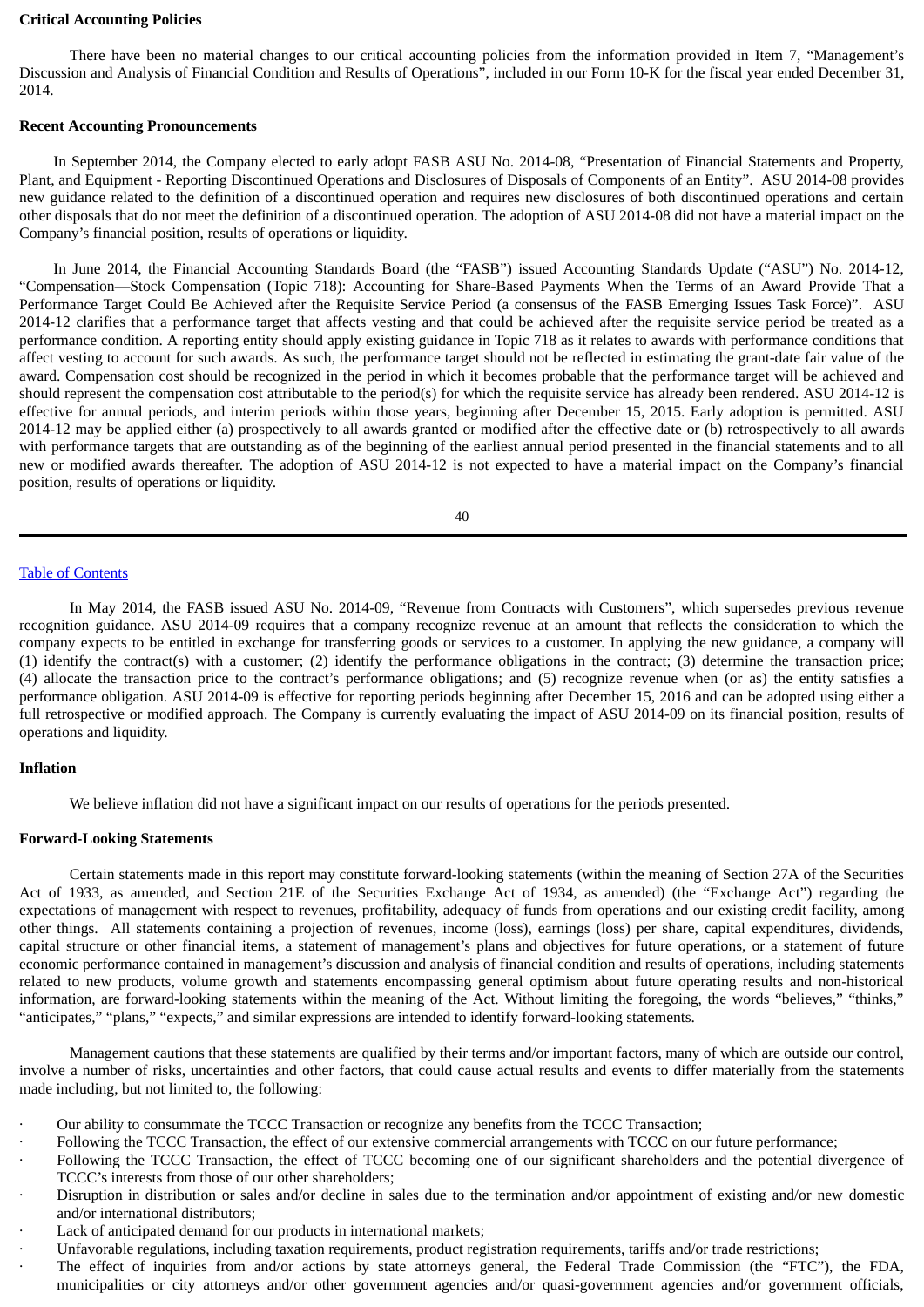**Critical Accounting Policies**

There have been no material changes to our critical accounting policies from the information provided in Item 7, "Management's Discussion and Analysis of Financial Condition and Results of Operations", included in our Form 10-K for the fiscal year ended December 31, 2014.

**Recent Accounting Pronouncements**

In September 2014, the Company elected to early adopt FASB ASU No. 2014-08, "Presentation of Financial Statements and Property, Plant, and Equipment - Reporting Discontinued Operations and Disclosures of Disposals of Components of an Entity". ASU 2014-08 provides new guidance related to the definition of a discontinued operation and requires new disclosures of both discontinued operations and certain other disposals that do not meet the definition of a discontinued operation. The adoption of ASU 2014-08 did not have a material impact on the Company's financial position, results of operations or liquidity.

In June 2014, the Financial Accounting Standards Board (the "FASB") issued Accounting Standards Update ("ASU") No. 2014-12, "Compensation—Stock Compensation (Topic 718): Accounting for Share-Based Payments When the Terms of an Award Provide That a Performance Target Could Be Achieved after the Requisite Service Period (a consensus of the FASB Emerging Issues Task Force)". ASU 2014-12 clarifies that a performance target that affects vesting and that could be achieved after the requisite service period be treated as a performance condition. A reporting entity should apply existing guidance in Topic 718 as it relates to awards with performance conditions that affect vesting to account for such awards. As such, the performance target should not be reflected in estimating the grant-date fair value of the award. Compensation cost should be recognized in the period in which it becomes probable that the performance target will be achieved and should represent the compensation cost attributable to the period(s) for which the requisite service has already been rendered. ASU 2014-12 is effective for annual periods, and interim periods within those years, beginning after December 15, 2015. Early adoption is permitted. ASU 2014-12 may be applied either (a) prospectively to all awards granted or modified after the effective date or (b) retrospectively to all awards with performance targets that are outstanding as of the beginning of the earliest annual period presented in the financial statements and to all new or modified awards thereafter. The adoption of ASU 2014-12 is not expected to have a material impact on the Company's financial position, results of operations or liquidity.

In May 2014, the FASB issued ASU No. 2014-09, "Revenue from Contracts with Customers", which supersedes previous revenue recognition guidance. ASU 2014-09 requires that a company recognize revenue at an amount that reflects the consideration to which the company expects to be entitled in exchange for transferring goods or services to a customer. In applying the new guidance, a company will (1) identify the contract(s) with a customer; (2) identify the performance obligations in the contract; (3) determine the transaction price; (4) allocate the transaction price to the contract's performance obligations; and (5) recognize revenue when (or as) the entity satisfies a performance obligation. ASU 2014-09 is effective for reporting periods beginning after December 15, 2016 and can be adopted using either a full retrospective or modified approach. The Company is currently evaluating the impact of ASU 2014-09 on its financial position, results of operations and liquidity.

**Inflation**

We believe inflation did not have a significant impact on our results of operations for the periods presented.

**Forward-Looking Statements**

Certain statements made in this report may constitute forward-looking statements (within the meaning of Section 27A of the Securities Act of 1933, as amended, and Section 21E of the Securities Exchange Act of 1934, as amended) (the "Exchange Act") regarding the expectations of management with respect to revenues, profitability, adequacy of funds from operations and our existing credit facility, among other things. All statements containing a projection of revenues, income (loss), earnings (loss) per share, capital expenditures, dividends, capital structure or other financial items, a statement of management's plans and objectives for future operations, or a statement of future economic performance contained in management's discussion and analysis of financial condition and results of operations, including statements related to new products, volume growth and statements encompassing general optimism about future operating results and non-historical information, are forward-looking statements within the meaning of the Act. Without limiting the foregoing, the words "believes," "thinks," "anticipates," "plans," "expects," and similar expressions are intended to identify forward-looking statements.

Management cautions that these statements are qualified by their terms and/or important factors, many of which are outside our control, involve a number of risks, uncertainties and other factors, that could cause actual results and events to differ materially from the statements made including, but not limited to, the following:

- Our ability to consummate the TCCC Transaction or recognize any benefits from the TCCC Transaction;
- Following the TCCC Transaction, the effect of our extensive commercial arrangements with TCCC on our future performance;
- Following the TCCC Transaction, the effect of TCCC becoming one of our significant shareholders and the potential divergence of TCCC's interests from those of our other shareholders;
- Disruption in distribution or sales and/or decline in sales due to the termination and/or appointment of existing and/or new domestic and/or international distributors;
- Lack of anticipated demand for our products in international markets;
- Unfavorable regulations, including taxation requirements, product registration requirements, tariffs and/or trade restrictions;
- The effect of inquiries from and/or actions by state attorneys general, the Federal Trade Commission (the "FTC"), the FDA, municipalities or city attorneys and/or other government agencies and/or quasi-government agencies and/or government officials,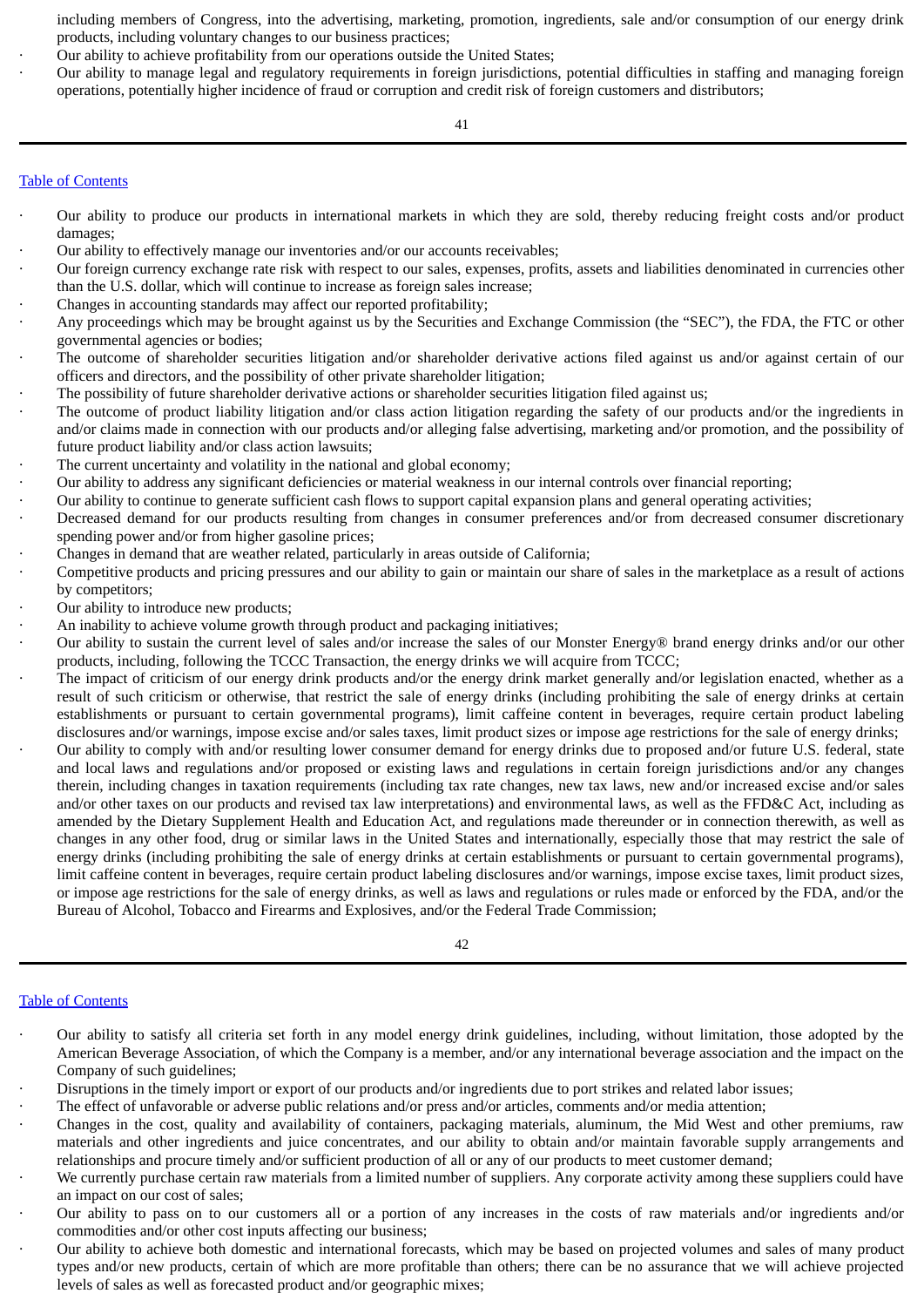including members of Congress, into the advertising, marketing, promotion, ingredients, sale and/or consumption of our energy drink products, including voluntary changes to our business practices;

- Our ability to achieve profitability from our operations outside the United States;
- Our ability to manage legal and regulatory requirements in foreign jurisdictions, potential difficulties in staffing and managing foreign operations, potentially higher incidence of fraud or corruption and credit risk of foreign customers and distributors;

[Table of Contents](#)

- Our ability to produce our products in international markets in which they are sold, thereby reducing freight costs and/or product damages;
- Our ability to effectively manage our inventories and/or our accounts receivables;
- Our foreign currency exchange rate risk with respect to our sales, expenses, profits, assets and liabilities denominated in currencies other than the U.S. dollar, which will continue to increase as foreign sales increase;
- Changes in accounting standards may affect our reported profitability;
- Any proceedings which may be brought against us by the Securities and Exchange Commission (the "SEC"), the FDA, the FTC or other governmental agencies or bodies;
- The outcome of shareholder securities litigation and/or shareholder derivative actions filed against us and/or against certain of our officers and directors, and the possibility of other private shareholder litigation;
- The possibility of future shareholder derivative actions or shareholder securities litigation filed against us;
- The outcome of product liability litigation and/or class action litigation regarding the safety of our products and/or the ingredients in and/or claims made in connection with our products and/or alleging false advertising, marketing and/or promotion, and the possibility of future product liability and/or class action lawsuits;
- The current uncertainty and volatility in the national and global economy;
- Our ability to address any significant deficiencies or material weakness in our internal controls over financial reporting;
- Our ability to continue to generate sufficient cash flows to support capital expansion plans and general operating activities;
- Decreased demand for our products resulting from changes in consumer preferences and/or from decreased consumer discretionary spending power and/or from higher gasoline prices;
- Changes in demand that are weather related, particularly in areas outside of California;
- Competitive products and pricing pressures and our ability to gain or maintain our share of sales in the marketplace as a result of actions by competitors;
- Our ability to introduce new products;
- An inability to achieve volume growth through product and packaging initiatives;
- Our ability to sustain the current level of sales and/or increase the sales of our Monster Energy® brand energy drinks and/or our other products, including, following the TCCC Transaction, the energy drinks we will acquire from TCCC;
- The impact of criticism of our energy drink products and/or the energy drink market generally and/or legislation enacted, whether as a result of such criticism or otherwise, that restrict the sale of energy drinks (including prohibiting the sale of energy drinks at certain establishments or pursuant to certain governmental programs), limit caffeine content in beverages, require certain product labeling disclosures and/or warnings, impose excise and/or sales taxes, limit product sizes or impose age restrictions for the sale of energy drinks;
- Our ability to comply with and/or resulting lower consumer demand for energy drinks due to proposed and/or future U.S. federal, state and local laws and regulations and/or proposed or existing laws and regulations in certain foreign jurisdictions and/or any changes therein, including changes in taxation requirements (including tax rate changes, new tax laws, new and/or increased excise and/or sales and/or other taxes on our products and revised tax law interpretations) and environmental laws, as well as the FFD&C Act, including as amended by the Dietary Supplement Health and Education Act, and regulations made thereunder or in connection therewith, as well as changes in any other food, drug or similar laws in the United States and internationally, especially those that may restrict the sale of energy drinks (including prohibiting the sale of energy drinks at certain establishments or pursuant to certain governmental programs), limit caffeine content in beverages, require certain product labeling disclosures and/or warnings, impose excise taxes, limit product sizes, or impose age restrictions for the sale of energy drinks, as well as laws and regulations or rules made or enforced by the FDA, and/or the Bureau of Alcohol, Tobacco and Firearms and Explosives, and/or the Federal Trade Commission;

[Table of Contents](#)

- Our ability to satisfy all criteria set forth in any model energy drink guidelines, including, without limitation, those adopted by the American Beverage Association, of which the Company is a member, and/or any international beverage association and the impact on the Company of such guidelines;
- Disruptions in the timely import or export of our products and/or ingredients due to port strikes and related labor issues;
- The effect of unfavorable or adverse public relations and/or press and/or articles, comments and/or media attention;
- Changes in the cost, quality and availability of containers, packaging materials, aluminum, the Mid West and other premiums, raw materials and other ingredients and juice concentrates, and our ability to obtain and/or maintain favorable supply arrangements and relationships and procure timely and/or sufficient production of all or any of our products to meet customer demand;
- We currently purchase certain raw materials from a limited number of suppliers. Any corporate activity among these suppliers could have an impact on our cost of sales;
- Our ability to pass on to our customers all or a portion of any increases in the costs of raw materials and/or ingredients and/or commodities and/or other cost inputs affecting our business;
- Our ability to achieve both domestic and international forecasts, which may be based on projected volumes and sales of many product types and/or new products, certain of which are more profitable than others; there can be no assurance that we will achieve projected levels of sales as well as forecasted product and/or geographic mixes;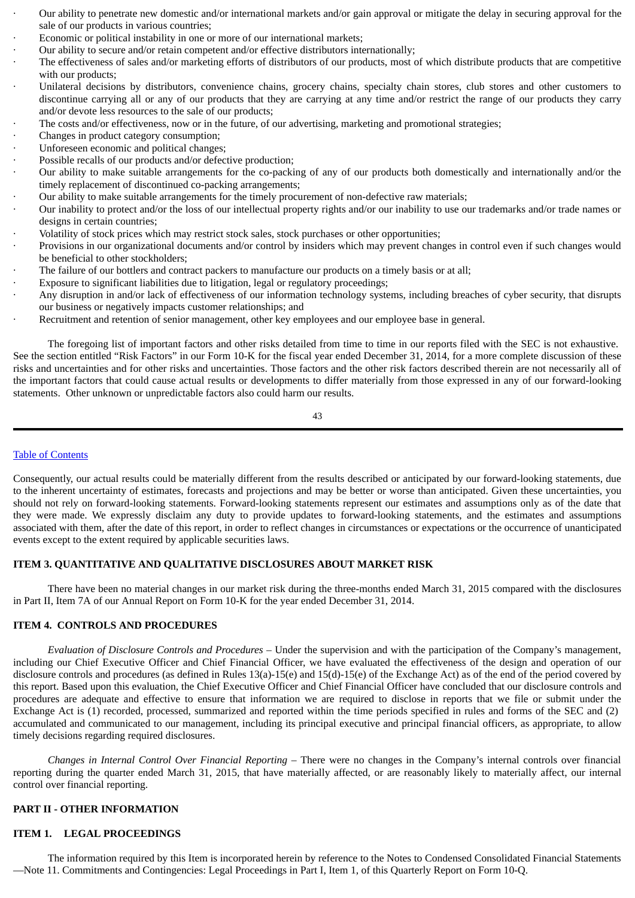- Our ability to penetrate new domestic and/or international markets and/or gain approval or mitigate the delay in securing approval for the sale of our products in various countries;
- Economic or political instability in one or more of our international markets;
- Our ability to secure and/or retain competent and/or effective distributors internationally;
- The effectiveness of sales and/or marketing efforts of distributors of our products, most of which distribute products that are competitive with our products;
- Unilateral decisions by distributors, convenience chains, grocery chains, specialty chain stores, club stores and other customers to discontinue carrying all or any of our products that they are carrying at any time and/or restrict the range of our products they carry and/or devote less resources to the sale of our products;
- The costs and/or effectiveness, now or in the future, of our advertising, marketing and promotional strategies;
- Changes in product category consumption;
- Unforeseen economic and political changes;
- Possible recalls of our products and/or defective production;
- Our ability to make suitable arrangements for the co-packing of any of our products both domestically and internationally and/or the timely replacement of discontinued co-packing arrangements;
- Our ability to make suitable arrangements for the timely procurement of non-defective raw materials;
- Our inability to protect and/or the loss of our intellectual property rights and/or our inability to use our trademarks and/or trade names or designs in certain countries;
- Volatility of stock prices which may restrict stock sales, stock purchases or other opportunities;
- Provisions in our organizational documents and/or control by insiders which may prevent changes in control even if such changes would be beneficial to other stockholders;
- The failure of our bottlers and contract packers to manufacture our products on a timely basis or at all;
- Exposure to significant liabilities due to litigation, legal or regulatory proceedings;
- Any disruption in and/or lack of effectiveness of our information technology systems, including breaches of cyber security, that disrupts our business or negatively impacts customer relationships; and
- Recruitment and retention of senior management, other key employees and our employee base in general.

The foregoing list of important factors and other risks detailed from time to time in our reports filed with the SEC is not exhaustive. See the section entitled "Risk Factors" in our Form 10-K for the fiscal year ended December 31, 2014, for a more complete discussion of these risks and uncertainties and for other risks and uncertainties. Those factors and the other risk factors described therein are not necessarily all of the important factors that could cause actual results or developments to differ materially from those expressed in any of our forward-looking statements. Other unknown or unpredictable factors also could harm our results.

Consequently, our actual results could be materially different from the results described or anticipated by our forward-looking statements, due to the inherent uncertainty of estimates, forecasts and projections and may be better or worse than anticipated. Given these uncertainties, you should not rely on forward-looking statements. Forward-looking statements represent our estimates and assumptions only as of the date that they were made. We expressly disclaim any duty to provide updates to forward-looking statements, and the estimates and assumptions associated with them, after the date of this report, in order to reflect changes in circumstances or expectations or the occurrence of unanticipated events except to the extent required by applicable securities laws.

## ITEM 3. QUANTITATIVE AND QUALITATIVE DISCLOSURES ABOUT MARKET RISK

There have been no material changes in our market risk during the three-months ended March 31, 2015 compared with the disclosures in Part II, Item 7A of our Annual Report on Form 10-K for the year ended December 31, 2014.

## ITEM 4. CONTROLS AND PROCEDURES

*Evaluation of Disclosure Controls and Procedures* – Under the supervision and with the participation of the Company's management, including our Chief Executive Officer and Chief Financial Officer, we have evaluated the effectiveness of the design and operation of our disclosure controls and procedures (as defined in Rules 13(a)-15(e) and 15(d)-15(e) of the Exchange Act) as of the end of the period covered by this report. Based upon this evaluation, the Chief Executive Officer and Chief Financial Officer have concluded that our disclosure controls and procedures are adequate and effective to ensure that information we are required to disclose in reports that we file or submit under the Exchange Act is (1) recorded, processed, summarized and reported within the time periods specified in rules and forms of the SEC and (2) accumulated and communicated to our management, including its principal executive and principal financial officers, as appropriate, to allow timely decisions regarding required disclosures.

*Changes in Internal Control Over Financial Reporting* – There were no changes in the Company's internal controls over financial reporting during the quarter ended March 31, 2015, that have materially affected, or are reasonably likely to materially affect, our internal control over financial reporting.

# PART II - OTHER INFORMATION

## ITEM 1. LEGAL PROCEEDINGS

The information required by this Item is incorporated herein by reference to the Notes to Condensed Consolidated Financial Statements —Note 11. Commitments and Contingencies: Legal Proceedings in Part I, Item 1, of this Quarterly Report on Form 10-Q.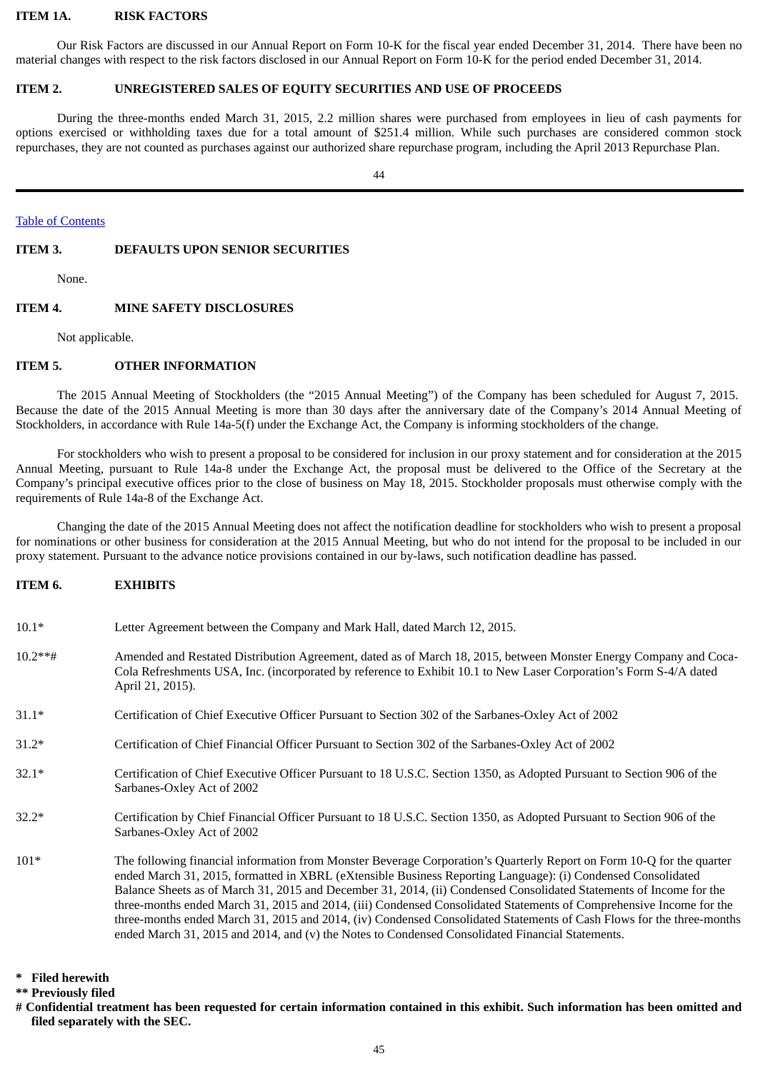## ITEM 1A. RISK FACTORS

Our Risk Factors are discussed in our Annual Report on Form 10-K for the fiscal year ended December 31, 2014. There have been no material changes with respect to the risk factors disclosed in our Annual Report on Form 10-K for the period ended December 31, 2014.

## ITEM 2. UNREGISTERED SALES OF EQUITY SECURITIES AND USE OF PROCEEDS

During the three-months ended March 31, 2015, 2.2 million shares were purchased from employees in lieu of cash payments for options exercised or withholding taxes due for a total amount of $251.4 million. While such purchases are considered common stock repurchases, they are not counted as purchases against our authorized share repurchase program, including the April 2013 Repurchase Plan.

Table of Contents

## ITEM 3. DEFAULTS UPON SENIOR SECURITIES

None.

## ITEM 4. MINE SAFETY DISCLOSURES

Not applicable.

## ITEM 5. OTHER INFORMATION

The 2015 Annual Meeting of Stockholders (the "2015 Annual Meeting") of the Company has been scheduled for August 7, 2015. Because the date of the 2015 Annual Meeting is more than 30 days after the anniversary date of the Company's 2014 Annual Meeting of Stockholders, in accordance with Rule 14a-5(f) under the Exchange Act, the Company is informing stockholders of the change.

For stockholders who wish to present a proposal to be considered for inclusion in our proxy statement and for consideration at the 2015 Annual Meeting, pursuant to Rule 14a-8 under the Exchange Act, the proposal must be delivered to the Office of the Secretary at the Company's principal executive offices prior to the close of business on May 18, 2015. Stockholder proposals must otherwise comply with the requirements of Rule 14a-8 of the Exchange Act.

Changing the date of the 2015 Annual Meeting does not affect the notification deadline for stockholders who wish to present a proposal for nominations or other business for consideration at the 2015 Annual Meeting, but who do not intend for the proposal to be included in our proxy statement. Pursuant to the advance notice provisions contained in our by-laws, such notification deadline has passed.

## ITEM 6. EXHIBITS

| | |
|---|---|
| 10.1* | Letter Agreement between the Company and Mark Hall, dated March 12, 2015. |
| 10.2**# | Amended and Restated Distribution Agreement, dated as of March 18, 2015, between Monster Energy Company and Coca-Cola Refreshments USA, Inc. (incorporated by reference to Exhibit 10.1 to New Laser Corporation's Form S-4/A dated April 21, 2015). |
| 31.1* | Certification of Chief Executive Officer Pursuant to Section 302 of the Sarbanes-Oxley Act of 2002 |
| 31.2* | Certification of Chief Financial Officer Pursuant to Section 302 of the Sarbanes-Oxley Act of 2002 |
| 32.1* | Certification of Chief Executive Officer Pursuant to 18 U.S.C. Section 1350, as Adopted Pursuant to Section 906 of the Sarbanes-Oxley Act of 2002 |
| 32.2* | Certification by Chief Financial Officer Pursuant to 18 U.S.C. Section 1350, as Adopted Pursuant to Section 906 of the Sarbanes-Oxley Act of 2002 |
| 101* | The following financial information from Monster Beverage Corporation's Quarterly Report on Form 10-Q for the quarter ended March 31, 2015, formatted in XBRL (eXtensible Business Reporting Language): (i) Condensed Consolidated Balance Sheets as of March 31, 2015 and December 31, 2014, (ii) Condensed Consolidated Statements of Income for the three-months ended March 31, 2015 and 2014, (iii) Condensed Consolidated Statements of Comprehensive Income for the three-months ended March 31, 2015 and 2014, (iv) Condensed Consolidated Statements of Cash Flows for the three-months ended March 31, 2015 and 2014, and (v) the Notes to Condensed Consolidated Financial Statements. |

**\* Filed herewith**

**\*\* Previously filed**

**# Confidential treatment has been requested for certain information contained in this exhibit. Such information has been omitted and filed separately with the SEC.**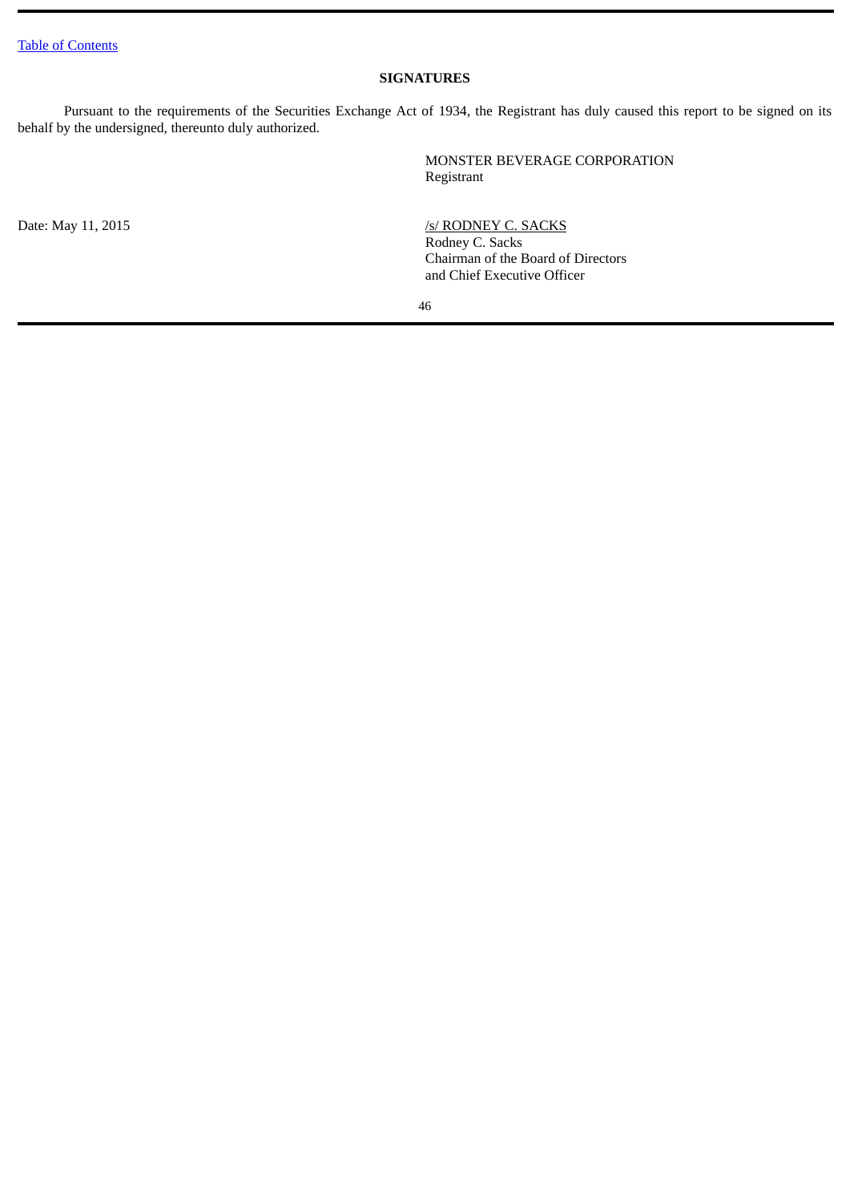[Table of Contents](#)

## SIGNATURES

Pursuant to the requirements of the Securities Exchange Act of 1934, the Registrant has duly caused this report to be signed on its behalf by the undersigned, thereunto duly authorized.

MONSTER BEVERAGE CORPORATION
Registrant

Date: May 11, 2015

/s/ RODNEY C. SACKS
Rodney C. Sacks
Chairman of the Board of Directors
and Chief Executive Officer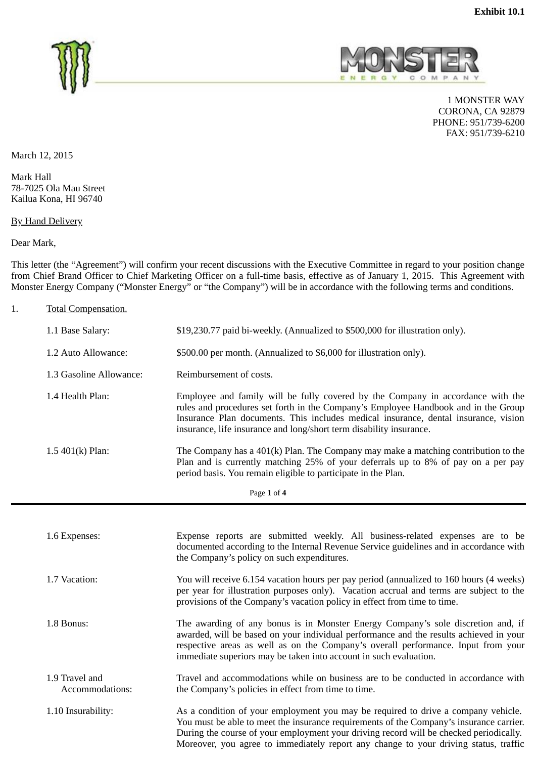**Exhibit 10.1**

1 MONSTER WAY
CORONA, CA 92879
PHONE: 951/739-6200
FAX: 951/739-6210

March 12, 2015

Mark Hall
78-7025 Ola Mau Street
Kailua Kona, HI 96740

By Hand Delivery

Dear Mark,

This letter (the "Agreement") will confirm your recent discussions with the Executive Committee in regard to your position change from Chief Brand Officer to Chief Marketing Officer on a full-time basis, effective as of January 1, 2015. This Agreement with Monster Energy Company ("Monster Energy" or "the Company") will be in accordance with the following terms and conditions.

1. Total Compensation.

1.1 Base Salary: $19,230.77 paid bi-weekly. (Annualized to $500,000 for illustration only).

1.2 Auto Allowance: $500.00 per month. (Annualized to $6,000 for illustration only).

1.3 Gasoline Allowance: Reimbursement of costs.

1.4 Health Plan: Employee and family will be fully covered by the Company in accordance with the rules and procedures set forth in the Company's Employee Handbook and in the Group Insurance Plan documents. This includes medical insurance, dental insurance, vision insurance, life insurance and long/short term disability insurance.

1.5 401(k) Plan: The Company has a 401(k) Plan. The Company may make a matching contribution to the Plan and is currently matching 25% of your deferrals up to 8% of pay on a per pay period basis. You remain eligible to participate in the Plan.

1.6 Expenses: Expense reports are submitted weekly. All business-related expenses are to be documented according to the Internal Revenue Service guidelines and in accordance with the Company's policy on such expenditures.

1.7 Vacation: You will receive 6.154 vacation hours per pay period (annualized to 160 hours (4 weeks) per year for illustration purposes only). Vacation accrual and terms are subject to the provisions of the Company's vacation policy in effect from time to time.

1.8 Bonus: The awarding of any bonus is in Monster Energy Company's sole discretion and, if awarded, will be based on your individual performance and the results achieved in your respective areas as well as on the Company's overall performance. Input from your immediate superiors may be taken into account in such evaluation.

1.9 Travel and Accommodations: Travel and accommodations while on business are to be conducted in accordance with the Company's policies in effect from time to time.

1.10 Insurability: As a condition of your employment you may be required to drive a company vehicle. You must be able to meet the insurance requirements of the Company's insurance carrier. During the course of your employment your driving record will be checked periodically. Moreover, you agree to immediately report any change to your driving status, traffic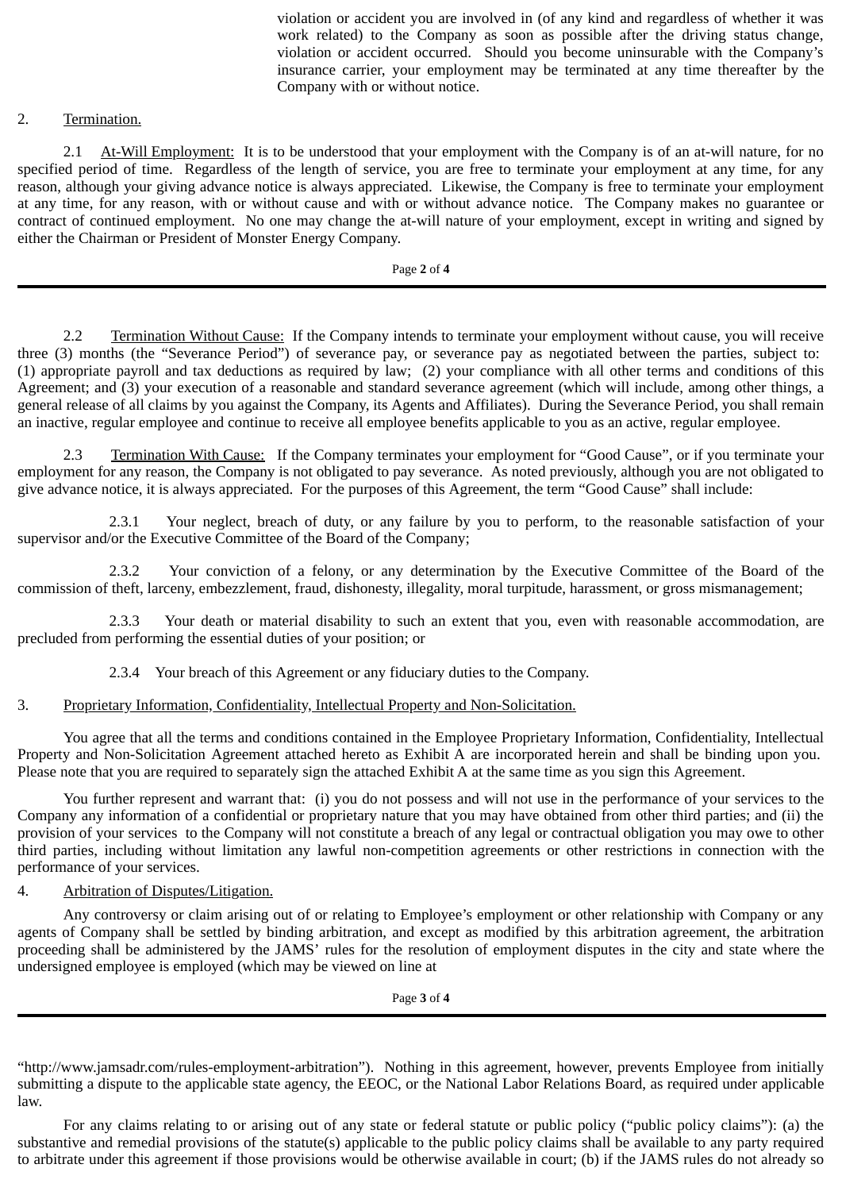violation or accident you are involved in (of any kind and regardless of whether it was work related) to the Company as soon as possible after the driving status change, violation or accident occurred. Should you become uninsurable with the Company's insurance carrier, your employment may be terminated at any time thereafter by the Company with or without notice.

2. Termination.

2.1 At-Will Employment: It is to be understood that your employment with the Company is of an at-will nature, for no specified period of time. Regardless of the length of service, you are free to terminate your employment at any time, for any reason, although your giving advance notice is always appreciated. Likewise, the Company is free to terminate your employment at any time, for any reason, with or without cause and with or without advance notice. The Company makes no guarantee or contract of continued employment. No one may change the at-will nature of your employment, except in writing and signed by either the Chairman or President of Monster Energy Company.

2.2 Termination Without Cause: If the Company intends to terminate your employment without cause, you will receive three (3) months (the "Severance Period") of severance pay, or severance pay as negotiated between the parties, subject to: (1) appropriate payroll and tax deductions as required by law; (2) your compliance with all other terms and conditions of this Agreement; and (3) your execution of a reasonable and standard severance agreement (which will include, among other things, a general release of all claims by you against the Company, its Agents and Affiliates). During the Severance Period, you shall remain an inactive, regular employee and continue to receive all employee benefits applicable to you as an active, regular employee.

2.3 Termination With Cause: If the Company terminates your employment for "Good Cause", or if you terminate your employment for any reason, the Company is not obligated to pay severance. As noted previously, although you are not obligated to give advance notice, it is always appreciated. For the purposes of this Agreement, the term "Good Cause" shall include:

2.3.1 Your neglect, breach of duty, or any failure by you to perform, to the reasonable satisfaction of your supervisor and/or the Executive Committee of the Board of the Company;

2.3.2 Your conviction of a felony, or any determination by the Executive Committee of the Board of the commission of theft, larceny, embezzlement, fraud, dishonesty, illegality, moral turpitude, harassment, or gross mismanagement;

2.3.3 Your death or material disability to such an extent that you, even with reasonable accommodation, are precluded from performing the essential duties of your position; or

2.3.4 Your breach of this Agreement or any fiduciary duties to the Company.

3. Proprietary Information, Confidentiality, Intellectual Property and Non-Solicitation.

You agree that all the terms and conditions contained in the Employee Proprietary Information, Confidentiality, Intellectual Property and Non-Solicitation Agreement attached hereto as Exhibit A are incorporated herein and shall be binding upon you. Please note that you are required to separately sign the attached Exhibit A at the same time as you sign this Agreement.

You further represent and warrant that: (i) you do not possess and will not use in the performance of your services to the Company any information of a confidential or proprietary nature that you may have obtained from other third parties; and (ii) the provision of your services to the Company will not constitute a breach of any legal or contractual obligation you may owe to other third parties, including without limitation any lawful non-competition agreements or other restrictions in connection with the performance of your services.

4. Arbitration of Disputes/Litigation.

Any controversy or claim arising out of or relating to Employee's employment or other relationship with Company or any agents of Company shall be settled by binding arbitration, and except as modified by this arbitration agreement, the arbitration proceeding shall be administered by the JAMS' rules for the resolution of employment disputes in the city and state where the undersigned employee is employed (which may be viewed on line at "http://www.jamsadr.com/rules-employment-arbitration"). Nothing in this agreement, however, prevents Employee from initially submitting a dispute to the applicable state agency, the EEOC, or the National Labor Relations Board, as required under applicable law.

For any claims relating to or arising out of any state or federal statute or public policy ("public policy claims"): (a) the substantive and remedial provisions of the statute(s) applicable to the public policy claims shall be available to any party required to arbitrate under this agreement if those provisions would be otherwise available in court; (b) if the JAMS rules do not already so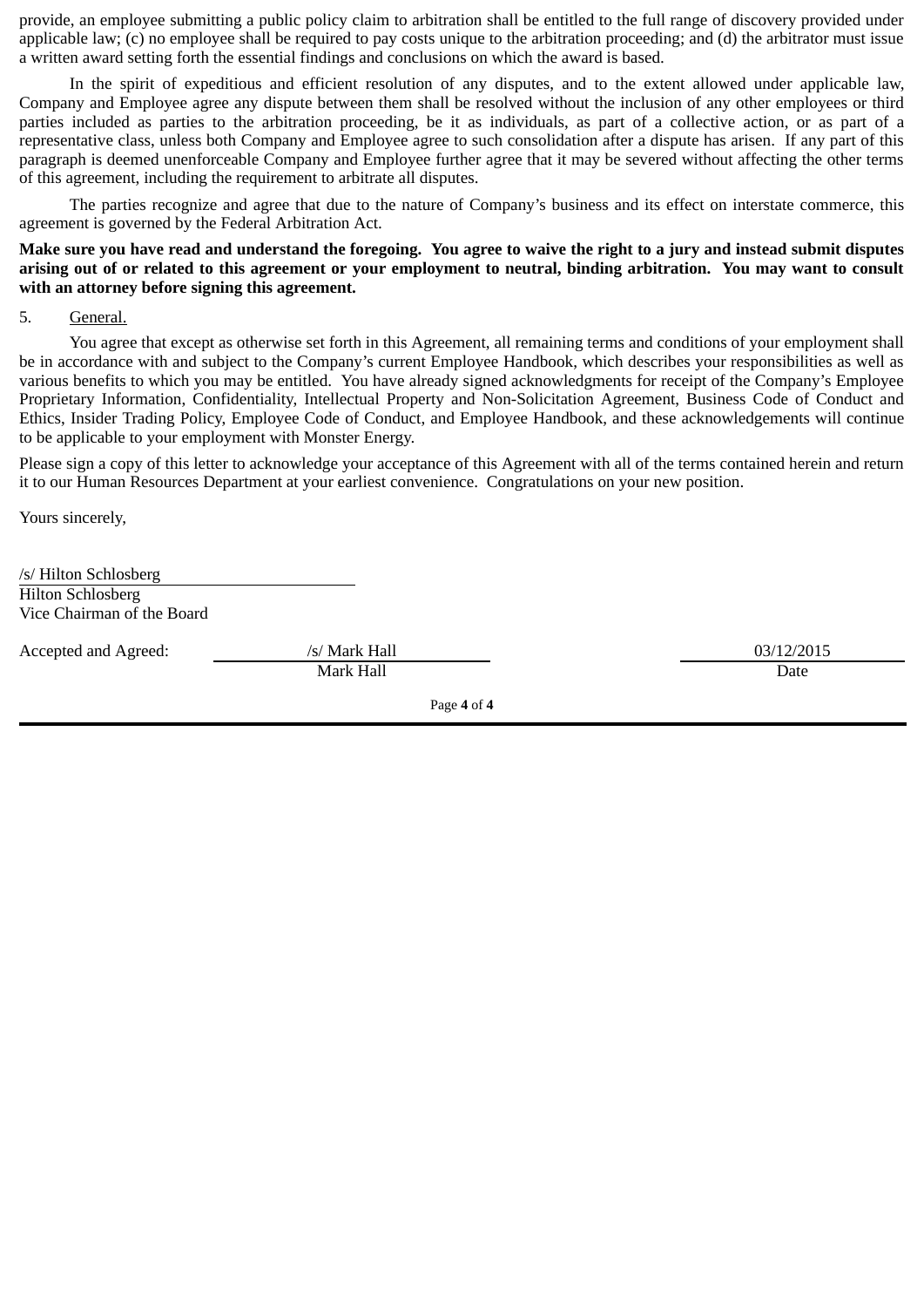provide, an employee submitting a public policy claim to arbitration shall be entitled to the full range of discovery provided under applicable law; (c) no employee shall be required to pay costs unique to the arbitration proceeding; and (d) the arbitrator must issue a written award setting forth the essential findings and conclusions on which the award is based.

In the spirit of expeditious and efficient resolution of any disputes, and to the extent allowed under applicable law, Company and Employee agree any dispute between them shall be resolved without the inclusion of any other employees or third parties included as parties to the arbitration proceeding, be it as individuals, as part of a collective action, or as part of a representative class, unless both Company and Employee agree to such consolidation after a dispute has arisen. If any part of this paragraph is deemed unenforceable Company and Employee further agree that it may be severed without affecting the other terms of this agreement, including the requirement to arbitrate all disputes.

The parties recognize and agree that due to the nature of Company's business and its effect on interstate commerce, this agreement is governed by the Federal Arbitration Act.

**Make sure you have read and understand the foregoing. You agree to waive the right to a jury and instead submit disputes arising out of or related to this agreement or your employment to neutral, binding arbitration. You may want to consult with an attorney before signing this agreement.**

5. General.

You agree that except as otherwise set forth in this Agreement, all remaining terms and conditions of your employment shall be in accordance with and subject to the Company's current Employee Handbook, which describes your responsibilities as well as various benefits to which you may be entitled. You have already signed acknowledgments for receipt of the Company's Employee Proprietary Information, Confidentiality, Intellectual Property and Non-Solicitation Agreement, Business Code of Conduct and Ethics, Insider Trading Policy, Employee Code of Conduct, and Employee Handbook, and these acknowledgements will continue to be applicable to your employment with Monster Energy.

Please sign a copy of this letter to acknowledge your acceptance of this Agreement with all of the terms contained herein and return it to our Human Resources Department at your earliest convenience. Congratulations on your new position.

Yours sincerely,

/s/ Hilton Schlosberg
Hilton Schlosberg
Vice Chairman of the Board

Accepted and Agreed: /s/ Mark Hall — 03/12/2015
Mark Hall — Date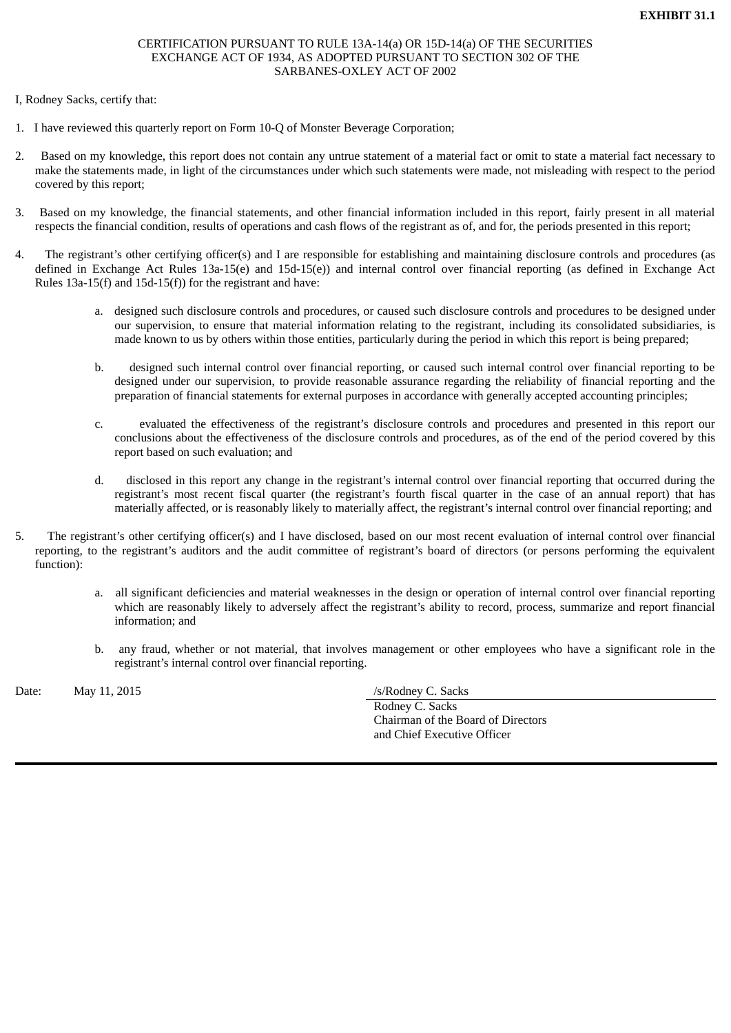**EXHIBIT 31.1**

CERTIFICATION PURSUANT TO RULE 13A-14(a) OR 15D-14(a) OF THE SECURITIES EXCHANGE ACT OF 1934, AS ADOPTED PURSUANT TO SECTION 302 OF THE SARBANES-OXLEY ACT OF 2002

I, Rodney Sacks, certify that:

1. I have reviewed this quarterly report on Form 10-Q of Monster Beverage Corporation;

2. Based on my knowledge, this report does not contain any untrue statement of a material fact or omit to state a material fact necessary to make the statements made, in light of the circumstances under which such statements were made, not misleading with respect to the period covered by this report;

3. Based on my knowledge, the financial statements, and other financial information included in this report, fairly present in all material respects the financial condition, results of operations and cash flows of the registrant as of, and for, the periods presented in this report;

4. The registrant's other certifying officer(s) and I are responsible for establishing and maintaining disclosure controls and procedures (as defined in Exchange Act Rules 13a-15(e) and 15d-15(e)) and internal control over financial reporting (as defined in Exchange Act Rules 13a-15(f) and 15d-15(f)) for the registrant and have:

   a. designed such disclosure controls and procedures, or caused such disclosure controls and procedures to be designed under our supervision, to ensure that material information relating to the registrant, including its consolidated subsidiaries, is made known to us by others within those entities, particularly during the period in which this report is being prepared;

   b. designed such internal control over financial reporting, or caused such internal control over financial reporting to be designed under our supervision, to provide reasonable assurance regarding the reliability of financial reporting and the preparation of financial statements for external purposes in accordance with generally accepted accounting principles;

   c. evaluated the effectiveness of the registrant's disclosure controls and procedures and presented in this report our conclusions about the effectiveness of the disclosure controls and procedures, as of the end of the period covered by this report based on such evaluation; and

   d. disclosed in this report any change in the registrant's internal control over financial reporting that occurred during the registrant's most recent fiscal quarter (the registrant's fourth fiscal quarter in the case of an annual report) that has materially affected, or is reasonably likely to materially affect, the registrant's internal control over financial reporting; and

5. The registrant's other certifying officer(s) and I have disclosed, based on our most recent evaluation of internal control over financial reporting, to the registrant's auditors and the audit committee of registrant's board of directors (or persons performing the equivalent function):

   a. all significant deficiencies and material weaknesses in the design or operation of internal control over financial reporting which are reasonably likely to adversely affect the registrant's ability to record, process, summarize and report financial information; and

   b. any fraud, whether or not material, that involves management or other employees who have a significant role in the registrant's internal control over financial reporting.

Date: May 11, 2015

/s/Rodney C. Sacks
Rodney C. Sacks
Chairman of the Board of Directors
and Chief Executive Officer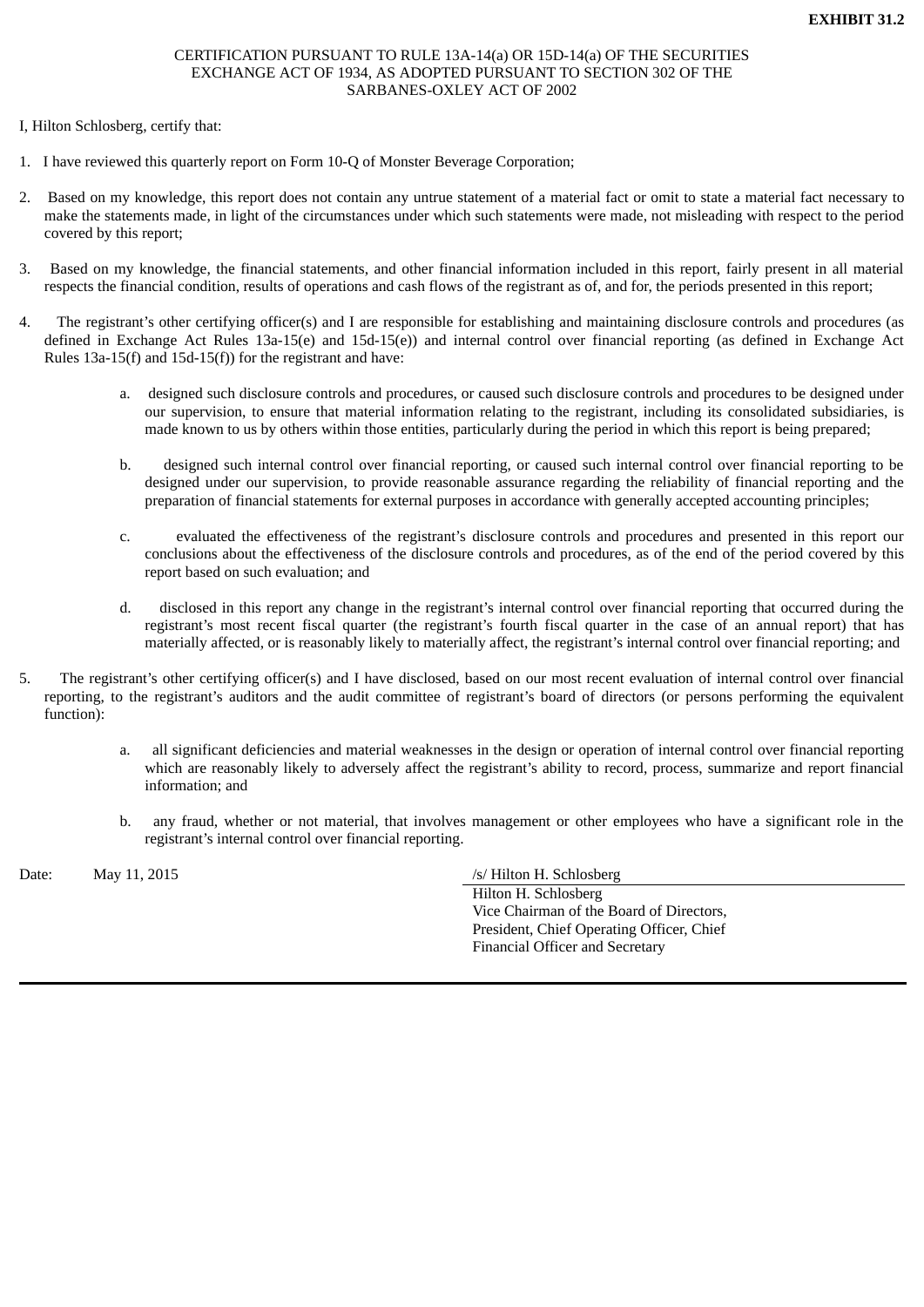**EXHIBIT 31.2**

CERTIFICATION PURSUANT TO RULE 13A-14(a) OR 15D-14(a) OF THE SECURITIES EXCHANGE ACT OF 1934, AS ADOPTED PURSUANT TO SECTION 302 OF THE SARBANES-OXLEY ACT OF 2002

I, Hilton Schlosberg, certify that:

1. I have reviewed this quarterly report on Form 10-Q of Monster Beverage Corporation;

2. Based on my knowledge, this report does not contain any untrue statement of a material fact or omit to state a material fact necessary to make the statements made, in light of the circumstances under which such statements were made, not misleading with respect to the period covered by this report;

3. Based on my knowledge, the financial statements, and other financial information included in this report, fairly present in all material respects the financial condition, results of operations and cash flows of the registrant as of, and for, the periods presented in this report;

4. The registrant's other certifying officer(s) and I are responsible for establishing and maintaining disclosure controls and procedures (as defined in Exchange Act Rules 13a-15(e) and 15d-15(e)) and internal control over financial reporting (as defined in Exchange Act Rules 13a-15(f) and 15d-15(f)) for the registrant and have:

   a. designed such disclosure controls and procedures, or caused such disclosure controls and procedures to be designed under our supervision, to ensure that material information relating to the registrant, including its consolidated subsidiaries, is made known to us by others within those entities, particularly during the period in which this report is being prepared;

   b. designed such internal control over financial reporting, or caused such internal control over financial reporting to be designed under our supervision, to provide reasonable assurance regarding the reliability of financial reporting and the preparation of financial statements for external purposes in accordance with generally accepted accounting principles;

   c. evaluated the effectiveness of the registrant's disclosure controls and procedures and presented in this report our conclusions about the effectiveness of the disclosure controls and procedures, as of the end of the period covered by this report based on such evaluation; and

   d. disclosed in this report any change in the registrant's internal control over financial reporting that occurred during the registrant's most recent fiscal quarter (the registrant's fourth fiscal quarter in the case of an annual report) that has materially affected, or is reasonably likely to materially affect, the registrant's internal control over financial reporting; and

5. The registrant's other certifying officer(s) and I have disclosed, based on our most recent evaluation of internal control over financial reporting, to the registrant's auditors and the audit committee of registrant's board of directors (or persons performing the equivalent function):

   a. all significant deficiencies and material weaknesses in the design or operation of internal control over financial reporting which are reasonably likely to adversely affect the registrant's ability to record, process, summarize and report financial information; and

   b. any fraud, whether or not material, that involves management or other employees who have a significant role in the registrant's internal control over financial reporting.

Date: May 11, 2015

/s/ Hilton H. Schlosberg
Hilton H. Schlosberg
Vice Chairman of the Board of Directors,
President, Chief Operating Officer, Chief
Financial Officer and Secretary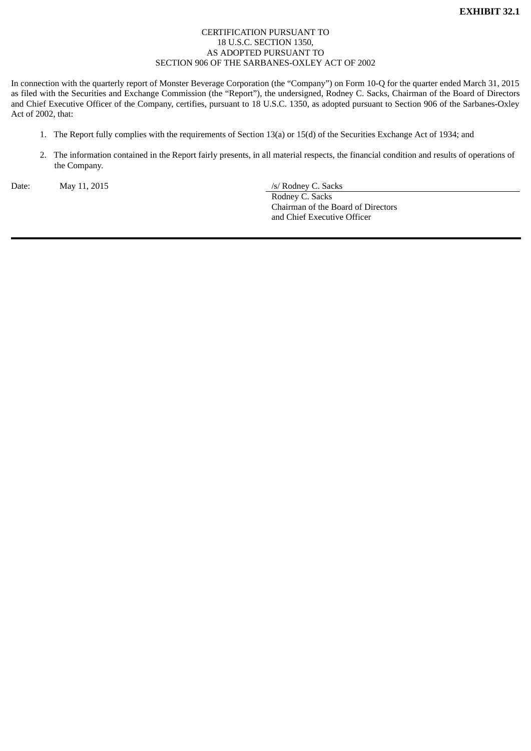**EXHIBIT 32.1**

CERTIFICATION PURSUANT TO
18 U.S.C. SECTION 1350,
AS ADOPTED PURSUANT TO
SECTION 906 OF THE SARBANES-OXLEY ACT OF 2002

In connection with the quarterly report of Monster Beverage Corporation (the "Company") on Form 10-Q for the quarter ended March 31, 2015 as filed with the Securities and Exchange Commission (the "Report"), the undersigned, Rodney C. Sacks, Chairman of the Board of Directors and Chief Executive Officer of the Company, certifies, pursuant to 18 U.S.C. 1350, as adopted pursuant to Section 906 of the Sarbanes-Oxley Act of 2002, that:

1. The Report fully complies with the requirements of Section 13(a) or 15(d) of the Securities Exchange Act of 1934; and
2. The information contained in the Report fairly presents, in all material respects, the financial condition and results of operations of the Company.

Date: May 11, 2015

/s/ Rodney C. Sacks
Rodney C. Sacks
Chairman of the Board of Directors
and Chief Executive Officer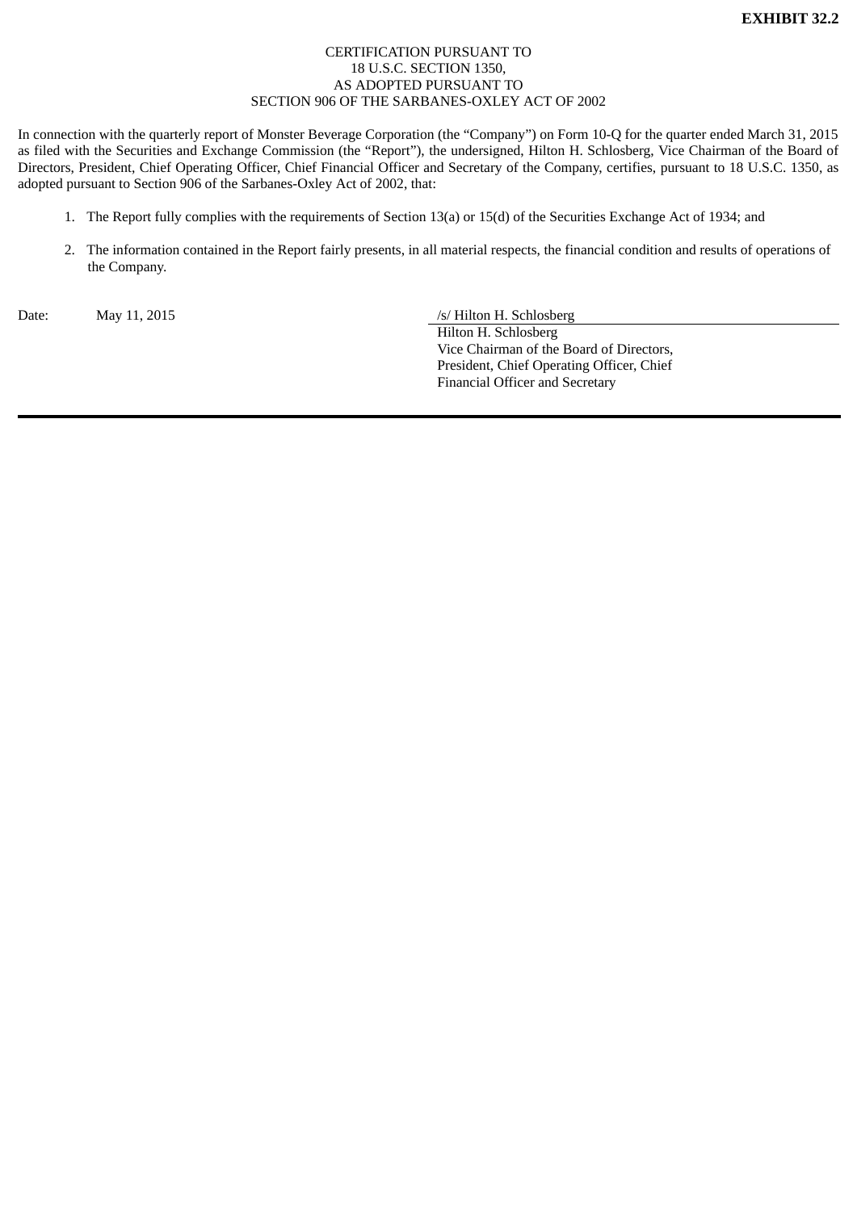**EXHIBIT 32.2**

CERTIFICATION PURSUANT TO
18 U.S.C. SECTION 1350,
AS ADOPTED PURSUANT TO
SECTION 906 OF THE SARBANES-OXLEY ACT OF 2002

In connection with the quarterly report of Monster Beverage Corporation (the "Company") on Form 10-Q for the quarter ended March 31, 2015 as filed with the Securities and Exchange Commission (the "Report"), the undersigned, Hilton H. Schlosberg, Vice Chairman of the Board of Directors, President, Chief Operating Officer, Chief Financial Officer and Secretary of the Company, certifies, pursuant to 18 U.S.C. 1350, as adopted pursuant to Section 906 of the Sarbanes-Oxley Act of 2002, that:

1. The Report fully complies with the requirements of Section 13(a) or 15(d) of the Securities Exchange Act of 1934; and
2. The information contained in the Report fairly presents, in all material respects, the financial condition and results of operations of the Company.

Date: May 11, 2015

/s/ Hilton H. Schlosberg
Hilton H. Schlosberg
Vice Chairman of the Board of Directors,
President, Chief Operating Officer, Chief
Financial Officer and Secretary